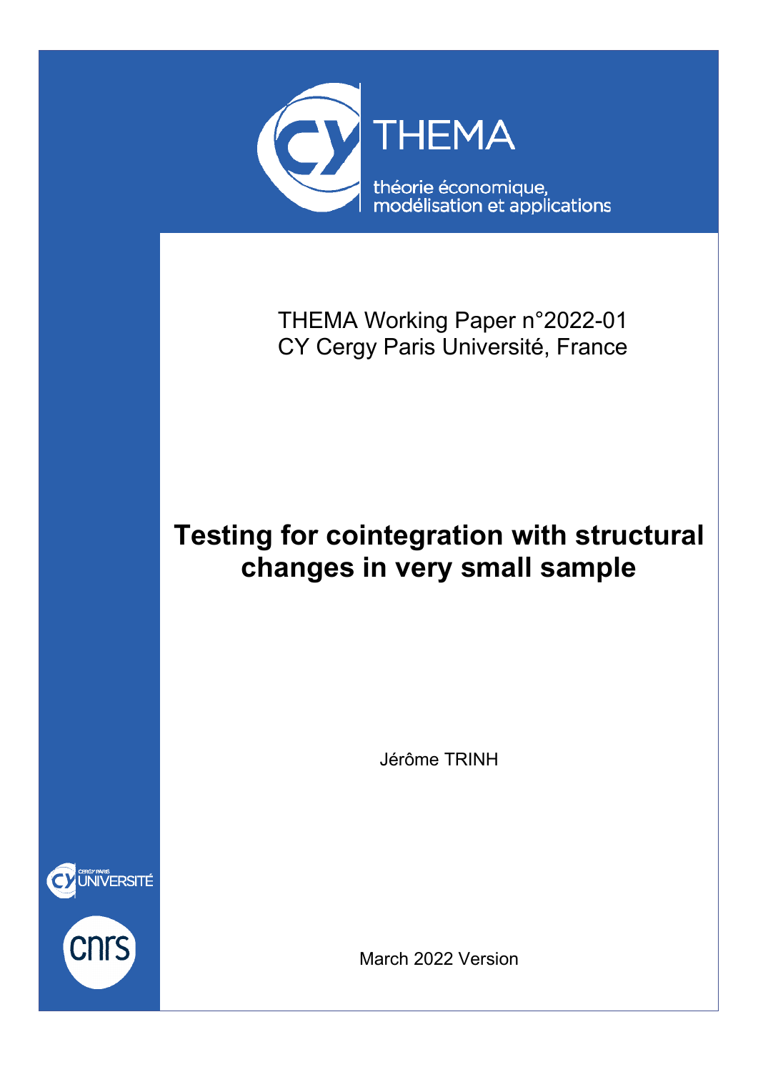THEMA

théorie économique,
modélisation et applications

THEMA Working Paper n°2022-01
CY Cergy Paris Université, France

# Testing for cointegration with structural changes in very small sample

Jérôme TRINH

March 2022 Version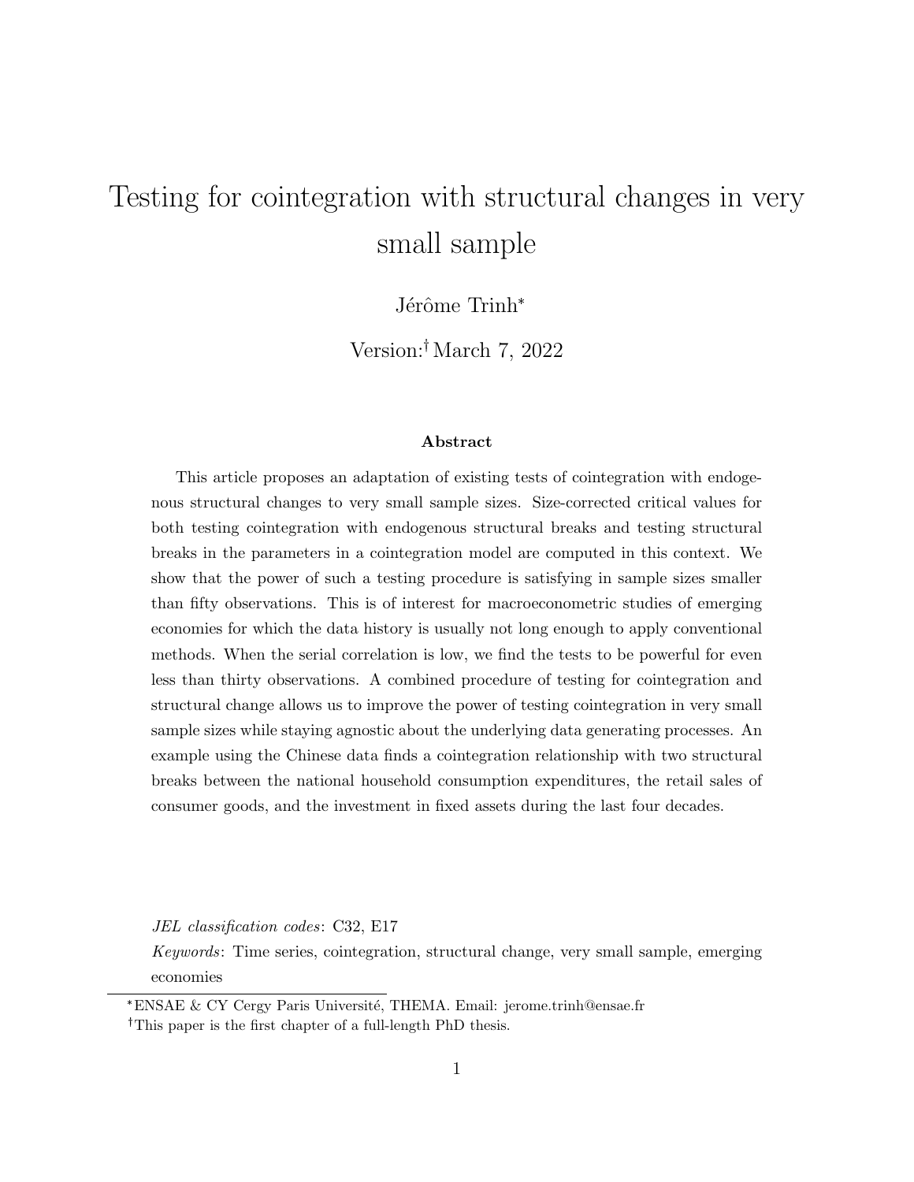# Testing for cointegration with structural changes in very small sample

Jérôme Trinh*

Version:[†] March 7, 2022

### Abstract

This article proposes an adaptation of existing tests of cointegration with endogenous structural changes to very small sample sizes. Size-corrected critical values for both testing cointegration with endogenous structural breaks and testing structural breaks in the parameters in a cointegration model are computed in this context. We show that the power of such a testing procedure is satisfying in sample sizes smaller than fifty observations. This is of interest for macroeconometric studies of emerging economies for which the data history is usually not long enough to apply conventional methods. When the serial correlation is low, we find the tests to be powerful for even less than thirty observations. A combined procedure of testing for cointegration and structural change allows us to improve the power of testing cointegration in very small sample sizes while staying agnostic about the underlying data generating processes. An example using the Chinese data finds a cointegration relationship with two structural breaks between the national household consumption expenditures, the retail sales of consumer goods, and the investment in fixed assets during the last four decades.

*JEL classification codes*: C32, E17

*Keywords*: Time series, cointegration, structural change, very small sample, emerging economies

*ENSAE & CY Cergy Paris Université, THEMA. Email: jerome.trinh@ensae.fr

†This paper is the first chapter of a full-length PhD thesis.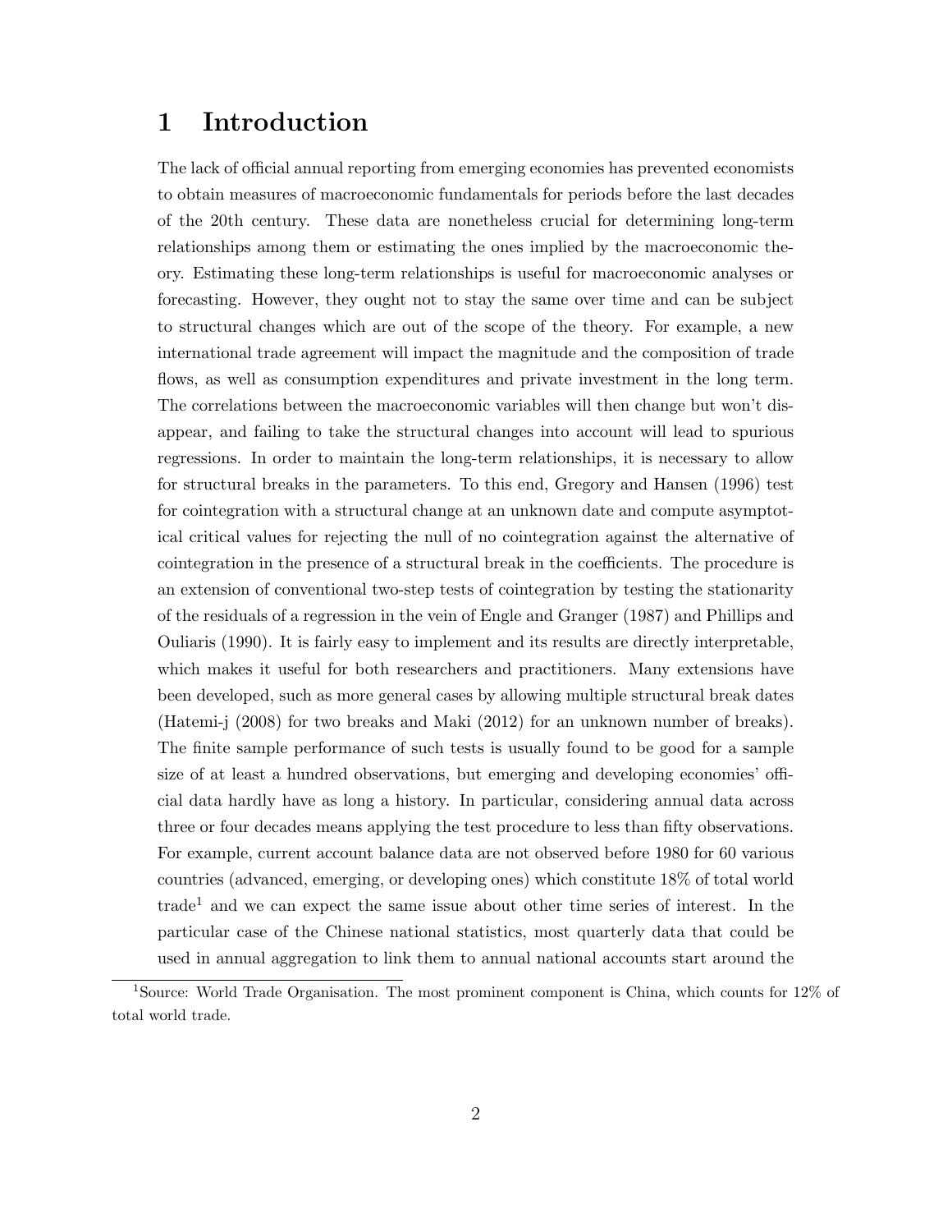# 1 Introduction

The lack of official annual reporting from emerging economies has prevented economists to obtain measures of macroeconomic fundamentals for periods before the last decades of the 20th century. These data are nonetheless crucial for determining long-term relationships among them or estimating the ones implied by the macroeconomic theory. Estimating these long-term relationships is useful for macroeconomic analyses or forecasting. However, they ought not to stay the same over time and can be subject to structural changes which are out of the scope of the theory. For example, a new international trade agreement will impact the magnitude and the composition of trade flows, as well as consumption expenditures and private investment in the long term. The correlations between the macroeconomic variables will then change but won't disappear, and failing to take the structural changes into account will lead to spurious regressions. In order to maintain the long-term relationships, it is necessary to allow for structural breaks in the parameters. To this end, Gregory and Hansen (1996) test for cointegration with a structural change at an unknown date and compute asymptotical critical values for rejecting the null of no cointegration against the alternative of cointegration in the presence of a structural break in the coefficients. The procedure is an extension of conventional two-step tests of cointegration by testing the stationarity of the residuals of a regression in the vein of Engle and Granger (1987) and Phillips and Ouliaris (1990). It is fairly easy to implement and its results are directly interpretable, which makes it useful for both researchers and practitioners. Many extensions have been developed, such as more general cases by allowing multiple structural break dates (Hatemi-j (2008) for two breaks and Maki (2012) for an unknown number of breaks). The finite sample performance of such tests is usually found to be good for a sample size of at least a hundred observations, but emerging and developing economies' official data hardly have as long a history. In particular, considering annual data across three or four decades means applying the test procedure to less than fifty observations. For example, current account balance data are not observed before 1980 for 60 various countries (advanced, emerging, or developing ones) which constitute 18% of total world trade[1] and we can expect the same issue about other time series of interest. In the particular case of the Chinese national statistics, most quarterly data that could be used in annual aggregation to link them to annual national accounts start around the

[1] Source: World Trade Organisation. The most prominent component is China, which counts for 12% of total world trade.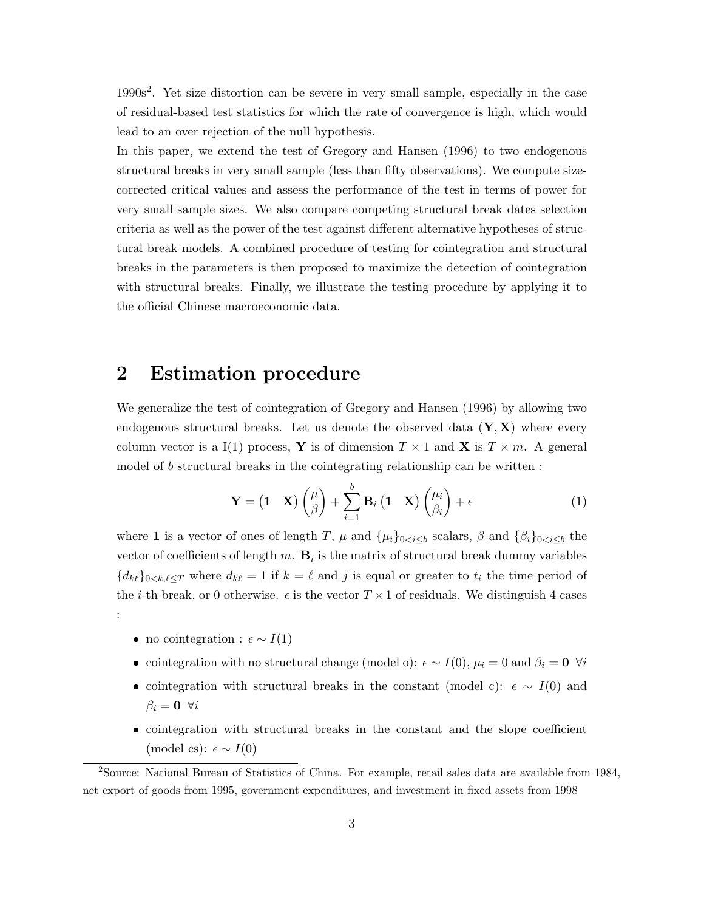1990s[2]. Yet size distortion can be severe in very small sample, especially in the case of residual-based test statistics for which the rate of convergence is high, which would lead to an over rejection of the null hypothesis.

In this paper, we extend the test of Gregory and Hansen (1996) to two endogenous structural breaks in very small sample (less than fifty observations). We compute size-corrected critical values and assess the performance of the test in terms of power for very small sample sizes. We also compare competing structural break dates selection criteria as well as the power of the test against different alternative hypotheses of structural break models. A combined procedure of testing for cointegration and structural breaks in the parameters is then proposed to maximize the detection of cointegration with structural breaks. Finally, we illustrate the testing procedure by applying it to the official Chinese macroeconomic data.

## 2 Estimation procedure

We generalize the test of cointegration of Gregory and Hansen (1996) by allowing two endogenous structural breaks. Let us denote the observed data $(\mathbf{Y}, \mathbf{X})$ where every column vector is a I(1) process, $\mathbf{Y}$ is of dimension $T \times 1$ and $\mathbf{X}$ is $T \times m$. A general model of $b$ structural breaks in the cointegrating relationship can be written :

$$\mathbf{Y} = \begin{pmatrix} \mathbf{1} & \mathbf{X} \end{pmatrix} \begin{pmatrix} \mu \\ \beta \end{pmatrix} + \sum_{i=1}^{b} \mathbf{B}_i \begin{pmatrix} \mathbf{1} & \mathbf{X} \end{pmatrix} \begin{pmatrix} \mu_i \\ \beta_i \end{pmatrix} + \epsilon \tag{1}$$

where $\mathbf{1}$ is a vector of ones of length $T$, $\mu$ and $\{\mu_i\}_{0<i\leq b}$ scalars, $\beta$ and $\{\beta_i\}_{0<i\leq b}$ the vector of coefficients of length $m$. $\mathbf{B}_i$ is the matrix of structural break dummy variables $\{d_{k\ell}\}_{0<k,\ell\leq T}$ where $d_{k\ell} = 1$ if $k = \ell$ and $j$ is equal or greater to $t_i$ the time period of the $i$-th break, or 0 otherwise. $\epsilon$ is the vector $T \times 1$ of residuals. We distinguish 4 cases :

- no cointegration : $\epsilon \sim I(1)$
- cointegration with no structural change (model o): $\epsilon \sim I(0)$, $\mu_i = 0$ and $\beta_i = \mathbf{0}$ $\forall i$
- cointegration with structural breaks in the constant (model c): $\epsilon \sim I(0)$ and $\beta_i = \mathbf{0}$ $\forall i$
- cointegration with structural breaks in the constant and the slope coefficient (model cs): $\epsilon \sim I(0)$

[2]Source: National Bureau of Statistics of China. For example, retail sales data are available from 1984, net export of goods from 1995, government expenditures, and investment in fixed assets from 1998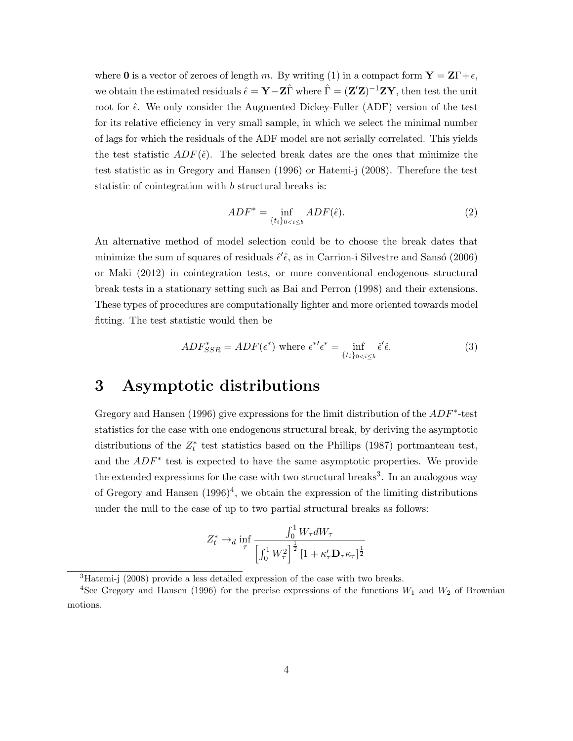where $\mathbf{0}$ is a vector of zeroes of length $m$. By writing (1) in a compact form $\mathbf{Y} = \mathbf{Z}\Gamma + \epsilon$, we obtain the estimated residuals $\hat{\epsilon} = \mathbf{Y} - \mathbf{Z}\hat{\Gamma}$ where $\hat{\Gamma} = (\mathbf{Z}'\mathbf{Z})^{-1}\mathbf{Z}\mathbf{Y}$, then test the unit root for $\hat{\epsilon}$. We only consider the Augmented Dickey-Fuller (ADF) version of the test for its relative efficiency in very small sample, in which we select the minimal number of lags for which the residuals of the ADF model are not serially correlated. This yields the test statistic $ADF(\hat{\epsilon})$. The selected break dates are the ones that minimize the test statistic as in Gregory and Hansen (1996) or Hatemi-j (2008). Therefore the test statistic of cointegration with $b$ structural breaks is:

$$ADF^* = \inf_{\{t_i\}_{0<i\leq b}} ADF(\hat{\epsilon}). \tag{2}$$

An alternative method of model selection could be to choose the break dates that minimize the sum of squares of residuals $\hat{\epsilon}'\hat{\epsilon}$, as in Carrion-i Silvestre and Sansó (2006) or Maki (2012) in cointegration tests, or more conventional endogenous structural break tests in a stationary setting such as Bai and Perron (1998) and their extensions. These types of procedures are computationally lighter and more oriented towards model fitting. The test statistic would then be

$$ADF^*_{SSR} = ADF(\epsilon^*) \text{ where } \epsilon^{*\prime}\epsilon^* = \inf_{\{t_i\}_{0<i\leq b}} \hat{\epsilon}'\hat{\epsilon}. \tag{3}$$

# 3 Asymptotic distributions

Gregory and Hansen (1996) give expressions for the limit distribution of the $ADF^*$-test statistics for the case with one endogenous structural break, by deriving the asymptotic distributions of the $Z_t^*$ test statistics based on the Phillips (1987) portmanteau test, and the $ADF^*$ test is expected to have the same asymptotic properties. We provide the extended expressions for the case with two structural breaks[3]. In an analogous way of Gregory and Hansen (1996)[4], we obtain the expression of the limiting distributions under the null to the case of up to two partial structural breaks as follows:

$$Z_t^* \to_d \inf_{\tau} \frac{\int_0^1 W_\tau dW_\tau}{\left[\int_0^1 W_\tau^2\right]^{\frac{1}{2}} \left[1 + \kappa_\tau' \mathbf{D}_\tau \kappa_\tau\right]^{\frac{1}{2}}}$$

[3] Hatemi-j (2008) provide a less detailed expression of the case with two breaks.

[4] See Gregory and Hansen (1996) for the precise expressions of the functions $W_1$ and $W_2$ of Brownian motions.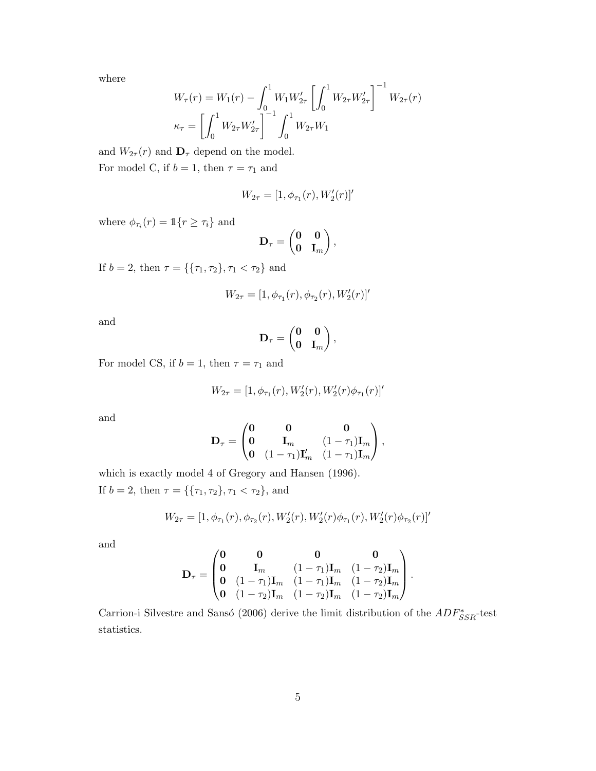where

$$
\begin{aligned}
W_\tau(r) &= W_1(r) - \int_0^1 W_1 W_{2\tau}' \left[ \int_0^1 W_{2\tau} W_{2\tau}' \right]^{-1} W_{2\tau}(r) \\
\kappa_\tau &= \left[ \int_0^1 W_{2\tau} W_{2\tau}' \right]^{-1} \int_0^1 W_{2\tau} W_1
\end{aligned}
$$

and $W_{2\tau}(r)$ and $\mathbf{D}_\tau$ depend on the model.

For model C, if $b = 1$, then $\tau = \tau_1$ and

$$
W_{2\tau} = [1, \phi_{\tau_1}(r), W_2'(r)]'
$$

where $\phi_{\tau_i}(r) = \mathbb{1}\{r \geq \tau_i\}$ and

$$
\mathbf{D}_\tau = \begin{pmatrix} \mathbf{0} & \mathbf{0} \\ \mathbf{0} & \mathbf{I}_m \end{pmatrix},
$$

If $b = 2$, then $\tau = \{\{\tau_1, \tau_2\}, \tau_1 < \tau_2\}$ and

$$
W_{2\tau} = [1, \phi_{\tau_1}(r), \phi_{\tau_2}(r), W_2'(r)]'
$$

and

$$
\mathbf{D}_\tau = \begin{pmatrix} \mathbf{0} & \mathbf{0} \\ \mathbf{0} & \mathbf{I}_m \end{pmatrix},
$$

For model CS, if $b = 1$, then $\tau = \tau_1$ and

$$
W_{2\tau} = [1, \phi_{\tau_1}(r), W_2'(r), W_2'(r)\phi_{\tau_1}(r)]'
$$

and

$$
\mathbf{D}_\tau = \begin{pmatrix} \mathbf{0} & \mathbf{0} & \mathbf{0} \\ \mathbf{0} & \mathbf{I}_m & (1-\tau_1)\mathbf{I}_m \\ \mathbf{0} & (1-\tau_1)\mathbf{I}_m' & (1-\tau_1)\mathbf{I}_m \end{pmatrix},
$$

which is exactly model 4 of Gregory and Hansen (1996).

If $b = 2$, then $\tau = \{\{\tau_1, \tau_2\}, \tau_1 < \tau_2\}$, and

$$
W_{2\tau} = [1, \phi_{\tau_1}(r), \phi_{\tau_2}(r), W_2'(r), W_2'(r)\phi_{\tau_1}(r), W_2'(r)\phi_{\tau_2}(r)]'
$$

and

$$
\mathbf{D}_\tau = \begin{pmatrix} \mathbf{0} & \mathbf{0} & \mathbf{0} & \mathbf{0} \\ \mathbf{0} & \mathbf{I}_m & (1-\tau_1)\mathbf{I}_m & (1-\tau_2)\mathbf{I}_m \\ \mathbf{0} & (1-\tau_1)\mathbf{I}_m & (1-\tau_1)\mathbf{I}_m & (1-\tau_2)\mathbf{I}_m \\ \mathbf{0} & (1-\tau_2)\mathbf{I}_m & (1-\tau_2)\mathbf{I}_m & (1-\tau_2)\mathbf{I}_m \end{pmatrix}.
$$

Carrion-i Silvestre and Sansó (2006) derive the limit distribution of the $ADF^*_{SSR}$-test statistics.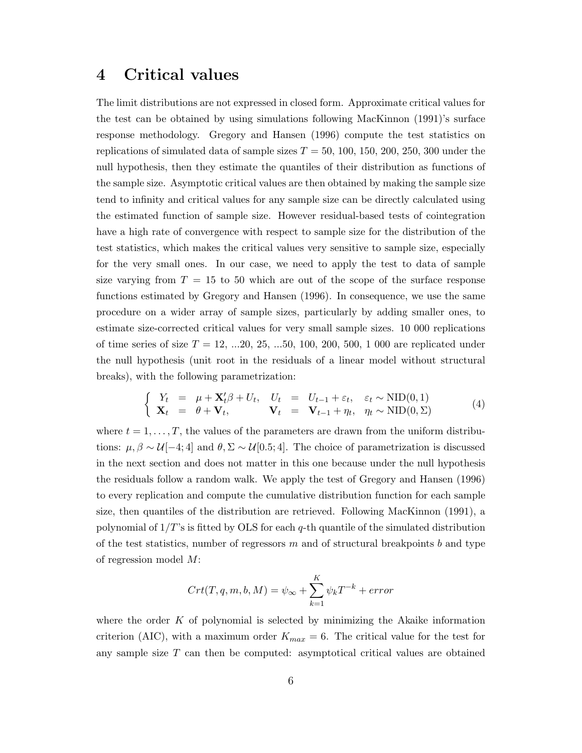## 4 Critical values

The limit distributions are not expressed in closed form. Approximate critical values for the test can be obtained by using simulations following MacKinnon (1991)'s surface response methodology. Gregory and Hansen (1996) compute the test statistics on replications of simulated data of sample sizes $T = 50, 100, 150, 200, 250, 300$ under the null hypothesis, then they estimate the quantiles of their distribution as functions of the sample size. Asymptotic critical values are then obtained by making the sample size tend to infinity and critical values for any sample size can be directly calculated using the estimated function of sample size. However residual-based tests of cointegration have a high rate of convergence with respect to sample size for the distribution of the test statistics, which makes the critical values very sensitive to sample size, especially for the very small ones. In our case, we need to apply the test to data of sample size varying from $T = 15$ to 50 which are out of the scope of the surface response functions estimated by Gregory and Hansen (1996). In consequence, we use the same procedure on a wider array of sample sizes, particularly by adding smaller ones, to estimate size-corrected critical values for very small sample sizes. 10 000 replications of time series of size $T = 12, ...20, 25, ...50, 100, 200, 500, 1\,000$ are replicated under the null hypothesis (unit root in the residuals of a linear model without structural breaks), with the following parametrization:

$$\begin{cases} Y_t = \mu + \mathbf{X}_t'\beta + U_t, & U_t = U_{t-1} + \varepsilon_t, \quad \varepsilon_t \sim \text{NID}(0,1) \\ \mathbf{X}_t = \theta + \mathbf{V}_t, & \mathbf{V}_t = \mathbf{V}_{t-1} + \eta_t, \quad \eta_t \sim \text{NID}(0,\Sigma) \end{cases} \tag{4}$$

where $t = 1, \ldots, T$, the values of the parameters are drawn from the uniform distributions: $\mu, \beta \sim \mathcal{U}[-4; 4]$ and $\theta, \Sigma \sim \mathcal{U}[0.5; 4]$. The choice of parametrization is discussed in the next section and does not matter in this one because under the null hypothesis the residuals follow a random walk. We apply the test of Gregory and Hansen (1996) to every replication and compute the cumulative distribution function for each sample size, then quantiles of the distribution are retrieved. Following MacKinnon (1991), a polynomial of $1/T$'s is fitted by OLS for each $q$-th quantile of the simulated distribution of the test statistics, number of regressors $m$ and of structural breakpoints $b$ and type of regression model $M$:

$$Crt(T, q, m, b, M) = \psi_\infty + \sum_{k=1}^{K} \psi_k T^{-k} + error$$

where the order $K$ of polynomial is selected by minimizing the Akaike information criterion (AIC), with a maximum order $K_{max} = 6$. The critical value for the test for any sample size $T$ can then be computed: asymptotical critical values are obtained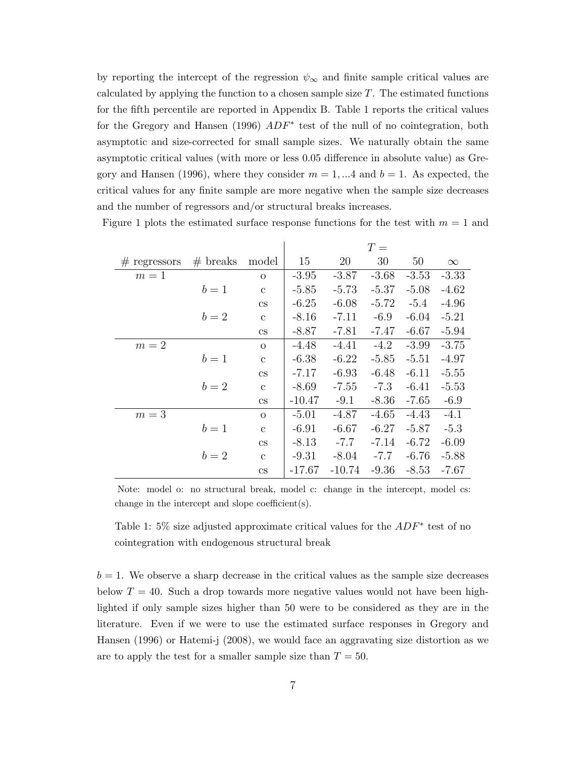by reporting the intercept of the regression $\psi_\infty$ and finite sample critical values are calculated by applying the function to a chosen sample size $T$. The estimated functions for the fifth percentile are reported in Appendix B. Table 1 reports the critical values for the Gregory and Hansen (1996) $ADF^*$ test of the null of no cointegration, both asymptotic and size-corrected for small sample sizes. We naturally obtain the same asymptotic critical values (with more or less 0.05 difference in absolute value) as Gregory and Hansen (1996), where they consider $m = 1, ...4$ and $b = 1$. As expected, the critical values for any finite sample are more negative when the sample size decreases and the number of regressors and/or structural breaks increases.

Figure 1 plots the estimated surface response functions for the test with $m = 1$ and

| # regressors | # breaks | model | $T=$ 15 | 20 | 30 | 50 | $\infty$ |
|---|---|---|---|---|---|---|---|
| $m = 1$ | | o | -3.95 | -3.87 | -3.68 | -3.53 | -3.33 |
| | $b = 1$ | c | -5.85 | -5.73 | -5.37 | -5.08 | -4.62 |
| | | cs | -6.25 | -6.08 | -5.72 | -5.4 | -4.96 |
| | $b = 2$ | c | -8.16 | -7.11 | -6.9 | -6.04 | -5.21 |
| | | cs | -8.87 | -7.81 | -7.47 | -6.67 | -5.94 |
| $m = 2$ | | o | -4.48 | -4.41 | -4.2 | -3.99 | -3.75 |
| | $b = 1$ | c | -6.38 | -6.22 | -5.85 | -5.51 | -4.97 |
| | | cs | -7.17 | -6.93 | -6.48 | -6.11 | -5.55 |
| | $b = 2$ | c | -8.69 | -7.55 | -7.3 | -6.41 | -5.53 |
| | | cs | -10.47 | -9.1 | -8.36 | -7.65 | -6.9 |
| $m = 3$ | | o | -5.01 | -4.87 | -4.65 | -4.43 | -4.1 |
| | $b = 1$ | c | -6.91 | -6.67 | -6.27 | -5.87 | -5.3 |
| | | cs | -8.13 | -7.7 | -7.14 | -6.72 | -6.09 |
| | $b = 2$ | c | -9.31 | -8.04 | -7.7 | -6.76 | -5.88 |
| | | cs | -17.67 | -10.74 | -9.36 | -8.53 | -7.67 |

Note: model o: no structural break, model c: change in the intercept, model cs: change in the intercept and slope coefficient(s).

Table 1: 5% size adjusted approximate critical values for the $ADF^*$ test of no cointegration with endogenous structural break

$b = 1$. We observe a sharp decrease in the critical values as the sample size decreases below $T = 40$. Such a drop towards more negative values would not have been highlighted if only sample sizes higher than 50 were to be considered as they are in the literature. Even if we were to use the estimated surface responses in Gregory and Hansen (1996) or Hatemi-j (2008), we would face an aggravating size distortion as we are to apply the test for a smaller sample size than $T = 50$.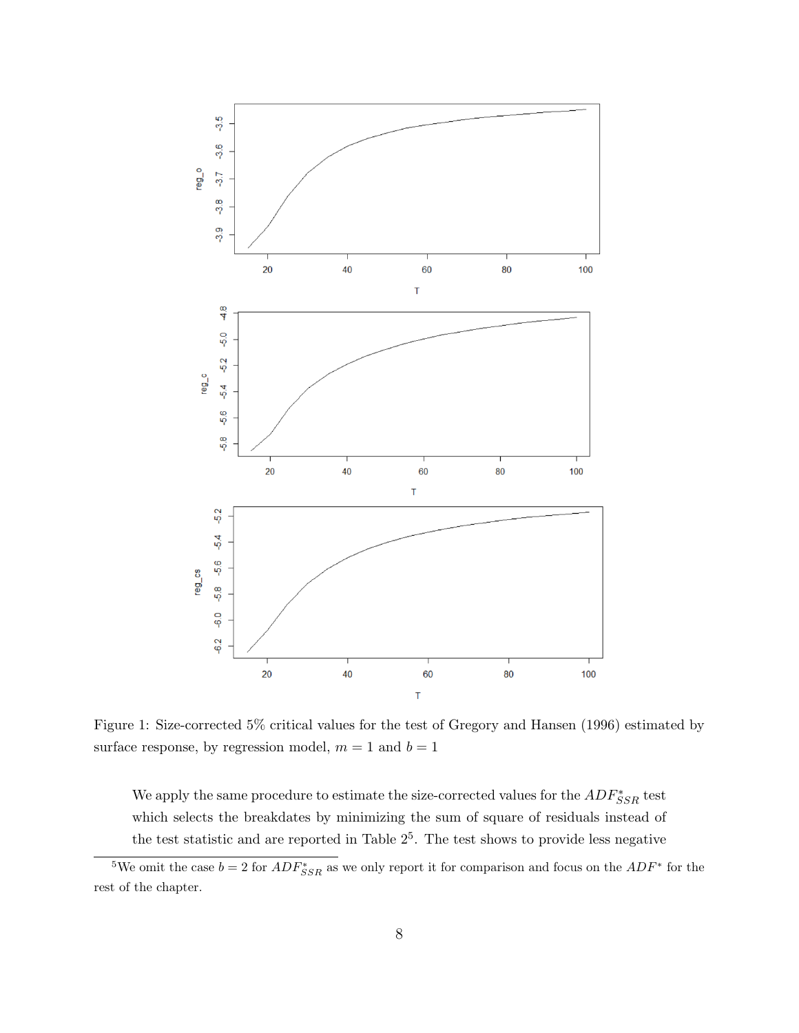reg_o

-3.5
-3.6
-3.7
-3.8
-3.9

20 40 60 80 100

T

reg_c

-4.8
-5.0
-5.2
-5.4
-5.6
-5.8

20 40 60 80 100

T

reg_cs

-5.2
-5.4
-5.6
-5.8
-6.0
-6.2

20 40 60 80 100

T

Figure 1: Size-corrected 5% critical values for the test of Gregory and Hansen (1996) estimated by surface response, by regression model, $m = 1$ and $b = 1$

We apply the same procedure to estimate the size-corrected values for the $ADF^*_{SSR}$ test which selects the breakdates by minimizing the sum of square of residuals instead of the test statistic and are reported in Table 2[5]. The test shows to provide less negative

[5]We omit the case $b = 2$ for $ADF^*_{SSR}$ as we only report it for comparison and focus on the $ADF^*$ for the rest of the chapter.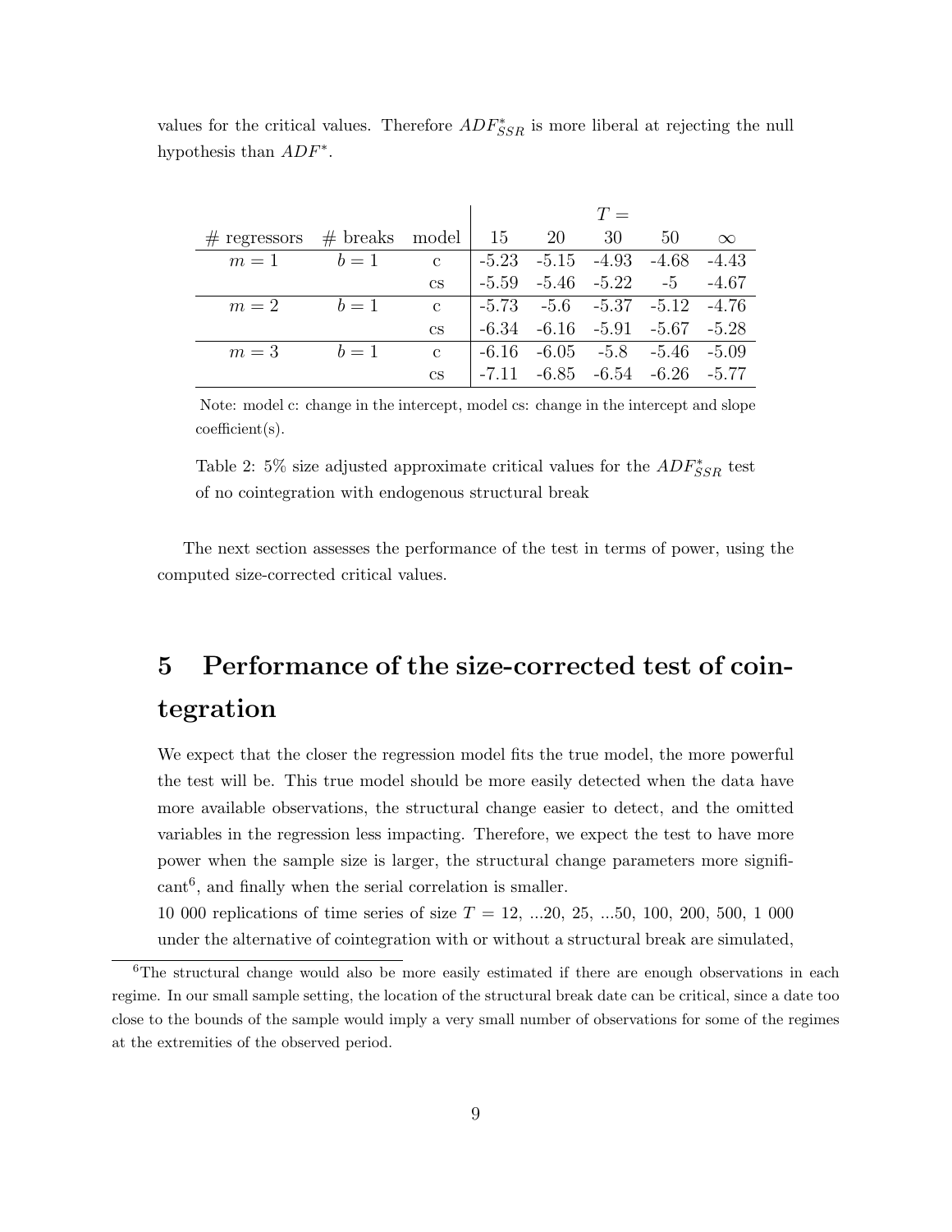values for the critical values. Therefore $ADF^*_{SSR}$ is more liberal at rejecting the null hypothesis than $ADF^*$.

| | | | $T=$ | | | | |
|---|---|---|---|---|---|---|---|
| # regressors | # breaks | model | 15 | 20 | 30 | 50 | $\infty$ |
| $m=1$ | $b=1$ | c | -5.23 | -5.15 | -4.93 | -4.68 | -4.43 |
| | | cs | -5.59 | -5.46 | -5.22 | -5 | -4.67 |
| $m=2$ | $b=1$ | c | -5.73 | -5.6 | -5.37 | -5.12 | -4.76 |
| | | cs | -6.34 | -6.16 | -5.91 | -5.67 | -5.28 |
| $m=3$ | $b=1$ | c | -6.16 | -6.05 | -5.8 | -5.46 | -5.09 |
| | | cs | -7.11 | -6.85 | -6.54 | -6.26 | -5.77 |

Note: model c: change in the intercept, model cs: change in the intercept and slope coefficient(s).

Table 2: 5% size adjusted approximate critical values for the $ADF^*_{SSR}$ test of no cointegration with endogenous structural break

The next section assesses the performance of the test in terms of power, using the computed size-corrected critical values.

# 5 Performance of the size-corrected test of cointegration

We expect that the closer the regression model fits the true model, the more powerful the test will be. This true model should be more easily detected when the data have more available observations, the structural change easier to detect, and the omitted variables in the regression less impacting. Therefore, we expect the test to have more power when the sample size is larger, the structural change parameters more significant[6], and finally when the serial correlation is smaller.

10 000 replications of time series of size $T$ = 12, ...20, 25, ...50, 100, 200, 500, 1 000 under the alternative of cointegration with or without a structural break are simulated,

[6]The structural change would also be more easily estimated if there are enough observations in each regime. In our small sample setting, the location of the structural break date can be critical, since a date too close to the bounds of the sample would imply a very small number of observations for some of the regimes at the extremities of the observed period.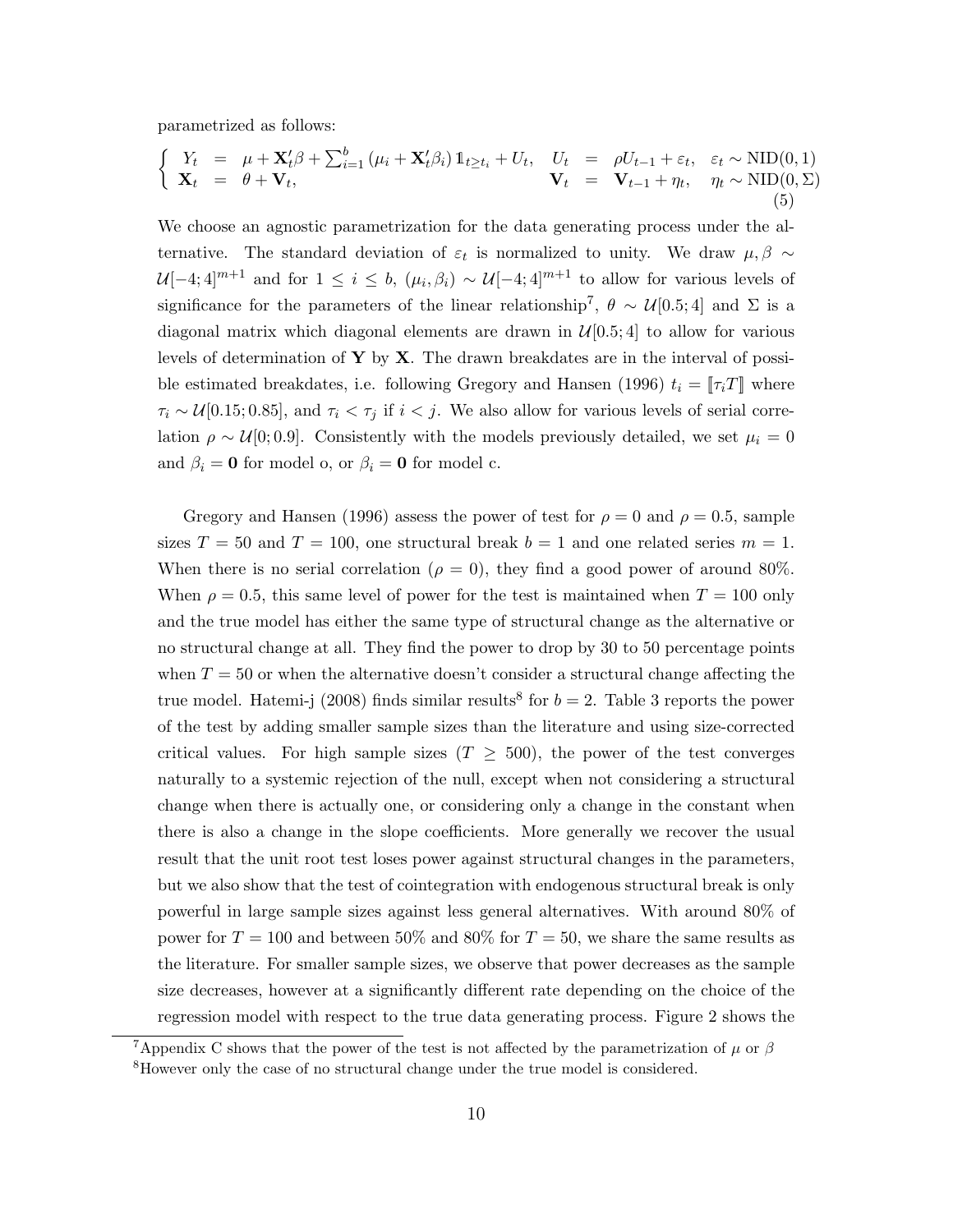parametrized as follows:

$$\left\{ \begin{array}{lllllll} Y_t & = & \mu + \mathbf{X}_t'\beta + \sum_{i=1}^{b} \left(\mu_i + \mathbf{X}_t'\beta_i\right) \mathbb{1}_{t \geq t_i} + U_t, & U_t & = & \rho U_{t-1} + \varepsilon_t, & \varepsilon_t \sim \text{NID}(0,1) \\ \mathbf{X}_t & = & \theta + \mathbf{V}_t, & \mathbf{V}_t & = & \mathbf{V}_{t-1} + \eta_t, & \eta_t \sim \text{NID}(0,\Sigma) \end{array} \right. \tag{5}$$

We choose an agnostic parametrization for the data generating process under the alternative. The standard deviation of $\varepsilon_t$ is normalized to unity. We draw $\mu, \beta \sim \mathcal{U}[-4;4]^{m+1}$ and for $1 \leq i \leq b$, $(\mu_i, \beta_i) \sim \mathcal{U}[-4;4]^{m+1}$ to allow for various levels of significance for the parameters of the linear relationship[7], $\theta \sim \mathcal{U}[0.5;4]$ and $\Sigma$ is a diagonal matrix which diagonal elements are drawn in $\mathcal{U}[0.5;4]$ to allow for various levels of determination of $\mathbf{Y}$ by $\mathbf{X}$. The drawn breakdates are in the interval of possible estimated breakdates, i.e. following Gregory and Hansen (1996) $t_i = [\![\tau_i T]\!]$ where $\tau_i \sim \mathcal{U}[0.15;0.85]$, and $\tau_i < \tau_j$ if $i < j$. We also allow for various levels of serial correlation $\rho \sim \mathcal{U}[0;0.9]$. Consistently with the models previously detailed, we set $\mu_i = 0$ and $\beta_i = \mathbf{0}$ for model o, or $\beta_i = \mathbf{0}$ for model c.

Gregory and Hansen (1996) assess the power of test for $\rho = 0$ and $\rho = 0.5$, sample sizes $T = 50$ and $T = 100$, one structural break $b = 1$ and one related series $m = 1$. When there is no serial correlation ($\rho = 0$), they find a good power of around 80%. When $\rho = 0.5$, this same level of power for the test is maintained when $T = 100$ only and the true model has either the same type of structural change as the alternative or no structural change at all. They find the power to drop by 30 to 50 percentage points when $T = 50$ or when the alternative doesn't consider a structural change affecting the true model. Hatemi-j (2008) finds similar results[8] for $b = 2$. Table 3 reports the power of the test by adding smaller sample sizes than the literature and using size-corrected critical values. For high sample sizes ($T \geq 500$), the power of the test converges naturally to a systemic rejection of the null, except when not considering a structural change when there is actually one, or considering only a change in the constant when there is also a change in the slope coefficients. More generally we recover the usual result that the unit root test loses power against structural changes in the parameters, but we also show that the test of cointegration with endogenous structural break is only powerful in large sample sizes against less general alternatives. With around 80% of power for $T = 100$ and between 50% and 80% for $T = 50$, we share the same results as the literature. For smaller sample sizes, we observe that power decreases as the sample size decreases, however at a significantly different rate depending on the choice of the regression model with respect to the true data generating process. Figure 2 shows the

[7] Appendix C shows that the power of the test is not affected by the parametrization of $\mu$ or $\beta$

[8] However only the case of no structural change under the true model is considered.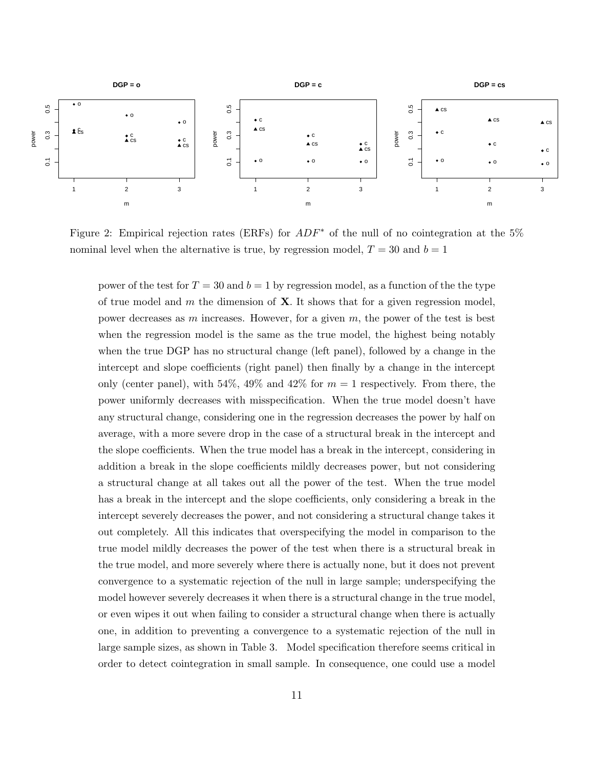DGP = o

DGP = c

DGP = cs

power

0.1 0.3 0.5

m

1 2 3

o, c, cs

Figure 2: Empirical rejection rates (ERFs) for $ADF^*$ of the null of no cointegration at the 5% nominal level when the alternative is true, by regression model, $T = 30$ and $b = 1$

power of the test for $T = 30$ and $b = 1$ by regression model, as a function of the the type of true model and $m$ the dimension of $\mathbf{X}$. It shows that for a given regression model, power decreases as $m$ increases. However, for a given $m$, the power of the test is best when the regression model is the same as the true model, the highest being notably when the true DGP has no structural change (left panel), followed by a change in the intercept and slope coefficients (right panel) then finally by a change in the intercept only (center panel), with 54%, 49% and 42% for $m = 1$ respectively. From there, the power uniformly decreases with misspecification. When the true model doesn't have any structural change, considering one in the regression decreases the power by half on average, with a more severe drop in the case of a structural break in the intercept and the slope coefficients. When the true model has a break in the intercept, considering in addition a break in the slope coefficients mildly decreases power, but not considering a structural change at all takes out all the power of the test. When the true model has a break in the intercept and the slope coefficients, only considering a break in the intercept severely decreases the power, and not considering a structural change takes it out completely. All this indicates that overspecifying the model in comparison to the true model mildly decreases the power of the test when there is a structural break in the true model, and more severely where there is actually none, but it does not prevent convergence to a systematic rejection of the null in large sample; underspecifying the model however severely decreases it when there is a structural change in the true model, or even wipes it out when failing to consider a structural change when there is actually one, in addition to preventing a convergence to a systematic rejection of the null in large sample sizes, as shown in Table 3. Model specification therefore seems critical in order to detect cointegration in small sample. In consequence, one could use a model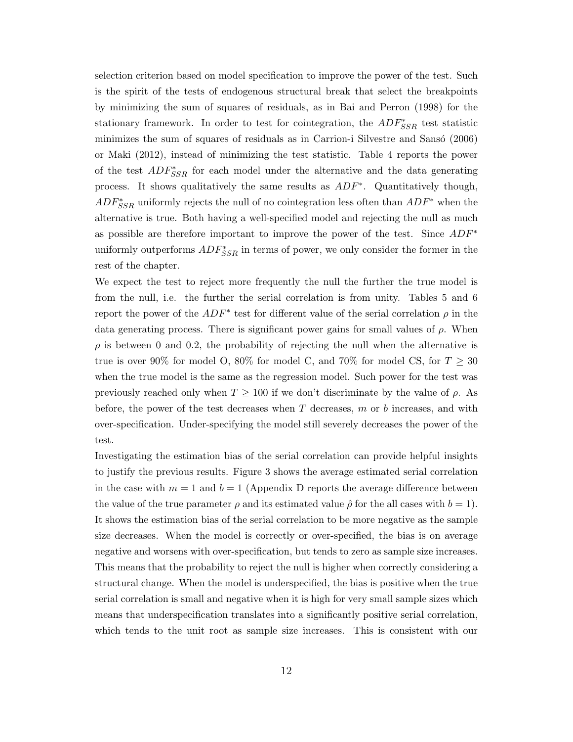selection criterion based on model specification to improve the power of the test. Such is the spirit of the tests of endogenous structural break that select the breakpoints by minimizing the sum of squares of residuals, as in Bai and Perron (1998) for the stationary framework. In order to test for cointegration, the $ADF^*_{SSR}$ test statistic minimizes the sum of squares of residuals as in Carrion-i Silvestre and Sansó (2006) or Maki (2012), instead of minimizing the test statistic. Table 4 reports the power of the test $ADF^*_{SSR}$ for each model under the alternative and the data generating process. It shows qualitatively the same results as $ADF^*$. Quantitatively though, $ADF^*_{SSR}$ uniformly rejects the null of no cointegration less often than $ADF^*$ when the alternative is true. Both having a well-specified model and rejecting the null as much as possible are therefore important to improve the power of the test. Since $ADF^*$ uniformly outperforms $ADF^*_{SSR}$ in terms of power, we only consider the former in the rest of the chapter.

We expect the test to reject more frequently the null the further the true model is from the null, i.e. the further the serial correlation is from unity. Tables 5 and 6 report the power of the $ADF^*$ test for different value of the serial correlation $\rho$ in the data generating process. There is significant power gains for small values of $\rho$. When $\rho$ is between 0 and 0.2, the probability of rejecting the null when the alternative is true is over 90% for model O, 80% for model C, and 70% for model CS, for $T \geq 30$ when the true model is the same as the regression model. Such power for the test was previously reached only when $T \geq 100$ if we don't discriminate by the value of $\rho$. As before, the power of the test decreases when $T$ decreases, $m$ or $b$ increases, and with over-specification. Under-specifying the model still severely decreases the power of the test.

Investigating the estimation bias of the serial correlation can provide helpful insights to justify the previous results. Figure 3 shows the average estimated serial correlation in the case with $m = 1$ and $b = 1$ (Appendix D reports the average difference between the value of the true parameter $\rho$ and its estimated value $\hat{\rho}$ for the all cases with $b = 1$). It shows the estimation bias of the serial correlation to be more negative as the sample size decreases. When the model is correctly or over-specified, the bias is on average negative and worsens with over-specification, but tends to zero as sample size increases. This means that the probability to reject the null is higher when correctly considering a structural change. When the model is underspecified, the bias is positive when the true serial correlation is small and negative when it is high for very small sample sizes which means that underspecification translates into a significantly positive serial correlation, which tends to the unit root as sample size increases. This is consistent with our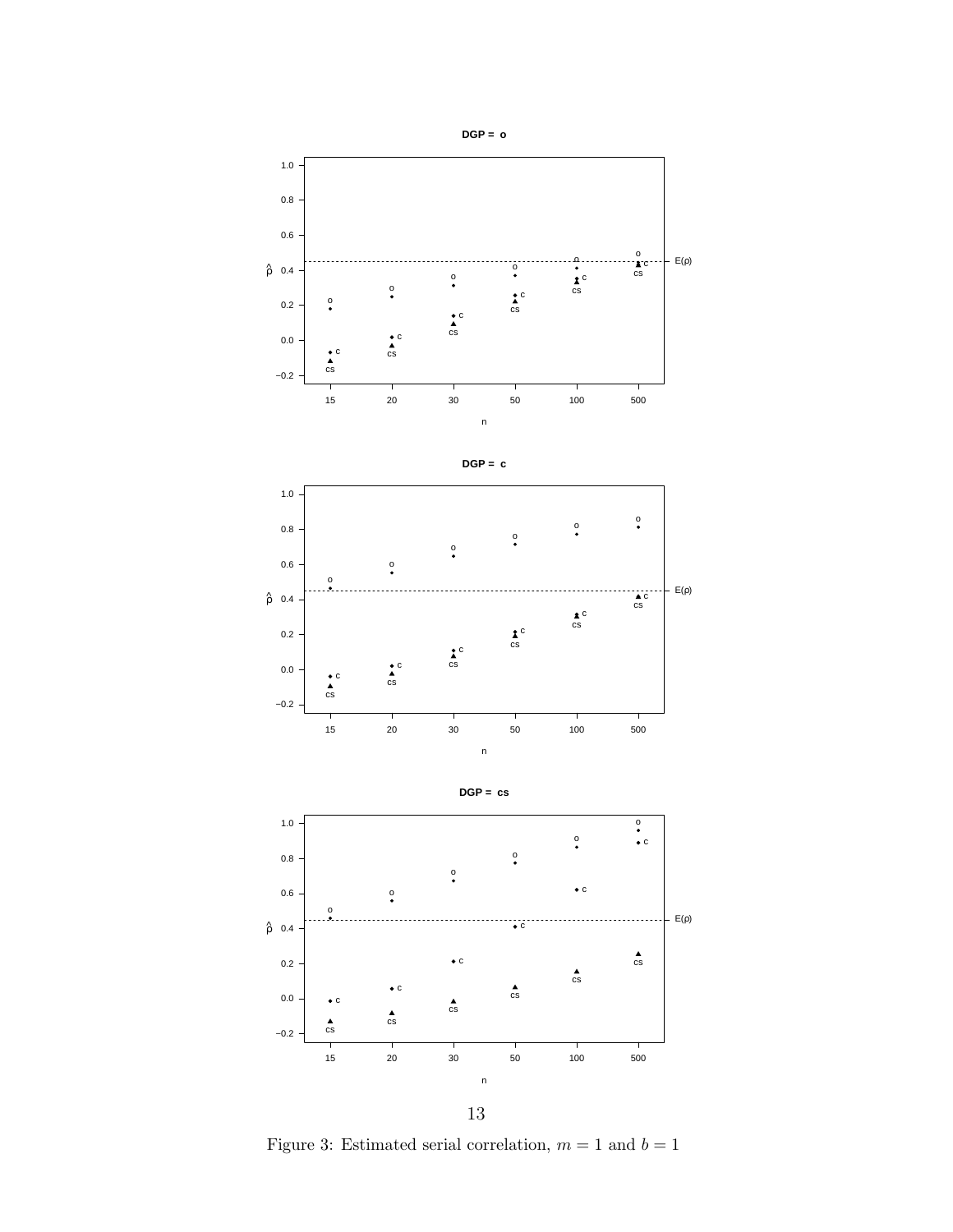DGP = o

1.0
0.8
0.6
$\hat{\rho}$ 0.4
0.2
0.0
−0.2

15 20 30 50 100 500

n

E(ρ)

o c cs

DGP = c

1.0
0.8
0.6
$\hat{\rho}$ 0.4
0.2
0.0
−0.2

15 20 30 50 100 500

n

E(ρ)

o c cs

DGP = cs

1.0
0.8
0.6
$\hat{\rho}$ 0.4
0.2
0.0
−0.2

15 20 30 50 100 500

n

E(ρ)

o c cs

Figure 3: Estimated serial correlation, $m = 1$ and $b = 1$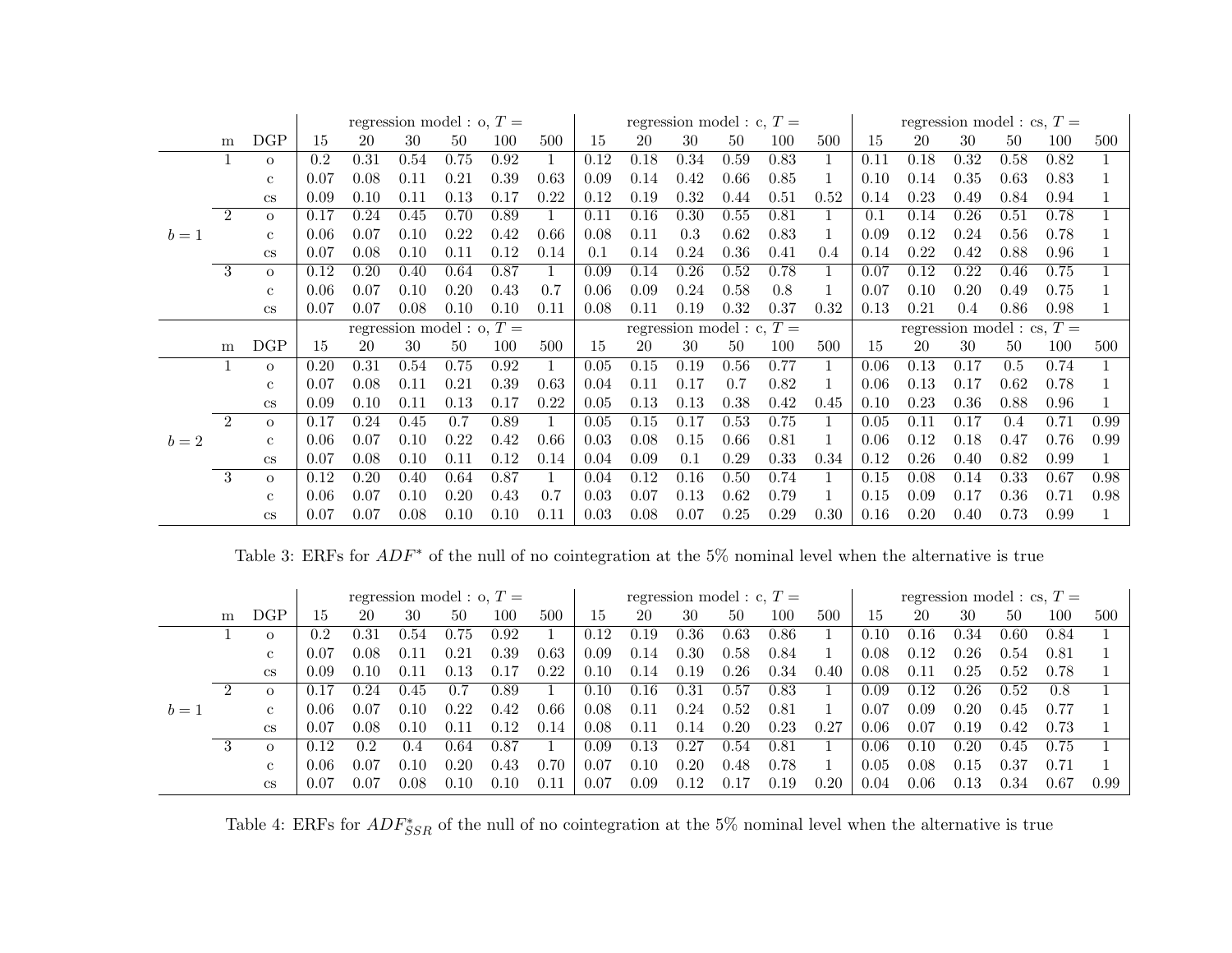| | m | DGP | regression model : o, $T=$ 15 | 20 | 30 | 50 | 100 | 500 | regression model : c, $T=$ 15 | 20 | 30 | 50 | 100 | 500 | regression model : cs, $T=$ 15 | 20 | 30 | 50 | 100 | 500 |
|---|---|---|---|---|---|---|---|---|---|---|---|---|---|---|---|---|---|---|---|---|
| $b=1$ | 1 | o | 0.2 | 0.31 | 0.54 | 0.75 | 0.92 | 1 | 0.12 | 0.18 | 0.34 | 0.59 | 0.83 | 1 | 0.11 | 0.18 | 0.32 | 0.58 | 0.82 | 1 |
| | | c | 0.07 | 0.08 | 0.11 | 0.21 | 0.39 | 0.63 | 0.09 | 0.14 | 0.42 | 0.66 | 0.85 | 1 | 0.10 | 0.14 | 0.35 | 0.63 | 0.83 | 1 |
| | | cs | 0.09 | 0.10 | 0.11 | 0.13 | 0.17 | 0.22 | 0.12 | 0.19 | 0.32 | 0.44 | 0.51 | 0.52 | 0.14 | 0.23 | 0.49 | 0.84 | 0.94 | 1 |
| | 2 | o | 0.17 | 0.24 | 0.45 | 0.70 | 0.89 | 1 | 0.11 | 0.16 | 0.30 | 0.55 | 0.81 | 1 | 0.1 | 0.14 | 0.26 | 0.51 | 0.78 | 1 |
| | | c | 0.06 | 0.07 | 0.10 | 0.22 | 0.42 | 0.66 | 0.08 | 0.11 | 0.3 | 0.62 | 0.83 | 1 | 0.09 | 0.12 | 0.24 | 0.56 | 0.78 | 1 |
| | | cs | 0.07 | 0.08 | 0.10 | 0.11 | 0.12 | 0.14 | 0.1 | 0.14 | 0.24 | 0.36 | 0.41 | 0.4 | 0.14 | 0.22 | 0.42 | 0.88 | 0.96 | 1 |
| | 3 | o | 0.12 | 0.20 | 0.40 | 0.64 | 0.87 | 1 | 0.09 | 0.14 | 0.26 | 0.52 | 0.78 | 1 | 0.07 | 0.12 | 0.22 | 0.46 | 0.75 | 1 |
| | | c | 0.06 | 0.07 | 0.10 | 0.20 | 0.43 | 0.7 | 0.06 | 0.09 | 0.24 | 0.58 | 0.8 | 1 | 0.07 | 0.10 | 0.20 | 0.49 | 0.75 | 1 |
| | | cs | 0.07 | 0.07 | 0.08 | 0.10 | 0.10 | 0.11 | 0.08 | 0.11 | 0.19 | 0.32 | 0.37 | 0.32 | 0.13 | 0.21 | 0.4 | 0.86 | 0.98 | 1 |
| | m | DGP | regression model : o, $T=$ 15 | 20 | 30 | 50 | 100 | 500 | regression model : c, $T=$ 15 | 20 | 30 | 50 | 100 | 500 | regression model : cs, $T=$ 15 | 20 | 30 | 50 | 100 | 500 |
| $b=2$ | 1 | o | 0.20 | 0.31 | 0.54 | 0.75 | 0.92 | 1 | 0.05 | 0.15 | 0.19 | 0.56 | 0.77 | 1 | 0.06 | 0.13 | 0.17 | 0.5 | 0.74 | 1 |
| | | c | 0.07 | 0.08 | 0.11 | 0.21 | 0.39 | 0.63 | 0.04 | 0.11 | 0.17 | 0.7 | 0.82 | 1 | 0.06 | 0.13 | 0.17 | 0.62 | 0.78 | 1 |
| | | cs | 0.09 | 0.10 | 0.11 | 0.13 | 0.17 | 0.22 | 0.05 | 0.13 | 0.13 | 0.38 | 0.42 | 0.45 | 0.10 | 0.23 | 0.36 | 0.88 | 0.96 | 1 |
| | 2 | o | 0.17 | 0.24 | 0.45 | 0.7 | 0.89 | 1 | 0.05 | 0.15 | 0.17 | 0.53 | 0.75 | 1 | 0.05 | 0.11 | 0.17 | 0.4 | 0.71 | 0.99 |
| | | c | 0.06 | 0.07 | 0.10 | 0.22 | 0.42 | 0.66 | 0.03 | 0.08 | 0.15 | 0.66 | 0.81 | 1 | 0.06 | 0.12 | 0.18 | 0.47 | 0.76 | 0.99 |
| | | cs | 0.07 | 0.08 | 0.10 | 0.11 | 0.12 | 0.14 | 0.04 | 0.09 | 0.1 | 0.29 | 0.33 | 0.34 | 0.12 | 0.26 | 0.40 | 0.82 | 0.99 | 1 |
| | 3 | o | 0.12 | 0.20 | 0.40 | 0.64 | 0.87 | 1 | 0.04 | 0.12 | 0.16 | 0.50 | 0.74 | 1 | 0.15 | 0.08 | 0.14 | 0.33 | 0.67 | 0.98 |
| | | c | 0.06 | 0.07 | 0.10 | 0.20 | 0.43 | 0.7 | 0.03 | 0.07 | 0.13 | 0.62 | 0.79 | 1 | 0.15 | 0.09 | 0.17 | 0.36 | 0.71 | 0.98 |
| | | cs | 0.07 | 0.07 | 0.08 | 0.10 | 0.10 | 0.11 | 0.03 | 0.08 | 0.07 | 0.25 | 0.29 | 0.30 | 0.16 | 0.20 | 0.40 | 0.73 | 0.99 | 1 |

Table 3: ERFs for $ADF^*$ of the null of no cointegration at the 5% nominal level when the alternative is true

| | m | DGP | regression model : o, $T=$ 15 | 20 | 30 | 50 | 100 | 500 | regression model : c, $T=$ 15 | 20 | 30 | 50 | 100 | 500 | regression model : cs, $T=$ 15 | 20 | 30 | 50 | 100 | 500 |
|---|---|---|---|---|---|---|---|---|---|---|---|---|---|---|---|---|---|---|---|---|
| $b=1$ | 1 | o | 0.2 | 0.31 | 0.54 | 0.75 | 0.92 | 1 | 0.12 | 0.19 | 0.36 | 0.63 | 0.86 | 1 | 0.10 | 0.16 | 0.34 | 0.60 | 0.84 | 1 |
| | | c | 0.07 | 0.08 | 0.11 | 0.21 | 0.39 | 0.63 | 0.09 | 0.14 | 0.30 | 0.58 | 0.84 | 1 | 0.08 | 0.12 | 0.26 | 0.54 | 0.81 | 1 |
| | | cs | 0.09 | 0.10 | 0.11 | 0.13 | 0.17 | 0.22 | 0.10 | 0.14 | 0.19 | 0.26 | 0.34 | 0.40 | 0.08 | 0.11 | 0.25 | 0.52 | 0.78 | 1 |
| | 2 | o | 0.17 | 0.24 | 0.45 | 0.7 | 0.89 | 1 | 0.10 | 0.16 | 0.31 | 0.57 | 0.83 | 1 | 0.09 | 0.12 | 0.26 | 0.52 | 0.8 | 1 |
| | | c | 0.06 | 0.07 | 0.10 | 0.22 | 0.42 | 0.66 | 0.08 | 0.11 | 0.24 | 0.52 | 0.81 | 1 | 0.07 | 0.09 | 0.20 | 0.45 | 0.77 | 1 |
| | | cs | 0.07 | 0.08 | 0.10 | 0.11 | 0.12 | 0.14 | 0.08 | 0.11 | 0.14 | 0.20 | 0.23 | 0.27 | 0.06 | 0.07 | 0.19 | 0.42 | 0.73 | 1 |
| | 3 | o | 0.12 | 0.2 | 0.4 | 0.64 | 0.87 | 1 | 0.09 | 0.13 | 0.27 | 0.54 | 0.81 | 1 | 0.06 | 0.10 | 0.20 | 0.45 | 0.75 | 1 |
| | | c | 0.06 | 0.07 | 0.10 | 0.20 | 0.43 | 0.70 | 0.07 | 0.10 | 0.20 | 0.48 | 0.78 | 1 | 0.05 | 0.08 | 0.15 | 0.37 | 0.71 | 1 |
| | | cs | 0.07 | 0.07 | 0.08 | 0.10 | 0.10 | 0.11 | 0.07 | 0.09 | 0.12 | 0.17 | 0.19 | 0.20 | 0.04 | 0.06 | 0.13 | 0.34 | 0.67 | 0.99 |

Table 4: ERFs for $ADF^*_{SSR}$ of the null of no cointegration at the 5% nominal level when the alternative is true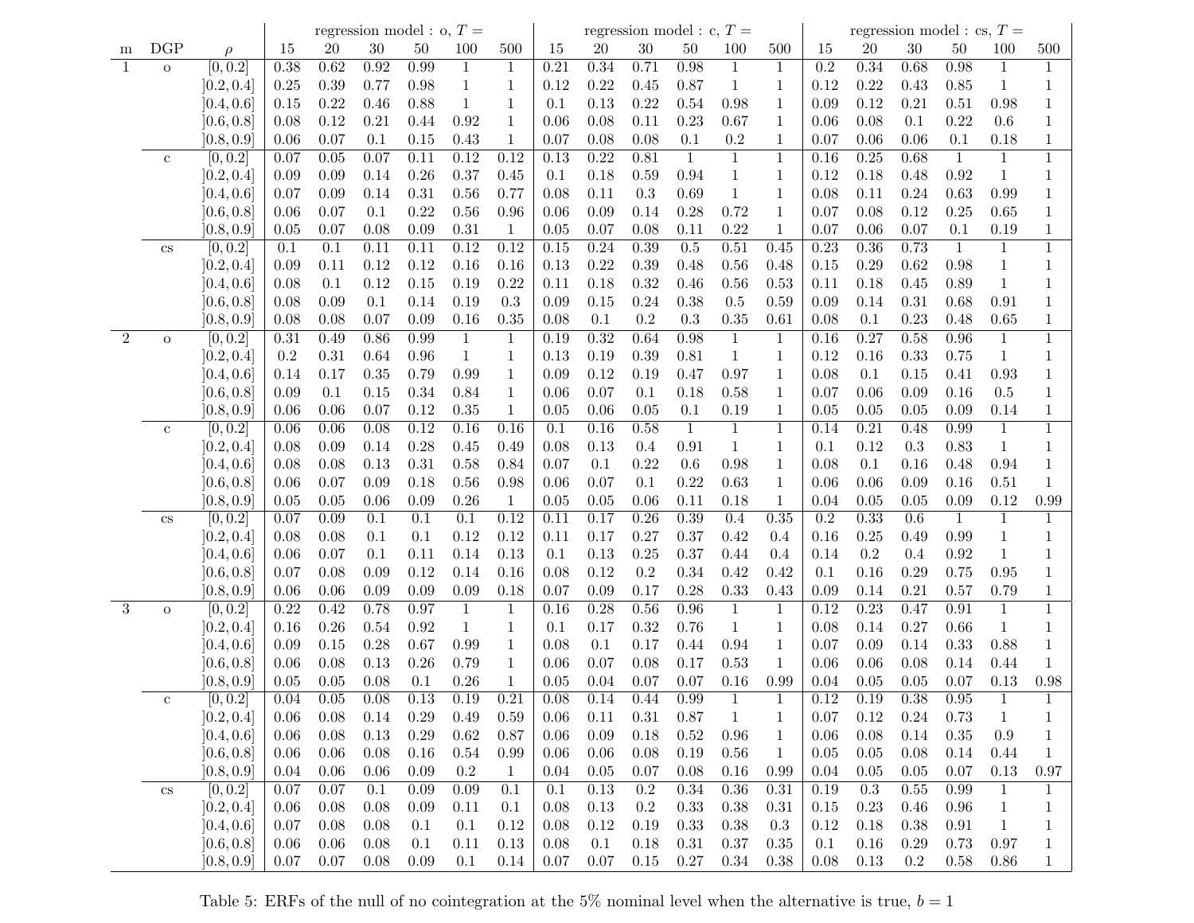| m | DGP | $\rho$ | regression model : o, $T=$ 15 | 20 | 30 | 50 | 100 | 500 | regression model : c, $T=$ 15 | 20 | 30 | 50 | 100 | 500 | regression model : cs, $T=$ 15 | 20 | 30 | 50 | 100 | 500 |
|---|---|---|---|---|---|---|---|---|---|---|---|---|---|---|---|---|---|---|---|---|
| 1 | o | $[0, 0.2]$ | 0.38 | 0.62 | 0.92 | 0.99 | 1 | 1 | 0.21 | 0.34 | 0.71 | 0.98 | 1 | 1 | 0.2 | 0.34 | 0.68 | 0.98 | 1 | 1 |
| | | $]0.2, 0.4]$ | 0.25 | 0.39 | 0.77 | 0.98 | 1 | 1 | 0.12 | 0.22 | 0.45 | 0.87 | 1 | 1 | 0.12 | 0.22 | 0.43 | 0.85 | 1 | 1 |
| | | $]0.4, 0.6]$ | 0.15 | 0.22 | 0.46 | 0.88 | 1 | 1 | 0.1 | 0.13 | 0.22 | 0.54 | 0.98 | 1 | 0.09 | 0.12 | 0.21 | 0.51 | 0.98 | 1 |
| | | $]0.6, 0.8]$ | 0.08 | 0.12 | 0.21 | 0.44 | 0.92 | 1 | 0.06 | 0.08 | 0.11 | 0.23 | 0.67 | 1 | 0.06 | 0.08 | 0.1 | 0.22 | 0.6 | 1 |
| | | $]0.8, 0.9]$ | 0.06 | 0.07 | 0.1 | 0.15 | 0.43 | 1 | 0.07 | 0.08 | 0.08 | 0.1 | 0.2 | 1 | 0.07 | 0.06 | 0.06 | 0.1 | 0.18 | 1 |
| | c | $[0, 0.2]$ | 0.07 | 0.05 | 0.07 | 0.11 | 0.12 | 0.12 | 0.13 | 0.22 | 0.81 | 1 | 1 | 1 | 0.16 | 0.25 | 0.68 | 1 | 1 | 1 |
| | | $]0.2, 0.4]$ | 0.09 | 0.09 | 0.14 | 0.26 | 0.37 | 0.45 | 0.1 | 0.18 | 0.59 | 0.94 | 1 | 1 | 0.12 | 0.18 | 0.48 | 0.92 | 1 | 1 |
| | | $]0.4, 0.6]$ | 0.07 | 0.09 | 0.14 | 0.31 | 0.56 | 0.77 | 0.08 | 0.11 | 0.3 | 0.69 | 1 | 1 | 0.08 | 0.11 | 0.24 | 0.63 | 0.99 | 1 |
| | | $]0.6, 0.8]$ | 0.06 | 0.07 | 0.1 | 0.22 | 0.56 | 0.96 | 0.06 | 0.09 | 0.14 | 0.28 | 0.72 | 1 | 0.07 | 0.08 | 0.12 | 0.25 | 0.65 | 1 |
| | | $]0.8, 0.9]$ | 0.05 | 0.07 | 0.08 | 0.09 | 0.31 | 1 | 0.05 | 0.07 | 0.08 | 0.11 | 0.22 | 1 | 0.07 | 0.06 | 0.07 | 0.1 | 0.19 | 1 |
| | cs | $[0, 0.2]$ | 0.1 | 0.1 | 0.11 | 0.11 | 0.12 | 0.12 | 0.15 | 0.24 | 0.39 | 0.5 | 0.51 | 0.45 | 0.23 | 0.36 | 0.73 | 1 | 1 | 1 |
| | | $]0.2, 0.4]$ | 0.09 | 0.11 | 0.12 | 0.12 | 0.16 | 0.16 | 0.13 | 0.22 | 0.39 | 0.48 | 0.56 | 0.48 | 0.15 | 0.29 | 0.62 | 0.98 | 1 | 1 |
| | | $]0.4, 0.6]$ | 0.08 | 0.1 | 0.12 | 0.15 | 0.19 | 0.22 | 0.11 | 0.18 | 0.32 | 0.46 | 0.56 | 0.53 | 0.11 | 0.18 | 0.45 | 0.89 | 1 | 1 |
| | | $]0.6, 0.8]$ | 0.08 | 0.09 | 0.1 | 0.14 | 0.19 | 0.3 | 0.09 | 0.15 | 0.24 | 0.38 | 0.5 | 0.59 | 0.09 | 0.14 | 0.31 | 0.68 | 0.91 | 1 |
| | | $]0.8, 0.9]$ | 0.08 | 0.08 | 0.07 | 0.09 | 0.16 | 0.35 | 0.08 | 0.1 | 0.2 | 0.3 | 0.35 | 0.61 | 0.08 | 0.1 | 0.23 | 0.48 | 0.65 | 1 |
| 2 | o | $[0, 0.2]$ | 0.31 | 0.49 | 0.86 | 0.99 | 1 | 1 | 0.19 | 0.32 | 0.64 | 0.98 | 1 | 1 | 0.16 | 0.27 | 0.58 | 0.96 | 1 | 1 |
| | | $]0.2, 0.4]$ | 0.2 | 0.31 | 0.64 | 0.96 | 1 | 1 | 0.13 | 0.19 | 0.39 | 0.81 | 1 | 1 | 0.12 | 0.16 | 0.33 | 0.75 | 1 | 1 |
| | | $]0.4, 0.6]$ | 0.14 | 0.17 | 0.35 | 0.79 | 0.99 | 1 | 0.09 | 0.12 | 0.19 | 0.47 | 0.97 | 1 | 0.08 | 0.1 | 0.15 | 0.41 | 0.93 | 1 |
| | | $]0.6, 0.8]$ | 0.09 | 0.1 | 0.15 | 0.34 | 0.84 | 1 | 0.06 | 0.07 | 0.1 | 0.18 | 0.58 | 1 | 0.07 | 0.06 | 0.09 | 0.16 | 0.5 | 1 |
| | | $]0.8, 0.9]$ | 0.06 | 0.06 | 0.07 | 0.12 | 0.35 | 1 | 0.05 | 0.06 | 0.05 | 0.1 | 0.19 | 1 | 0.05 | 0.05 | 0.05 | 0.09 | 0.14 | 1 |
| | c | $[0, 0.2]$ | 0.06 | 0.06 | 0.08 | 0.12 | 0.16 | 0.16 | 0.1 | 0.16 | 0.58 | 1 | 1 | 1 | 0.14 | 0.21 | 0.48 | 0.99 | 1 | 1 |
| | | $]0.2, 0.4]$ | 0.08 | 0.09 | 0.14 | 0.28 | 0.45 | 0.49 | 0.08 | 0.13 | 0.4 | 0.91 | 1 | 1 | 0.1 | 0.12 | 0.3 | 0.83 | 1 | 1 |
| | | $]0.4, 0.6]$ | 0.08 | 0.08 | 0.13 | 0.31 | 0.58 | 0.84 | 0.07 | 0.1 | 0.22 | 0.6 | 0.98 | 1 | 0.08 | 0.1 | 0.16 | 0.48 | 0.94 | 1 |
| | | $]0.6, 0.8]$ | 0.06 | 0.07 | 0.09 | 0.18 | 0.56 | 0.98 | 0.06 | 0.07 | 0.1 | 0.22 | 0.63 | 1 | 0.06 | 0.06 | 0.09 | 0.16 | 0.51 | 1 |
| | | $]0.8, 0.9]$ | 0.05 | 0.05 | 0.06 | 0.09 | 0.26 | 1 | 0.05 | 0.05 | 0.06 | 0.11 | 0.18 | 1 | 0.04 | 0.05 | 0.05 | 0.09 | 0.12 | 0.99 |
| | cs | $[0, 0.2]$ | 0.07 | 0.09 | 0.1 | 0.1 | 0.1 | 0.12 | 0.11 | 0.17 | 0.26 | 0.39 | 0.4 | 0.35 | 0.2 | 0.33 | 0.6 | 1 | 1 | 1 |
| | | $]0.2, 0.4]$ | 0.08 | 0.08 | 0.1 | 0.1 | 0.12 | 0.12 | 0.11 | 0.17 | 0.27 | 0.37 | 0.42 | 0.4 | 0.16 | 0.25 | 0.49 | 0.99 | 1 | 1 |
| | | $]0.4, 0.6]$ | 0.06 | 0.07 | 0.1 | 0.11 | 0.14 | 0.13 | 0.1 | 0.13 | 0.25 | 0.37 | 0.44 | 0.4 | 0.14 | 0.2 | 0.4 | 0.92 | 1 | 1 |
| | | $]0.6, 0.8]$ | 0.07 | 0.08 | 0.09 | 0.12 | 0.14 | 0.16 | 0.08 | 0.12 | 0.2 | 0.34 | 0.42 | 0.42 | 0.1 | 0.16 | 0.29 | 0.75 | 0.95 | 1 |
| | | $]0.8, 0.9]$ | 0.06 | 0.06 | 0.09 | 0.09 | 0.09 | 0.18 | 0.07 | 0.09 | 0.17 | 0.28 | 0.33 | 0.43 | 0.09 | 0.14 | 0.21 | 0.57 | 0.79 | 1 |
| 3 | o | $[0, 0.2]$ | 0.22 | 0.42 | 0.78 | 0.97 | 1 | 1 | 0.16 | 0.28 | 0.56 | 0.96 | 1 | 1 | 0.12 | 0.23 | 0.47 | 0.91 | 1 | 1 |
| | | $]0.2, 0.4]$ | 0.16 | 0.26 | 0.54 | 0.92 | 1 | 1 | 0.1 | 0.17 | 0.32 | 0.76 | 1 | 1 | 0.08 | 0.14 | 0.27 | 0.66 | 1 | 1 |
| | | $]0.4, 0.6]$ | 0.09 | 0.15 | 0.28 | 0.67 | 0.99 | 1 | 0.08 | 0.1 | 0.17 | 0.44 | 0.94 | 1 | 0.07 | 0.09 | 0.14 | 0.33 | 0.88 | 1 |
| | | $]0.6, 0.8]$ | 0.06 | 0.08 | 0.13 | 0.26 | 0.79 | 1 | 0.06 | 0.07 | 0.08 | 0.17 | 0.53 | 1 | 0.06 | 0.06 | 0.08 | 0.14 | 0.44 | 1 |
| | | $]0.8, 0.9]$ | 0.05 | 0.05 | 0.08 | 0.1 | 0.26 | 1 | 0.05 | 0.04 | 0.07 | 0.07 | 0.16 | 0.99 | 0.04 | 0.05 | 0.05 | 0.07 | 0.13 | 0.98 |
| | c | $[0, 0.2]$ | 0.04 | 0.05 | 0.08 | 0.13 | 0.19 | 0.21 | 0.08 | 0.14 | 0.44 | 0.99 | 1 | 1 | 0.12 | 0.19 | 0.38 | 0.95 | 1 | 1 |
| | | $]0.2, 0.4]$ | 0.06 | 0.08 | 0.14 | 0.29 | 0.49 | 0.59 | 0.06 | 0.11 | 0.31 | 0.87 | 1 | 1 | 0.07 | 0.12 | 0.24 | 0.73 | 1 | 1 |
| | | $]0.4, 0.6]$ | 0.06 | 0.08 | 0.13 | 0.29 | 0.62 | 0.87 | 0.06 | 0.09 | 0.18 | 0.52 | 0.96 | 1 | 0.06 | 0.08 | 0.14 | 0.35 | 0.9 | 1 |
| | | $]0.6, 0.8]$ | 0.06 | 0.06 | 0.08 | 0.16 | 0.54 | 0.99 | 0.06 | 0.06 | 0.08 | 0.19 | 0.56 | 1 | 0.05 | 0.05 | 0.08 | 0.14 | 0.44 | 1 |
| | | $]0.8, 0.9]$ | 0.04 | 0.06 | 0.06 | 0.09 | 0.2 | 1 | 0.04 | 0.05 | 0.07 | 0.08 | 0.16 | 0.99 | 0.04 | 0.05 | 0.05 | 0.07 | 0.13 | 0.97 |
| | cs | $[0, 0.2]$ | 0.07 | 0.07 | 0.1 | 0.09 | 0.09 | 0.1 | 0.1 | 0.13 | 0.2 | 0.34 | 0.36 | 0.31 | 0.19 | 0.3 | 0.55 | 0.99 | 1 | 1 |
| | | $]0.2, 0.4]$ | 0.06 | 0.08 | 0.08 | 0.09 | 0.11 | 0.1 | 0.08 | 0.13 | 0.2 | 0.33 | 0.38 | 0.31 | 0.15 | 0.23 | 0.46 | 0.96 | 1 | 1 |
| | | $]0.4, 0.6]$ | 0.07 | 0.08 | 0.08 | 0.1 | 0.1 | 0.12 | 0.08 | 0.12 | 0.19 | 0.33 | 0.38 | 0.3 | 0.12 | 0.18 | 0.38 | 0.91 | 1 | 1 |
| | | $]0.6, 0.8]$ | 0.06 | 0.06 | 0.08 | 0.1 | 0.11 | 0.13 | 0.08 | 0.1 | 0.18 | 0.31 | 0.37 | 0.35 | 0.1 | 0.16 | 0.29 | 0.73 | 0.97 | 1 |
| | | $]0.8, 0.9]$ | 0.07 | 0.07 | 0.08 | 0.09 | 0.1 | 0.14 | 0.07 | 0.07 | 0.15 | 0.27 | 0.34 | 0.38 | 0.08 | 0.13 | 0.2 | 0.58 | 0.86 | 1 |

Table 5: ERFs of the null of no cointegration at the 5% nominal level when the alternative is true, $b = 1$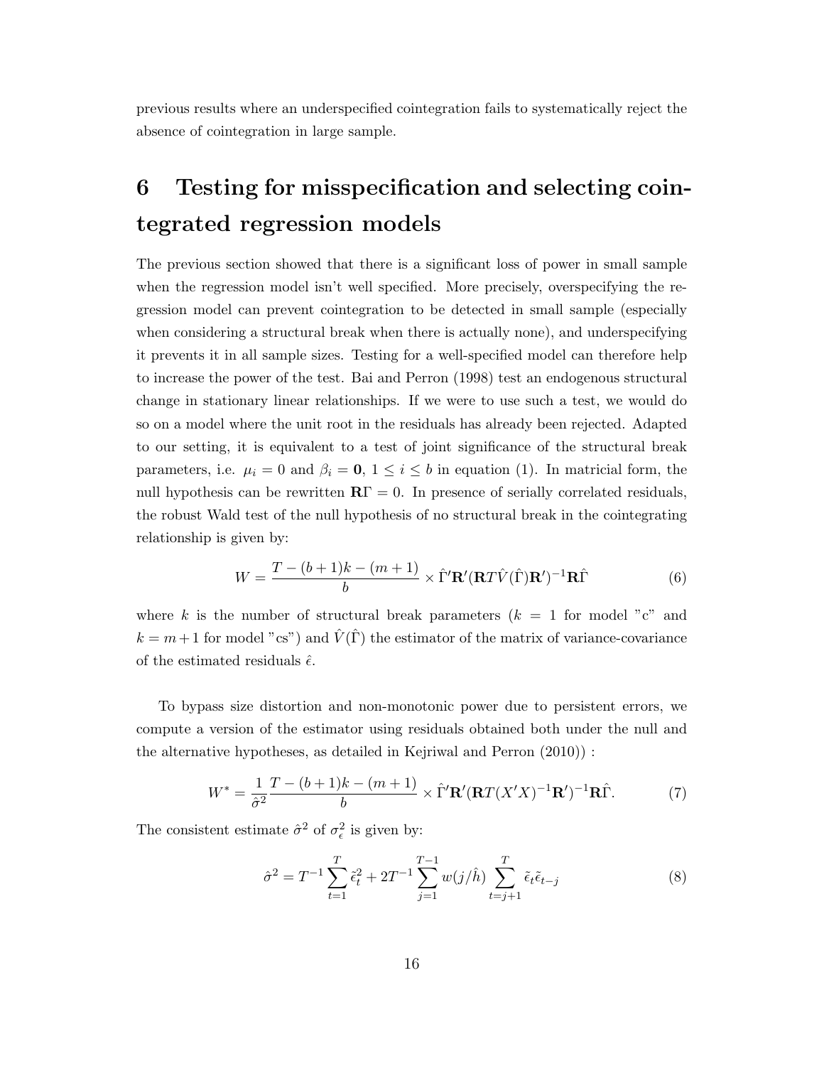previous results where an underspecified cointegration fails to systematically reject the absence of cointegration in large sample.

# 6 Testing for misspecification and selecting cointegrated regression models

The previous section showed that there is a significant loss of power in small sample when the regression model isn't well specified. More precisely, overspecifying the regression model can prevent cointegration to be detected in small sample (especially when considering a structural break when there is actually none), and underspecifying it prevents it in all sample sizes. Testing for a well-specified model can therefore help to increase the power of the test. Bai and Perron (1998) test an endogenous structural change in stationary linear relationships. If we were to use such a test, we would do so on a model where the unit root in the residuals has already been rejected. Adapted to our setting, it is equivalent to a test of joint significance of the structural break parameters, i.e. $\mu_i = 0$ and $\beta_i = \mathbf{0}$, $1 \leq i \leq b$ in equation (1). In matricial form, the null hypothesis can be rewritten $\mathbf{R}\Gamma = 0$. In presence of serially correlated residuals, the robust Wald test of the null hypothesis of no structural break in the cointegrating relationship is given by:

$$W = \frac{T - (b+1)k - (m+1)}{b} \times \hat{\Gamma}'\mathbf{R}'(\mathbf{R}T\hat{V}(\hat{\Gamma})\mathbf{R}')^{-1}\mathbf{R}\hat{\Gamma} \tag{6}$$

where $k$ is the number of structural break parameters ($k = 1$ for model "c" and $k = m+1$ for model "cs") and $\hat{V}(\hat{\Gamma})$ the estimator of the matrix of variance-covariance of the estimated residuals $\hat{\epsilon}$.

To bypass size distortion and non-monotonic power due to persistent errors, we compute a version of the estimator using residuals obtained both under the null and the alternative hypotheses, as detailed in Kejriwal and Perron (2010)) :

$$W^* = \frac{1}{\hat{\sigma}^2}\frac{T - (b+1)k - (m+1)}{b} \times \hat{\Gamma}'\mathbf{R}'(\mathbf{R}T(X'X)^{-1}\mathbf{R}')^{-1}\mathbf{R}\hat{\Gamma}. \tag{7}$$

The consistent estimate $\hat{\sigma}^2$ of $\sigma^2_\epsilon$ is given by:

$$\hat{\sigma}^2 = T^{-1}\sum_{t=1}^{T}\tilde{\epsilon}_t^2 + 2T^{-1}\sum_{j=1}^{T-1} w(j/\hat{h}) \sum_{t=j+1}^{T} \tilde{\epsilon}_t\tilde{\epsilon}_{t-j} \tag{8}$$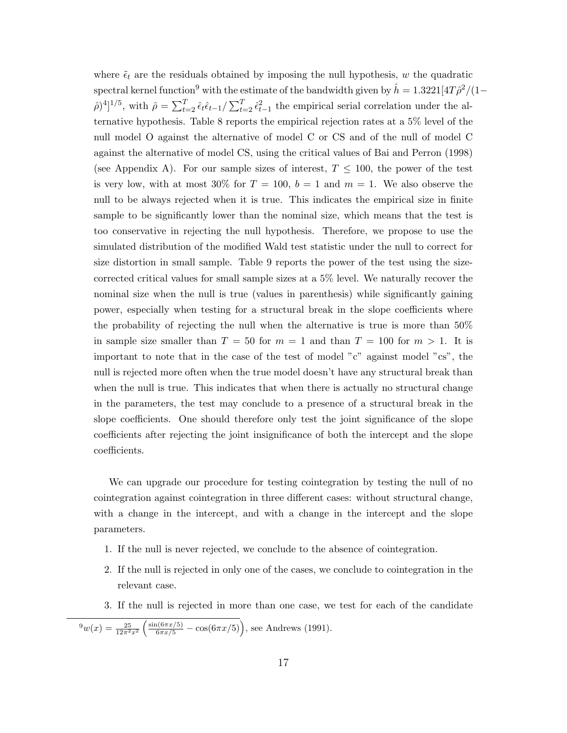where $\tilde{\epsilon}_t$ are the residuals obtained by imposing the null hypothesis, $w$ the quadratic spectral kernel function[9] with the estimate of the bandwidth given by $\hat{h} = 1.3221[4T\hat{\rho}^2/(1-\hat{\rho})^4]^{1/5}$, with $\hat{\rho} = \sum_{t=2}^{T} \hat{\epsilon}_t \hat{\epsilon}_{t-1} / \sum_{t=2}^{T} \hat{\epsilon}_{t-1}^2$ the empirical serial correlation under the alternative hypothesis. Table 8 reports the empirical rejection rates at a 5% level of the null model O against the alternative of model C or CS and of the null of model C against the alternative of model CS, using the critical values of Bai and Perron (1998) (see Appendix A). For our sample sizes of interest, $T \leq 100$, the power of the test is very low, with at most 30% for $T = 100$, $b = 1$ and $m = 1$. We also observe the null to be always rejected when it is true. This indicates the empirical size in finite sample to be significantly lower than the nominal size, which means that the test is too conservative in rejecting the null hypothesis. Therefore, we propose to use the simulated distribution of the modified Wald test statistic under the null to correct for size distortion in small sample. Table 9 reports the power of the test using the size-corrected critical values for small sample sizes at a 5% level. We naturally recover the nominal size when the null is true (values in parenthesis) while significantly gaining power, especially when testing for a structural break in the slope coefficients where the probability of rejecting the null when the alternative is true is more than 50% in sample size smaller than $T = 50$ for $m = 1$ and than $T = 100$ for $m > 1$. It is important to note that in the case of the test of model "c" against model "cs", the null is rejected more often when the true model doesn't have any structural break than when the null is true. This indicates that when there is actually no structural change in the parameters, the test may conclude to a presence of a structural break in the slope coefficients. One should therefore only test the joint significance of the slope coefficients after rejecting the joint insignificance of both the intercept and the slope coefficients.

We can upgrade our procedure for testing cointegration by testing the null of no cointegration against cointegration in three different cases: without structural change, with a change in the intercept, and with a change in the intercept and the slope parameters.

1. If the null is never rejected, we conclude to the absence of cointegration.
2. If the null is rejected in only one of the cases, we conclude to cointegration in the relevant case.
3. If the null is rejected in more than one case, we test for each of the candidate

[9] $w(x) = \frac{25}{12\pi^2 x^2}\left(\frac{\sin(6\pi x/5)}{6\pi x/5} - \cos(6\pi x/5)\right)$, see Andrews (1991).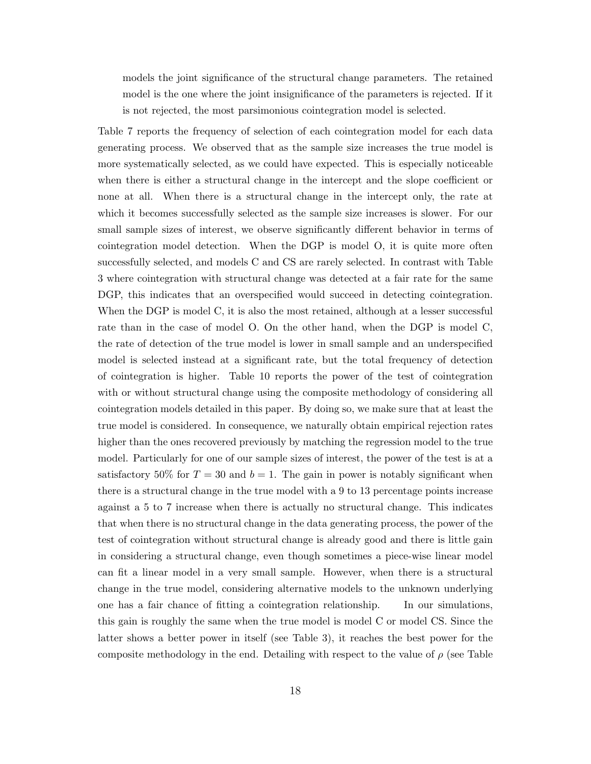models the joint significance of the structural change parameters. The retained model is the one where the joint insignificance of the parameters is rejected. If it is not rejected, the most parsimonious cointegration model is selected.

Table 7 reports the frequency of selection of each cointegration model for each data generating process. We observed that as the sample size increases the true model is more systematically selected, as we could have expected. This is especially noticeable when there is either a structural change in the intercept and the slope coefficient or none at all. When there is a structural change in the intercept only, the rate at which it becomes successfully selected as the sample size increases is slower. For our small sample sizes of interest, we observe significantly different behavior in terms of cointegration model detection. When the DGP is model O, it is quite more often successfully selected, and models C and CS are rarely selected. In contrast with Table 3 where cointegration with structural change was detected at a fair rate for the same DGP, this indicates that an overspecified would succeed in detecting cointegration. When the DGP is model C, it is also the most retained, although at a lesser successful rate than in the case of model O. On the other hand, when the DGP is model C, the rate of detection of the true model is lower in small sample and an underspecified model is selected instead at a significant rate, but the total frequency of detection of cointegration is higher. Table 10 reports the power of the test of cointegration with or without structural change using the composite methodology of considering all cointegration models detailed in this paper. By doing so, we make sure that at least the true model is considered. In consequence, we naturally obtain empirical rejection rates higher than the ones recovered previously by matching the regression model to the true model. Particularly for one of our sample sizes of interest, the power of the test is at a satisfactory 50% for $T = 30$ and $b = 1$. The gain in power is notably significant when there is a structural change in the true model with a 9 to 13 percentage points increase against a 5 to 7 increase when there is actually no structural change. This indicates that when there is no structural change in the data generating process, the power of the test of cointegration without structural change is already good and there is little gain in considering a structural change, even though sometimes a piece-wise linear model can fit a linear model in a very small sample. However, when there is a structural change in the true model, considering alternative models to the unknown underlying one has a fair chance of fitting a cointegration relationship. In our simulations, this gain is roughly the same when the true model is model C or model CS. Since the latter shows a better power in itself (see Table 3), it reaches the best power for the composite methodology in the end. Detailing with respect to the value of $\rho$ (see Table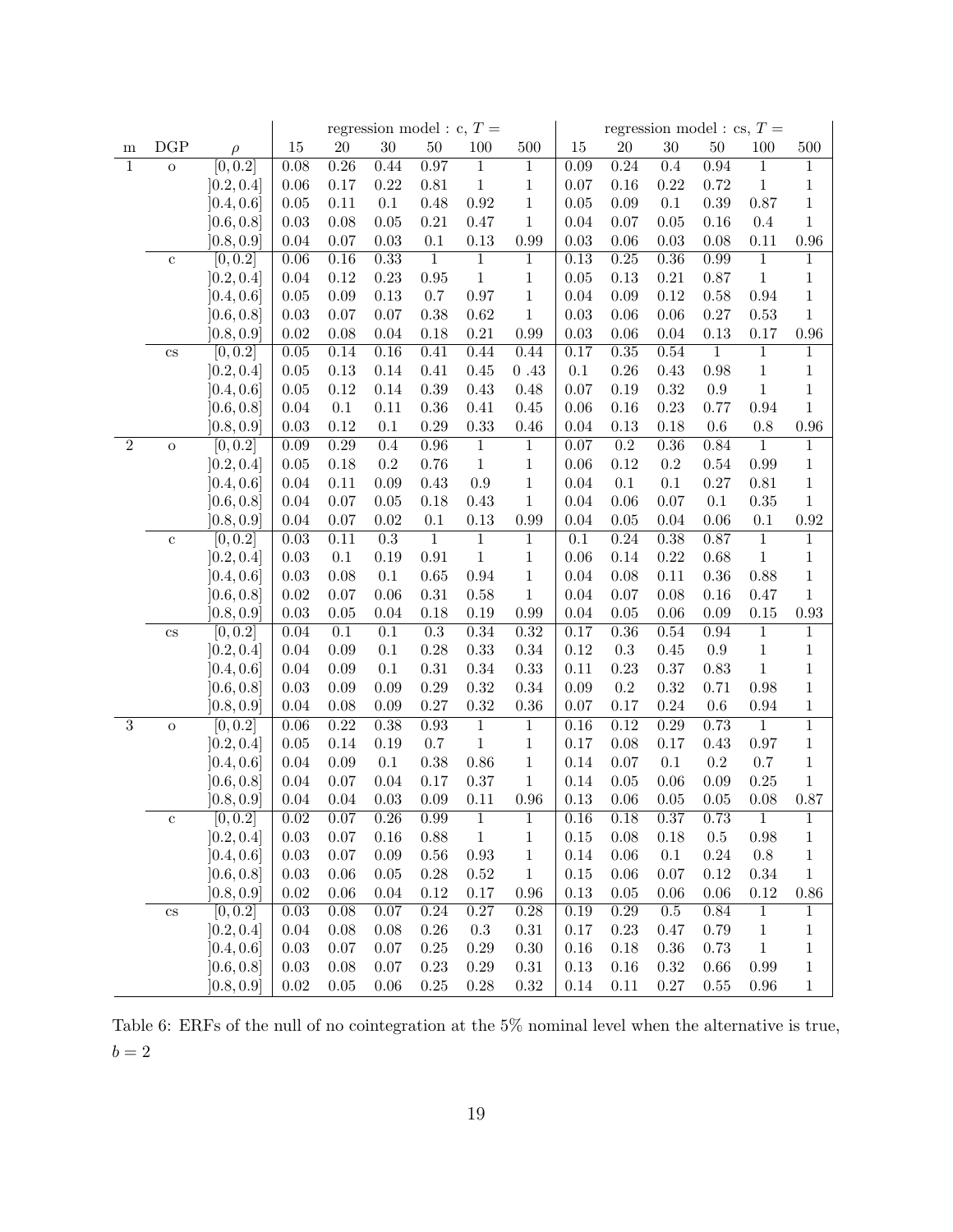| | | | regression model : c, $T =$ | | | | | | regression model : cs, $T =$ | | | | | |
|---|---|---|---|---|---|---|---|---|---|---|---|---|---|---|
| m | DGP | $\rho$ | 15 | 20 | 30 | 50 | 100 | 500 | 15 | 20 | 30 | 50 | 100 | 500 |
| 1 | o | $[0, 0.2]$ | 0.08 | 0.26 | 0.44 | 0.97 | 1 | 1 | 0.09 | 0.24 | 0.4 | 0.94 | 1 | 1 |
| | | $]0.2, 0.4]$ | 0.06 | 0.17 | 0.22 | 0.81 | 1 | 1 | 0.07 | 0.16 | 0.22 | 0.72 | 1 | 1 |
| | | $]0.4, 0.6]$ | 0.05 | 0.11 | 0.1 | 0.48 | 0.92 | 1 | 0.05 | 0.09 | 0.1 | 0.39 | 0.87 | 1 |
| | | $]0.6, 0.8]$ | 0.03 | 0.08 | 0.05 | 0.21 | 0.47 | 1 | 0.04 | 0.07 | 0.05 | 0.16 | 0.4 | 1 |
| | | $]0.8, 0.9]$ | 0.04 | 0.07 | 0.03 | 0.1 | 0.13 | 0.99 | 0.03 | 0.06 | 0.03 | 0.08 | 0.11 | 0.96 |
| | c | $[0, 0.2]$ | 0.06 | 0.16 | 0.33 | 1 | 1 | 1 | 0.13 | 0.25 | 0.36 | 0.99 | 1 | 1 |
| | | $]0.2, 0.4]$ | 0.04 | 0.12 | 0.23 | 0.95 | 1 | 1 | 0.05 | 0.13 | 0.21 | 0.87 | 1 | 1 |
| | | $]0.4, 0.6]$ | 0.05 | 0.09 | 0.13 | 0.7 | 0.97 | 1 | 0.04 | 0.09 | 0.12 | 0.58 | 0.94 | 1 |
| | | $]0.6, 0.8]$ | 0.03 | 0.07 | 0.07 | 0.38 | 0.62 | 1 | 0.03 | 0.06 | 0.06 | 0.27 | 0.53 | 1 |
| | | $]0.8, 0.9]$ | 0.02 | 0.08 | 0.04 | 0.18 | 0.21 | 0.99 | 0.03 | 0.06 | 0.04 | 0.13 | 0.17 | 0.96 |
| | cs | $[0, 0.2]$ | 0.05 | 0.14 | 0.16 | 0.41 | 0.44 | 0.44 | 0.17 | 0.35 | 0.54 | 1 | 1 | 1 |
| | | $]0.2, 0.4]$ | 0.05 | 0.13 | 0.14 | 0.41 | 0.45 | 0 .43 | 0.1 | 0.26 | 0.43 | 0.98 | 1 | 1 |
| | | $]0.4, 0.6]$ | 0.05 | 0.12 | 0.14 | 0.39 | 0.43 | 0.48 | 0.07 | 0.19 | 0.32 | 0.9 | 1 | 1 |
| | | $]0.6, 0.8]$ | 0.04 | 0.1 | 0.11 | 0.36 | 0.41 | 0.45 | 0.06 | 0.16 | 0.23 | 0.77 | 0.94 | 1 |
| | | $]0.8, 0.9]$ | 0.03 | 0.12 | 0.1 | 0.29 | 0.33 | 0.46 | 0.04 | 0.13 | 0.18 | 0.6 | 0.8 | 0.96 |
| 2 | o | $[0, 0.2]$ | 0.09 | 0.29 | 0.4 | 0.96 | 1 | 1 | 0.07 | 0.2 | 0.36 | 0.84 | 1 | 1 |
| | | $]0.2, 0.4]$ | 0.05 | 0.18 | 0.2 | 0.76 | 1 | 1 | 0.06 | 0.12 | 0.2 | 0.54 | 0.99 | 1 |
| | | $]0.4, 0.6]$ | 0.04 | 0.11 | 0.09 | 0.43 | 0.9 | 1 | 0.04 | 0.1 | 0.1 | 0.27 | 0.81 | 1 |
| | | $]0.6, 0.8]$ | 0.04 | 0.07 | 0.05 | 0.18 | 0.43 | 1 | 0.04 | 0.06 | 0.07 | 0.1 | 0.35 | 1 |
| | | $]0.8, 0.9]$ | 0.04 | 0.07 | 0.02 | 0.1 | 0.13 | 0.99 | 0.04 | 0.05 | 0.04 | 0.06 | 0.1 | 0.92 |
| | c | $[0, 0.2]$ | 0.03 | 0.11 | 0.3 | 1 | 1 | 1 | 0.1 | 0.24 | 0.38 | 0.87 | 1 | 1 |
| | | $]0.2, 0.4]$ | 0.03 | 0.1 | 0.19 | 0.91 | 1 | 1 | 0.06 | 0.14 | 0.22 | 0.68 | 1 | 1 |
| | | $]0.4, 0.6]$ | 0.03 | 0.08 | 0.1 | 0.65 | 0.94 | 1 | 0.04 | 0.08 | 0.11 | 0.36 | 0.88 | 1 |
| | | $]0.6, 0.8]$ | 0.02 | 0.07 | 0.06 | 0.31 | 0.58 | 1 | 0.04 | 0.07 | 0.08 | 0.16 | 0.47 | 1 |
| | | $]0.8, 0.9]$ | 0.03 | 0.05 | 0.04 | 0.18 | 0.19 | 0.99 | 0.04 | 0.05 | 0.06 | 0.09 | 0.15 | 0.93 |
| | cs | $[0, 0.2]$ | 0.04 | 0.1 | 0.1 | 0.3 | 0.34 | 0.32 | 0.17 | 0.36 | 0.54 | 0.94 | 1 | 1 |
| | | $]0.2, 0.4]$ | 0.04 | 0.09 | 0.1 | 0.28 | 0.33 | 0.34 | 0.12 | 0.3 | 0.45 | 0.9 | 1 | 1 |
| | | $]0.4, 0.6]$ | 0.04 | 0.09 | 0.1 | 0.31 | 0.34 | 0.33 | 0.11 | 0.23 | 0.37 | 0.83 | 1 | 1 |
| | | $]0.6, 0.8]$ | 0.03 | 0.09 | 0.09 | 0.29 | 0.32 | 0.34 | 0.09 | 0.2 | 0.32 | 0.71 | 0.98 | 1 |
| | | $]0.8, 0.9]$ | 0.04 | 0.08 | 0.09 | 0.27 | 0.32 | 0.36 | 0.07 | 0.17 | 0.24 | 0.6 | 0.94 | 1 |
| 3 | o | $[0, 0.2]$ | 0.06 | 0.22 | 0.38 | 0.93 | 1 | 1 | 0.16 | 0.12 | 0.29 | 0.73 | 1 | 1 |
| | | $]0.2, 0.4]$ | 0.05 | 0.14 | 0.19 | 0.7 | 1 | 1 | 0.17 | 0.08 | 0.17 | 0.43 | 0.97 | 1 |
| | | $]0.4, 0.6]$ | 0.04 | 0.09 | 0.1 | 0.38 | 0.86 | 1 | 0.14 | 0.07 | 0.1 | 0.2 | 0.7 | 1 |
| | | $]0.6, 0.8]$ | 0.04 | 0.07 | 0.04 | 0.17 | 0.37 | 1 | 0.14 | 0.05 | 0.06 | 0.09 | 0.25 | 1 |
| | | $]0.8, 0.9]$ | 0.04 | 0.04 | 0.03 | 0.09 | 0.11 | 0.96 | 0.13 | 0.06 | 0.05 | 0.05 | 0.08 | 0.87 |
| | c | $[0, 0.2]$ | 0.02 | 0.07 | 0.26 | 0.99 | 1 | 1 | 0.16 | 0.18 | 0.37 | 0.73 | 1 | 1 |
| | | $]0.2, 0.4]$ | 0.03 | 0.07 | 0.16 | 0.88 | 1 | 1 | 0.15 | 0.08 | 0.18 | 0.5 | 0.98 | 1 |
| | | $]0.4, 0.6]$ | 0.03 | 0.07 | 0.09 | 0.56 | 0.93 | 1 | 0.14 | 0.06 | 0.1 | 0.24 | 0.8 | 1 |
| | | $]0.6, 0.8]$ | 0.03 | 0.06 | 0.05 | 0.28 | 0.52 | 1 | 0.15 | 0.06 | 0.07 | 0.12 | 0.34 | 1 |
| | | $]0.8, 0.9]$ | 0.02 | 0.06 | 0.04 | 0.12 | 0.17 | 0.96 | 0.13 | 0.05 | 0.06 | 0.06 | 0.12 | 0.86 |
| | cs | $[0, 0.2]$ | 0.03 | 0.08 | 0.07 | 0.24 | 0.27 | 0.28 | 0.19 | 0.29 | 0.5 | 0.84 | 1 | 1 |
| | | $]0.2, 0.4]$ | 0.04 | 0.08 | 0.08 | 0.26 | 0.3 | 0.31 | 0.17 | 0.23 | 0.47 | 0.79 | 1 | 1 |
| | | $]0.4, 0.6]$ | 0.03 | 0.07 | 0.07 | 0.25 | 0.29 | 0.30 | 0.16 | 0.18 | 0.36 | 0.73 | 1 | 1 |
| | | $]0.6, 0.8]$ | 0.03 | 0.08 | 0.07 | 0.23 | 0.29 | 0.31 | 0.13 | 0.16 | 0.32 | 0.66 | 0.99 | 1 |
| | | $]0.8, 0.9]$ | 0.02 | 0.05 | 0.06 | 0.25 | 0.28 | 0.32 | 0.14 | 0.11 | 0.27 | 0.55 | 0.96 | 1 |

Table 6: ERFs of the null of no cointegration at the 5% nominal level when the alternative is true, $b = 2$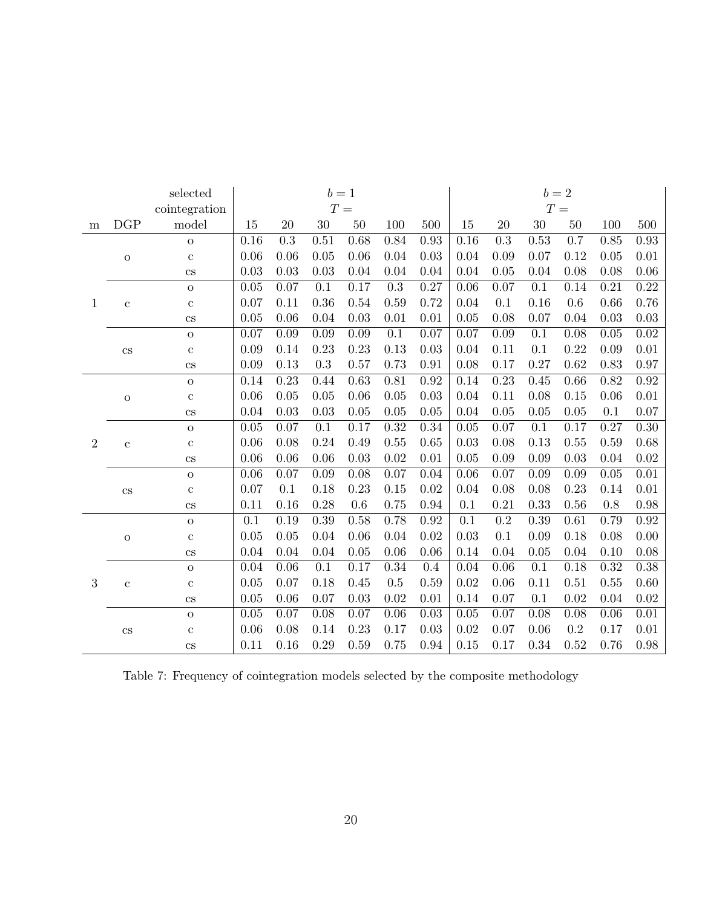| | | selected | $b=1$ | | | | | | $b=2$ | | | | | |
|---|---|---|---|---|---|---|---|---|---|---|---|---|---|---|
| | | cointegration | $T=$ | | | | | | $T=$ | | | | | |
| m | DGP | model | 15 | 20 | 30 | 50 | 100 | 500 | 15 | 20 | 30 | 50 | 100 | 500 |
| 1 | o | o | 0.16 | 0.3 | 0.51 | 0.68 | 0.84 | 0.93 | 0.16 | 0.3 | 0.53 | 0.7 | 0.85 | 0.93 |
| | | c | 0.06 | 0.06 | 0.05 | 0.06 | 0.04 | 0.03 | 0.04 | 0.09 | 0.07 | 0.12 | 0.05 | 0.01 |
| | | cs | 0.03 | 0.03 | 0.03 | 0.04 | 0.04 | 0.04 | 0.04 | 0.05 | 0.04 | 0.08 | 0.08 | 0.06 |
| | c | o | 0.05 | 0.07 | 0.1 | 0.17 | 0.3 | 0.27 | 0.06 | 0.07 | 0.1 | 0.14 | 0.21 | 0.22 |
| | | c | 0.07 | 0.11 | 0.36 | 0.54 | 0.59 | 0.72 | 0.04 | 0.1 | 0.16 | 0.6 | 0.66 | 0.76 |
| | | cs | 0.05 | 0.06 | 0.04 | 0.03 | 0.01 | 0.01 | 0.05 | 0.08 | 0.07 | 0.04 | 0.03 | 0.03 |
| | cs | o | 0.07 | 0.09 | 0.09 | 0.09 | 0.1 | 0.07 | 0.07 | 0.09 | 0.1 | 0.08 | 0.05 | 0.02 |
| | | c | 0.09 | 0.14 | 0.23 | 0.23 | 0.13 | 0.03 | 0.04 | 0.11 | 0.1 | 0.22 | 0.09 | 0.01 |
| | | cs | 0.09 | 0.13 | 0.3 | 0.57 | 0.73 | 0.91 | 0.08 | 0.17 | 0.27 | 0.62 | 0.83 | 0.97 |
| 2 | o | o | 0.14 | 0.23 | 0.44 | 0.63 | 0.81 | 0.92 | 0.14 | 0.23 | 0.45 | 0.66 | 0.82 | 0.92 |
| | | c | 0.06 | 0.05 | 0.05 | 0.06 | 0.05 | 0.03 | 0.04 | 0.11 | 0.08 | 0.15 | 0.06 | 0.01 |
| | | cs | 0.04 | 0.03 | 0.03 | 0.05 | 0.05 | 0.05 | 0.04 | 0.05 | 0.05 | 0.05 | 0.1 | 0.07 |
| | c | o | 0.05 | 0.07 | 0.1 | 0.17 | 0.32 | 0.34 | 0.05 | 0.07 | 0.1 | 0.17 | 0.27 | 0.30 |
| | | c | 0.06 | 0.08 | 0.24 | 0.49 | 0.55 | 0.65 | 0.03 | 0.08 | 0.13 | 0.55 | 0.59 | 0.68 |
| | | cs | 0.06 | 0.06 | 0.06 | 0.03 | 0.02 | 0.01 | 0.05 | 0.09 | 0.09 | 0.03 | 0.04 | 0.02 |
| | cs | o | 0.06 | 0.07 | 0.09 | 0.08 | 0.07 | 0.04 | 0.06 | 0.07 | 0.09 | 0.09 | 0.05 | 0.01 |
| | | c | 0.07 | 0.1 | 0.18 | 0.23 | 0.15 | 0.02 | 0.04 | 0.08 | 0.08 | 0.23 | 0.14 | 0.01 |
| | | cs | 0.11 | 0.16 | 0.28 | 0.6 | 0.75 | 0.94 | 0.1 | 0.21 | 0.33 | 0.56 | 0.8 | 0.98 |
| 3 | o | o | 0.1 | 0.19 | 0.39 | 0.58 | 0.78 | 0.92 | 0.1 | 0.2 | 0.39 | 0.61 | 0.79 | 0.92 |
| | | c | 0.05 | 0.05 | 0.04 | 0.06 | 0.04 | 0.02 | 0.03 | 0.1 | 0.09 | 0.18 | 0.08 | 0.00 |
| | | cs | 0.04 | 0.04 | 0.04 | 0.05 | 0.06 | 0.06 | 0.14 | 0.04 | 0.05 | 0.04 | 0.10 | 0.08 |
| | c | o | 0.04 | 0.06 | 0.1 | 0.17 | 0.34 | 0.4 | 0.04 | 0.06 | 0.1 | 0.18 | 0.32 | 0.38 |
| | | c | 0.05 | 0.07 | 0.18 | 0.45 | 0.5 | 0.59 | 0.02 | 0.06 | 0.11 | 0.51 | 0.55 | 0.60 |
| | | cs | 0.05 | 0.06 | 0.07 | 0.03 | 0.02 | 0.01 | 0.14 | 0.07 | 0.1 | 0.02 | 0.04 | 0.02 |
| | cs | o | 0.05 | 0.07 | 0.08 | 0.07 | 0.06 | 0.03 | 0.05 | 0.07 | 0.08 | 0.08 | 0.06 | 0.01 |
| | | c | 0.06 | 0.08 | 0.14 | 0.23 | 0.17 | 0.03 | 0.02 | 0.07 | 0.06 | 0.2 | 0.17 | 0.01 |
| | | cs | 0.11 | 0.16 | 0.29 | 0.59 | 0.75 | 0.94 | 0.15 | 0.17 | 0.34 | 0.52 | 0.76 | 0.98 |

Table 7: Frequency of cointegration models selected by the composite methodology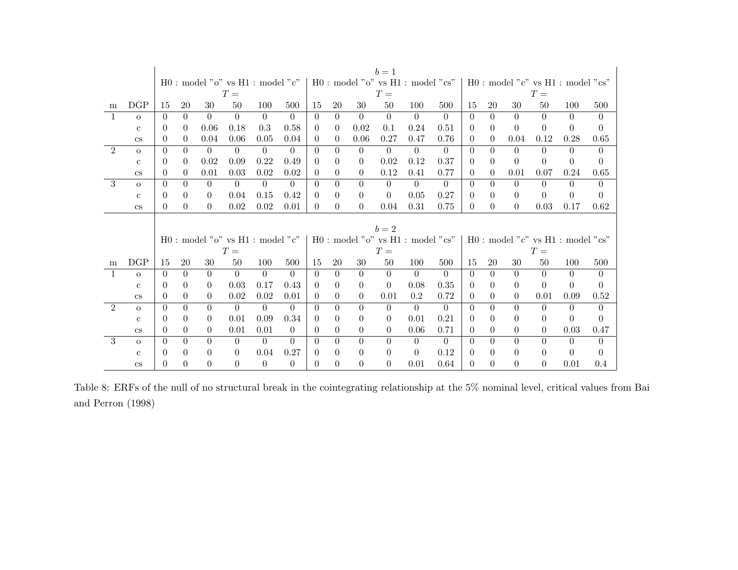| | | $b=1$ | | | | | | | | | | | | | | | | | |
|---|---|---|---|---|---|---|---|---|---|---|---|---|---|---|---|---|---|---|---|
| | | H0 : model "o" vs H1 : model "c" | | | | | | H0 : model "o" vs H1 : model "cs" | | | | | | H0 : model "c" vs H1 : model "cs" | | | | | |
| | | $T=$ | | | | | | $T=$ | | | | | | $T=$ | | | | | |
| m | DGP | 15 | 20 | 30 | 50 | 100 | 500 | 15 | 20 | 30 | 50 | 100 | 500 | 15 | 20 | 30 | 50 | 100 | 500 |
| 1 | o | 0 | 0 | 0 | 0 | 0 | 0 | 0 | 0 | 0 | 0 | 0 | 0 | 0 | 0 | 0 | 0 | 0 | 0 |
| | c | 0 | 0 | 0.06 | 0.18 | 0.3 | 0.58 | 0 | 0 | 0.02 | 0.1 | 0.24 | 0.51 | 0 | 0 | 0 | 0 | 0 | 0 |
| | cs | 0 | 0 | 0.04 | 0.06 | 0.05 | 0.04 | 0 | 0 | 0.06 | 0.27 | 0.47 | 0.76 | 0 | 0 | 0.04 | 0.12 | 0.28 | 0.65 |
| 2 | o | 0 | 0 | 0 | 0 | 0 | 0 | 0 | 0 | 0 | 0 | 0 | 0 | 0 | 0 | 0 | 0 | 0 | 0 |
| | c | 0 | 0 | 0.02 | 0.09 | 0.22 | 0.49 | 0 | 0 | 0 | 0.02 | 0.12 | 0.37 | 0 | 0 | 0 | 0 | 0 | 0 |
| | cs | 0 | 0 | 0.01 | 0.03 | 0.02 | 0.02 | 0 | 0 | 0 | 0.12 | 0.41 | 0.77 | 0 | 0 | 0.01 | 0.07 | 0.24 | 0.65 |
| 3 | o | 0 | 0 | 0 | 0 | 0 | 0 | 0 | 0 | 0 | 0 | 0 | 0 | 0 | 0 | 0 | 0 | 0 | 0 |
| | c | 0 | 0 | 0 | 0.04 | 0.15 | 0.42 | 0 | 0 | 0 | 0 | 0.05 | 0.27 | 0 | 0 | 0 | 0 | 0 | 0 |
| | cs | 0 | 0 | 0 | 0.02 | 0.02 | 0.01 | 0 | 0 | 0 | 0.04 | 0.31 | 0.75 | 0 | 0 | 0 | 0.03 | 0.17 | 0.62 |
| | | $b=2$ | | | | | | | | | | | | | | | | | |
| | | H0 : model "o" vs H1 : model "c" | | | | | | H0 : model "o" vs H1 : model "cs" | | | | | | H0 : model "c" vs H1 : model "cs" | | | | | |
| | | $T=$ | | | | | | $T=$ | | | | | | $T=$ | | | | | |
| m | DGP | 15 | 20 | 30 | 50 | 100 | 500 | 15 | 20 | 30 | 50 | 100 | 500 | 15 | 20 | 30 | 50 | 100 | 500 |
| 1 | o | 0 | 0 | 0 | 0 | 0 | 0 | 0 | 0 | 0 | 0 | 0 | 0 | 0 | 0 | 0 | 0 | 0 | 0 |
| | c | 0 | 0 | 0 | 0.03 | 0.17 | 0.43 | 0 | 0 | 0 | 0 | 0.08 | 0.35 | 0 | 0 | 0 | 0 | 0 | 0 |
| | cs | 0 | 0 | 0 | 0.02 | 0.02 | 0.01 | 0 | 0 | 0 | 0.01 | 0.2 | 0.72 | 0 | 0 | 0 | 0.01 | 0.09 | 0.52 |
| 2 | o | 0 | 0 | 0 | 0 | 0 | 0 | 0 | 0 | 0 | 0 | 0 | 0 | 0 | 0 | 0 | 0 | 0 | 0 |
| | c | 0 | 0 | 0 | 0.01 | 0.09 | 0.34 | 0 | 0 | 0 | 0 | 0.01 | 0.21 | 0 | 0 | 0 | 0 | 0 | 0 |
| | cs | 0 | 0 | 0 | 0.01 | 0.01 | 0 | 0 | 0 | 0 | 0 | 0.06 | 0.71 | 0 | 0 | 0 | 0 | 0.03 | 0.47 |
| 3 | o | 0 | 0 | 0 | 0 | 0 | 0 | 0 | 0 | 0 | 0 | 0 | 0 | 0 | 0 | 0 | 0 | 0 | 0 |
| | c | 0 | 0 | 0 | 0 | 0.04 | 0.27 | 0 | 0 | 0 | 0 | 0 | 0.12 | 0 | 0 | 0 | 0 | 0 | 0 |
| | cs | 0 | 0 | 0 | 0 | 0 | 0 | 0 | 0 | 0 | 0 | 0.01 | 0.64 | 0 | 0 | 0 | 0 | 0.01 | 0.4 |

Table 8: ERFs of the null of no structural break in the cointegrating relationship at the 5% nominal level, critical values from Bai and Perron (1998)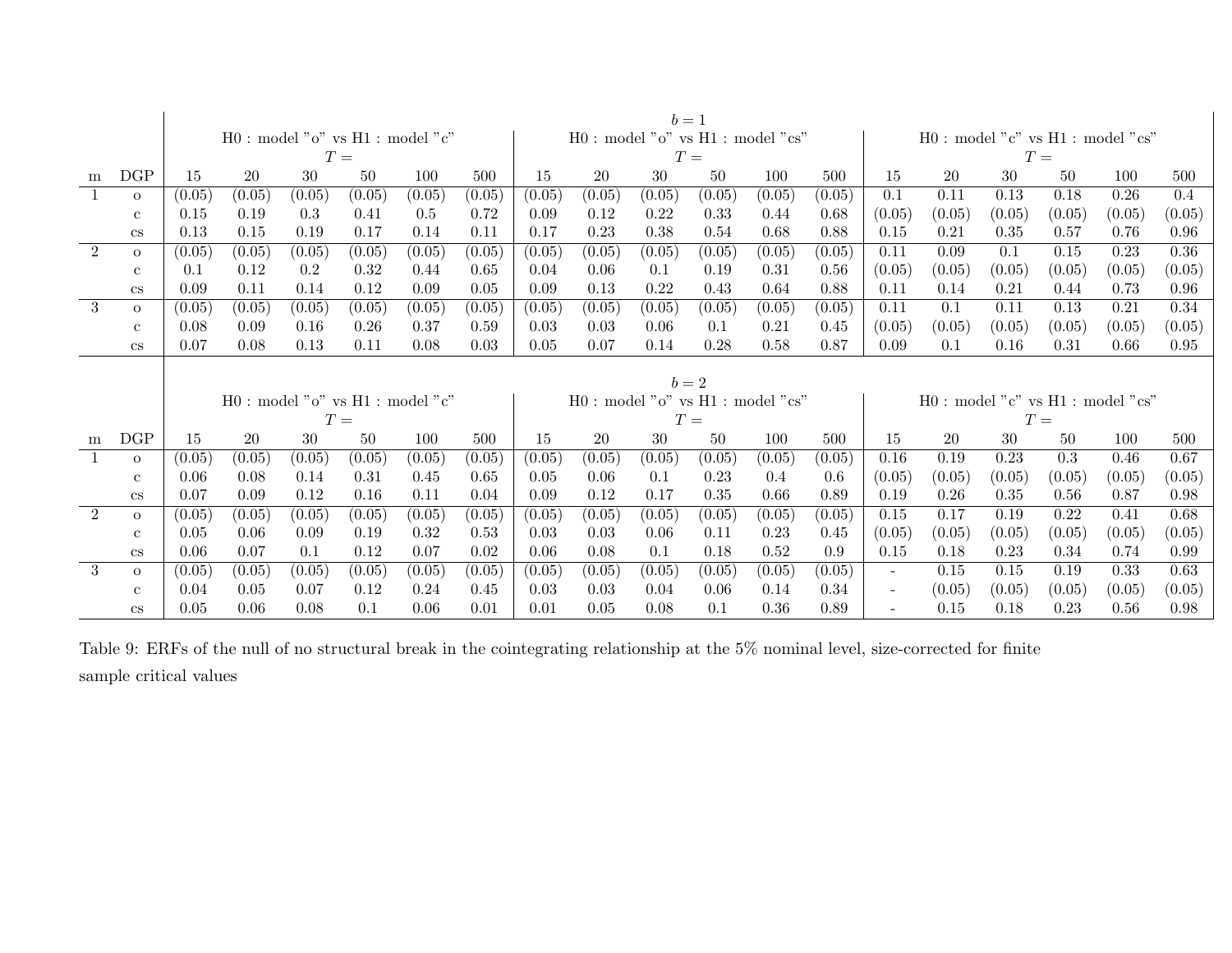| | | $b=1$ | | | | | | | | | | | | | | | | | |
|---|---|---|---|---|---|---|---|---|---|---|---|---|---|---|---|---|---|---|---|
| | | H0 : model "o" vs H1 : model "c" | | | | | | H0 : model "o" vs H1 : model "cs" | | | | | | H0 : model "c" vs H1 : model "cs" | | | | | |
| | | $T=$ | | | | | | $T=$ | | | | | | $T=$ | | | | | |
| m | DGP | 15 | 20 | 30 | 50 | 100 | 500 | 15 | 20 | 30 | 50 | 100 | 500 | 15 | 20 | 30 | 50 | 100 | 500 |
| 1 | o | (0.05) | (0.05) | (0.05) | (0.05) | (0.05) | (0.05) | (0.05) | (0.05) | (0.05) | (0.05) | (0.05) | (0.05) | 0.1 | 0.11 | 0.13 | 0.18 | 0.26 | 0.4 |
| | c | 0.15 | 0.19 | 0.3 | 0.41 | 0.5 | 0.72 | 0.09 | 0.12 | 0.22 | 0.33 | 0.44 | 0.68 | (0.05) | (0.05) | (0.05) | (0.05) | (0.05) | (0.05) |
| | cs | 0.13 | 0.15 | 0.19 | 0.17 | 0.14 | 0.11 | 0.17 | 0.23 | 0.38 | 0.54 | 0.68 | 0.88 | 0.15 | 0.21 | 0.35 | 0.57 | 0.76 | 0.96 |
| 2 | o | (0.05) | (0.05) | (0.05) | (0.05) | (0.05) | (0.05) | (0.05) | (0.05) | (0.05) | (0.05) | (0.05) | (0.05) | 0.11 | 0.09 | 0.1 | 0.15 | 0.23 | 0.36 |
| | c | 0.1 | 0.12 | 0.2 | 0.32 | 0.44 | 0.65 | 0.04 | 0.06 | 0.1 | 0.19 | 0.31 | 0.56 | (0.05) | (0.05) | (0.05) | (0.05) | (0.05) | (0.05) |
| | cs | 0.09 | 0.11 | 0.14 | 0.12 | 0.09 | 0.05 | 0.09 | 0.13 | 0.22 | 0.43 | 0.64 | 0.88 | 0.11 | 0.14 | 0.21 | 0.44 | 0.73 | 0.96 |
| 3 | o | (0.05) | (0.05) | (0.05) | (0.05) | (0.05) | (0.05) | (0.05) | (0.05) | (0.05) | (0.05) | (0.05) | (0.05) | 0.11 | 0.1 | 0.11 | 0.13 | 0.21 | 0.34 |
| | c | 0.08 | 0.09 | 0.16 | 0.26 | 0.37 | 0.59 | 0.03 | 0.03 | 0.06 | 0.1 | 0.21 | 0.45 | (0.05) | (0.05) | (0.05) | (0.05) | (0.05) | (0.05) |
| | cs | 0.07 | 0.08 | 0.13 | 0.11 | 0.08 | 0.03 | 0.05 | 0.07 | 0.14 | 0.28 | 0.58 | 0.87 | 0.09 | 0.1 | 0.16 | 0.31 | 0.66 | 0.95 |

| | | $b=2$ | | | | | | | | | | | | | | | | | |
|---|---|---|---|---|---|---|---|---|---|---|---|---|---|---|---|---|---|---|---|
| | | H0 : model "o" vs H1 : model "c" | | | | | | H0 : model "o" vs H1 : model "cs" | | | | | | H0 : model "c" vs H1 : model "cs" | | | | | |
| | | $T=$ | | | | | | $T=$ | | | | | | $T=$ | | | | | |
| m | DGP | 15 | 20 | 30 | 50 | 100 | 500 | 15 | 20 | 30 | 50 | 100 | 500 | 15 | 20 | 30 | 50 | 100 | 500 |
| 1 | o | (0.05) | (0.05) | (0.05) | (0.05) | (0.05) | (0.05) | (0.05) | (0.05) | (0.05) | (0.05) | (0.05) | (0.05) | 0.16 | 0.19 | 0.23 | 0.3 | 0.46 | 0.67 |
| | c | 0.06 | 0.08 | 0.14 | 0.31 | 0.45 | 0.65 | 0.05 | 0.06 | 0.1 | 0.23 | 0.4 | 0.6 | (0.05) | (0.05) | (0.05) | (0.05) | (0.05) | (0.05) |
| | cs | 0.07 | 0.09 | 0.12 | 0.16 | 0.11 | 0.04 | 0.09 | 0.12 | 0.17 | 0.35 | 0.66 | 0.89 | 0.19 | 0.26 | 0.35 | 0.56 | 0.87 | 0.98 |
| 2 | o | (0.05) | (0.05) | (0.05) | (0.05) | (0.05) | (0.05) | (0.05) | (0.05) | (0.05) | (0.05) | (0.05) | (0.05) | 0.15 | 0.17 | 0.19 | 0.22 | 0.41 | 0.68 |
| | c | 0.05 | 0.06 | 0.09 | 0.19 | 0.32 | 0.53 | 0.03 | 0.03 | 0.06 | 0.11 | 0.23 | 0.45 | (0.05) | (0.05) | (0.05) | (0.05) | (0.05) | (0.05) |
| | cs | 0.06 | 0.07 | 0.1 | 0.12 | 0.07 | 0.02 | 0.06 | 0.08 | 0.1 | 0.18 | 0.52 | 0.9 | 0.15 | 0.18 | 0.23 | 0.34 | 0.74 | 0.99 |
| 3 | o | (0.05) | (0.05) | (0.05) | (0.05) | (0.05) | (0.05) | (0.05) | (0.05) | (0.05) | (0.05) | (0.05) | (0.05) | - | 0.15 | 0.15 | 0.19 | 0.33 | 0.63 |
| | c | 0.04 | 0.05 | 0.07 | 0.12 | 0.24 | 0.45 | 0.03 | 0.03 | 0.04 | 0.06 | 0.14 | 0.34 | - | (0.05) | (0.05) | (0.05) | (0.05) | (0.05) |
| | cs | 0.05 | 0.06 | 0.08 | 0.1 | 0.06 | 0.01 | 0.01 | 0.05 | 0.08 | 0.1 | 0.36 | 0.89 | - | 0.15 | 0.18 | 0.23 | 0.56 | 0.98 |

Table 9: ERFs of the null of no structural break in the cointegrating relationship at the 5% nominal level, size-corrected for finite sample critical values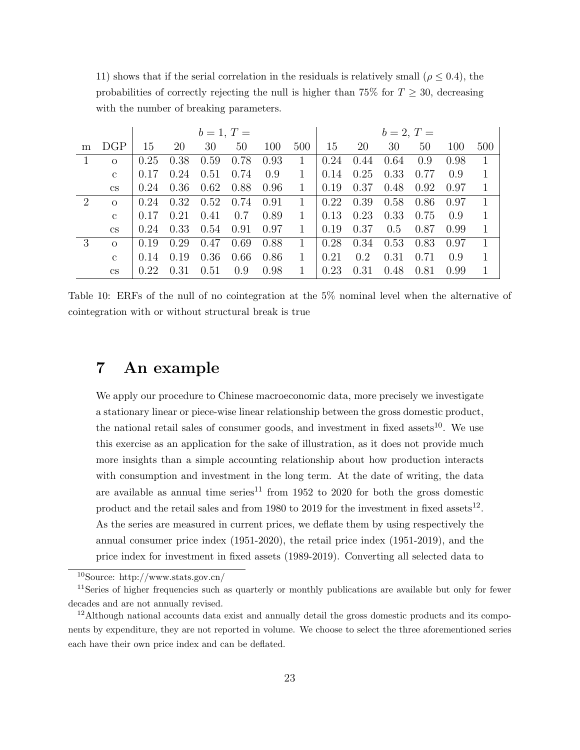11) shows that if the serial correlation in the residuals is relatively small ($\rho \leq 0.4$), the probabilities of correctly rejecting the null is higher than 75% for $T \geq 30$, decreasing with the number of breaking parameters.

| | | $b = 1$, $T =$ | | | | | | $b = 2$, $T =$ | | | | | |
|---|---|---|---|---|---|---|---|---|---|---|---|---|---|
| m | DGP | 15 | 20 | 30 | 50 | 100 | 500 | 15 | 20 | 30 | 50 | 100 | 500 |
| 1 | o | 0.25 | 0.38 | 0.59 | 0.78 | 0.93 | 1 | 0.24 | 0.44 | 0.64 | 0.9 | 0.98 | 1 |
| | c | 0.17 | 0.24 | 0.51 | 0.74 | 0.9 | 1 | 0.14 | 0.25 | 0.33 | 0.77 | 0.9 | 1 |
| | cs | 0.24 | 0.36 | 0.62 | 0.88 | 0.96 | 1 | 0.19 | 0.37 | 0.48 | 0.92 | 0.97 | 1 |
| 2 | o | 0.24 | 0.32 | 0.52 | 0.74 | 0.91 | 1 | 0.22 | 0.39 | 0.58 | 0.86 | 0.97 | 1 |
| | c | 0.17 | 0.21 | 0.41 | 0.7 | 0.89 | 1 | 0.13 | 0.23 | 0.33 | 0.75 | 0.9 | 1 |
| | cs | 0.24 | 0.33 | 0.54 | 0.91 | 0.97 | 1 | 0.19 | 0.37 | 0.5 | 0.87 | 0.99 | 1 |
| 3 | o | 0.19 | 0.29 | 0.47 | 0.69 | 0.88 | 1 | 0.28 | 0.34 | 0.53 | 0.83 | 0.97 | 1 |
| | c | 0.14 | 0.19 | 0.36 | 0.66 | 0.86 | 1 | 0.21 | 0.2 | 0.31 | 0.71 | 0.9 | 1 |
| | cs | 0.22 | 0.31 | 0.51 | 0.9 | 0.98 | 1 | 0.23 | 0.31 | 0.48 | 0.81 | 0.99 | 1 |

Table 10: ERFs of the null of no cointegration at the 5% nominal level when the alternative of cointegration with or without structural break is true

# 7 An example

We apply our procedure to Chinese macroeconomic data, more precisely we investigate a stationary linear or piece-wise linear relationship between the gross domestic product, the national retail sales of consumer goods, and investment in fixed assets[10]. We use this exercise as an application for the sake of illustration, as it does not provide much more insights than a simple accounting relationship about how production interacts with consumption and investment in the long term. At the date of writing, the data are available as annual time series[11] from 1952 to 2020 for both the gross domestic product and the retail sales and from 1980 to 2019 for the investment in fixed assets[12]. As the series are measured in current prices, we deflate them by using respectively the annual consumer price index (1951-2020), the retail price index (1951-2019), and the price index for investment in fixed assets (1989-2019). Converting all selected data to

[10] Source: http://www.stats.gov.cn/

[11] Series of higher frequencies such as quarterly or monthly publications are available but only for fewer decades and are not annually revised.

[12] Although national accounts data exist and annually detail the gross domestic products and its components by expenditure, they are not reported in volume. We choose to select the three aforementioned series each have their own price index and can be deflated.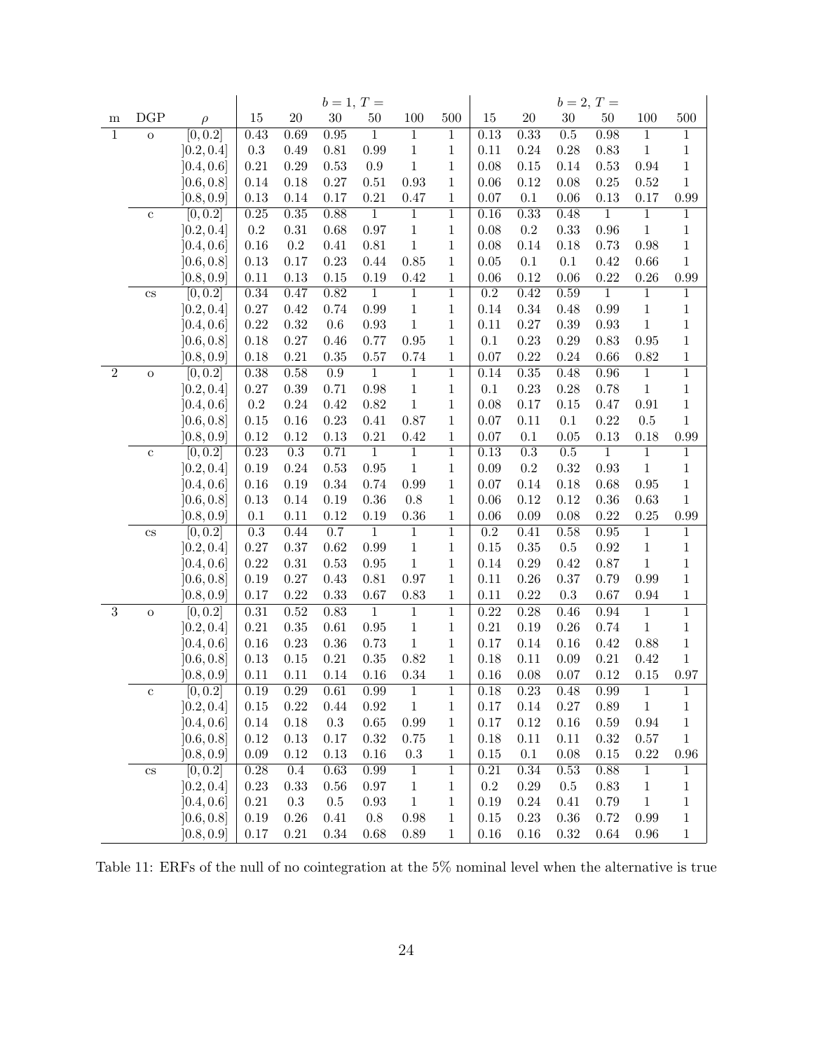| | | | $b=1,\ T=$ | | | | | | $b=2,\ T=$ | | | | | |
|---|---|---|---|---|---|---|---|---|---|---|---|---|---|---|
| m | DGP | $\rho$ | 15 | 20 | 30 | 50 | 100 | 500 | 15 | 20 | 30 | 50 | 100 | 500 |
| 1 | o | $[0, 0.2]$ | 0.43 | 0.69 | 0.95 | 1 | 1 | 1 | 0.13 | 0.33 | 0.5 | 0.98 | 1 | 1 |
| | | $]0.2, 0.4]$ | 0.3 | 0.49 | 0.81 | 0.99 | 1 | 1 | 0.11 | 0.24 | 0.28 | 0.83 | 1 | 1 |
| | | $]0.4, 0.6]$ | 0.21 | 0.29 | 0.53 | 0.9 | 1 | 1 | 0.08 | 0.15 | 0.14 | 0.53 | 0.94 | 1 |
| | | $]0.6, 0.8]$ | 0.14 | 0.18 | 0.27 | 0.51 | 0.93 | 1 | 0.06 | 0.12 | 0.08 | 0.25 | 0.52 | 1 |
| | | $]0.8, 0.9]$ | 0.13 | 0.14 | 0.17 | 0.21 | 0.47 | 1 | 0.07 | 0.1 | 0.06 | 0.13 | 0.17 | 0.99 |
| | c | $[0, 0.2]$ | 0.25 | 0.35 | 0.88 | 1 | 1 | 1 | 0.16 | 0.33 | 0.48 | 1 | 1 | 1 |
| | | $]0.2, 0.4]$ | 0.2 | 0.31 | 0.68 | 0.97 | 1 | 1 | 0.08 | 0.2 | 0.33 | 0.96 | 1 | 1 |
| | | $]0.4, 0.6]$ | 0.16 | 0.2 | 0.41 | 0.81 | 1 | 1 | 0.08 | 0.14 | 0.18 | 0.73 | 0.98 | 1 |
| | | $]0.6, 0.8]$ | 0.13 | 0.17 | 0.23 | 0.44 | 0.85 | 1 | 0.05 | 0.1 | 0.1 | 0.42 | 0.66 | 1 |
| | | $]0.8, 0.9]$ | 0.11 | 0.13 | 0.15 | 0.19 | 0.42 | 1 | 0.06 | 0.12 | 0.06 | 0.22 | 0.26 | 0.99 |
| | cs | $[0, 0.2]$ | 0.34 | 0.47 | 0.82 | 1 | 1 | 1 | 0.2 | 0.42 | 0.59 | 1 | 1 | 1 |
| | | $]0.2, 0.4]$ | 0.27 | 0.42 | 0.74 | 0.99 | 1 | 1 | 0.14 | 0.34 | 0.48 | 0.99 | 1 | 1 |
| | | $]0.4, 0.6]$ | 0.22 | 0.32 | 0.6 | 0.93 | 1 | 1 | 0.11 | 0.27 | 0.39 | 0.93 | 1 | 1 |
| | | $]0.6, 0.8]$ | 0.18 | 0.27 | 0.46 | 0.77 | 0.95 | 1 | 0.1 | 0.23 | 0.29 | 0.83 | 0.95 | 1 |
| | | $]0.8, 0.9]$ | 0.18 | 0.21 | 0.35 | 0.57 | 0.74 | 1 | 0.07 | 0.22 | 0.24 | 0.66 | 0.82 | 1 |
| 2 | o | $[0, 0.2]$ | 0.38 | 0.58 | 0.9 | 1 | 1 | 1 | 0.14 | 0.35 | 0.48 | 0.96 | 1 | 1 |
| | | $]0.2, 0.4]$ | 0.27 | 0.39 | 0.71 | 0.98 | 1 | 1 | 0.1 | 0.23 | 0.28 | 0.78 | 1 | 1 |
| | | $]0.4, 0.6]$ | 0.2 | 0.24 | 0.42 | 0.82 | 1 | 1 | 0.08 | 0.17 | 0.15 | 0.47 | 0.91 | 1 |
| | | $]0.6, 0.8]$ | 0.15 | 0.16 | 0.23 | 0.41 | 0.87 | 1 | 0.07 | 0.11 | 0.1 | 0.22 | 0.5 | 1 |
| | | $]0.8, 0.9]$ | 0.12 | 0.12 | 0.13 | 0.21 | 0.42 | 1 | 0.07 | 0.1 | 0.05 | 0.13 | 0.18 | 0.99 |
| | c | $[0, 0.2]$ | 0.23 | 0.3 | 0.71 | 1 | 1 | 1 | 0.13 | 0.3 | 0.5 | 1 | 1 | 1 |
| | | $]0.2, 0.4]$ | 0.19 | 0.24 | 0.53 | 0.95 | 1 | 1 | 0.09 | 0.2 | 0.32 | 0.93 | 1 | 1 |
| | | $]0.4, 0.6]$ | 0.16 | 0.19 | 0.34 | 0.74 | 0.99 | 1 | 0.07 | 0.14 | 0.18 | 0.68 | 0.95 | 1 |
| | | $]0.6, 0.8]$ | 0.13 | 0.14 | 0.19 | 0.36 | 0.8 | 1 | 0.06 | 0.12 | 0.12 | 0.36 | 0.63 | 1 |
| | | $]0.8, 0.9]$ | 0.1 | 0.11 | 0.12 | 0.19 | 0.36 | 1 | 0.06 | 0.09 | 0.08 | 0.22 | 0.25 | 0.99 |
| | cs | $[0, 0.2]$ | 0.3 | 0.44 | 0.7 | 1 | 1 | 1 | 0.2 | 0.41 | 0.58 | 0.95 | 1 | 1 |
| | | $]0.2, 0.4]$ | 0.27 | 0.37 | 0.62 | 0.99 | 1 | 1 | 0.15 | 0.35 | 0.5 | 0.92 | 1 | 1 |
| | | $]0.4, 0.6]$ | 0.22 | 0.31 | 0.53 | 0.95 | 1 | 1 | 0.14 | 0.29 | 0.42 | 0.87 | 1 | 1 |
| | | $]0.6, 0.8]$ | 0.19 | 0.27 | 0.43 | 0.81 | 0.97 | 1 | 0.11 | 0.26 | 0.37 | 0.79 | 0.99 | 1 |
| | | $]0.8, 0.9]$ | 0.17 | 0.22 | 0.33 | 0.67 | 0.83 | 1 | 0.11 | 0.22 | 0.3 | 0.67 | 0.94 | 1 |
| 3 | o | $[0, 0.2]$ | 0.31 | 0.52 | 0.83 | 1 | 1 | 1 | 0.22 | 0.28 | 0.46 | 0.94 | 1 | 1 |
| | | $]0.2, 0.4]$ | 0.21 | 0.35 | 0.61 | 0.95 | 1 | 1 | 0.21 | 0.19 | 0.26 | 0.74 | 1 | 1 |
| | | $]0.4, 0.6]$ | 0.16 | 0.23 | 0.36 | 0.73 | 1 | 1 | 0.17 | 0.14 | 0.16 | 0.42 | 0.88 | 1 |
| | | $]0.6, 0.8]$ | 0.13 | 0.15 | 0.21 | 0.35 | 0.82 | 1 | 0.18 | 0.11 | 0.09 | 0.21 | 0.42 | 1 |
| | | $]0.8, 0.9]$ | 0.11 | 0.11 | 0.14 | 0.16 | 0.34 | 1 | 0.16 | 0.08 | 0.07 | 0.12 | 0.15 | 0.97 |
| | c | $[0, 0.2]$ | 0.19 | 0.29 | 0.61 | 0.99 | 1 | 1 | 0.18 | 0.23 | 0.48 | 0.99 | 1 | 1 |
| | | $]0.2, 0.4]$ | 0.15 | 0.22 | 0.44 | 0.92 | 1 | 1 | 0.17 | 0.14 | 0.27 | 0.89 | 1 | 1 |
| | | $]0.4, 0.6]$ | 0.14 | 0.18 | 0.3 | 0.65 | 0.99 | 1 | 0.17 | 0.12 | 0.16 | 0.59 | 0.94 | 1 |
| | | $]0.6, 0.8]$ | 0.12 | 0.13 | 0.17 | 0.32 | 0.75 | 1 | 0.18 | 0.11 | 0.11 | 0.32 | 0.57 | 1 |
| | | $]0.8, 0.9]$ | 0.09 | 0.12 | 0.13 | 0.16 | 0.3 | 1 | 0.15 | 0.1 | 0.08 | 0.15 | 0.22 | 0.96 |
| | cs | $[0, 0.2]$ | 0.28 | 0.4 | 0.63 | 0.99 | 1 | 1 | 0.21 | 0.34 | 0.53 | 0.88 | 1 | 1 |
| | | $]0.2, 0.4]$ | 0.23 | 0.33 | 0.56 | 0.97 | 1 | 1 | 0.2 | 0.29 | 0.5 | 0.83 | 1 | 1 |
| | | $]0.4, 0.6]$ | 0.21 | 0.3 | 0.5 | 0.93 | 1 | 1 | 0.19 | 0.24 | 0.41 | 0.79 | 1 | 1 |
| | | $]0.6, 0.8]$ | 0.19 | 0.26 | 0.41 | 0.8 | 0.98 | 1 | 0.15 | 0.23 | 0.36 | 0.72 | 0.99 | 1 |
| | | $]0.8, 0.9]$ | 0.17 | 0.21 | 0.34 | 0.68 | 0.89 | 1 | 0.16 | 0.16 | 0.32 | 0.64 | 0.96 | 1 |

Table 11: ERFs of the null of no cointegration at the 5% nominal level when the alternative is true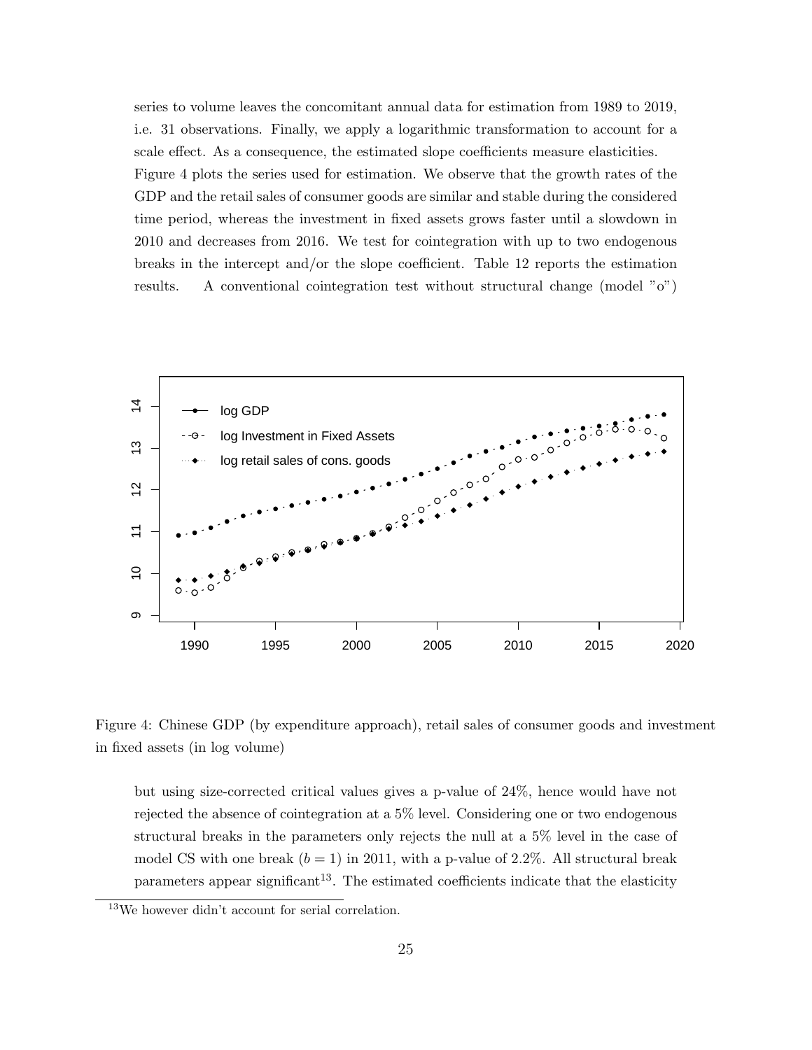series to volume leaves the concomitant annual data for estimation from 1989 to 2019, i.e. 31 observations. Finally, we apply a logarithmic transformation to account for a scale effect. As a consequence, the estimated slope coefficients measure elasticities. Figure 4 plots the series used for estimation. We observe that the growth rates of the GDP and the retail sales of consumer goods are similar and stable during the considered time period, whereas the investment in fixed assets grows faster until a slowdown in 2010 and decreases from 2016. We test for cointegration with up to two endogenous breaks in the intercept and/or the slope coefficient. Table 12 reports the estimation results. A conventional cointegration test without structural change (model "o")

log GDP
log Investment in Fixed Assets
log retail sales of cons. goods

9
10
11
12
13
14

1990
1995
2000
2005
2010
2015
2020

Figure 4: Chinese GDP (by expenditure approach), retail sales of consumer goods and investment in fixed assets (in log volume)

but using size-corrected critical values gives a p-value of 24%, hence would have not rejected the absence of cointegration at a 5% level. Considering one or two endogenous structural breaks in the parameters only rejects the null at a 5% level in the case of model CS with one break ($b = 1$) in 2011, with a p-value of 2.2%. All structural break parameters appear significant[13]. The estimated coefficients indicate that the elasticity

[13] We however didn't account for serial correlation.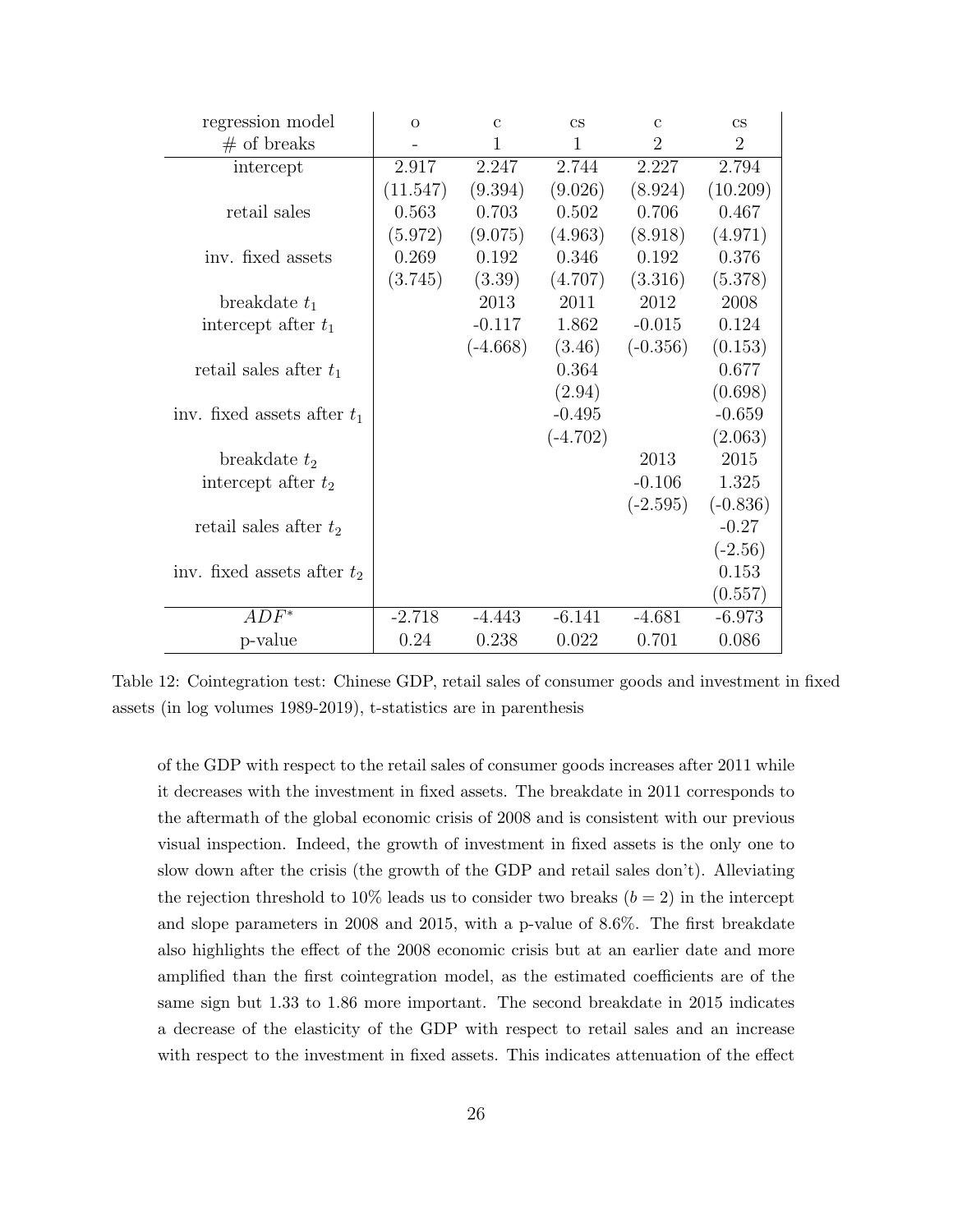| regression model | o | c | cs | c | cs |
|---|---|---|---|---|---|
| # of breaks | - | 1 | 1 | 2 | 2 |
| intercept | 2.917 | 2.247 | 2.744 | 2.227 | 2.794 |
| | (11.547) | (9.394) | (9.026) | (8.924) | (10.209) |
| retail sales | 0.563 | 0.703 | 0.502 | 0.706 | 0.467 |
| | (5.972) | (9.075) | (4.963) | (8.918) | (4.971) |
| inv. fixed assets | 0.269 | 0.192 | 0.346 | 0.192 | 0.376 |
| | (3.745) | (3.39) | (4.707) | (3.316) | (5.378) |
| breakdate $t_1$ | | 2013 | 2011 | 2012 | 2008 |
| intercept after $t_1$ | | -0.117 | 1.862 | -0.015 | 0.124 |
| | | (-4.668) | (3.46) | (-0.356) | (0.153) |
| retail sales after $t_1$ | | | 0.364 | | 0.677 |
| | | | (2.94) | | (0.698) |
| inv. fixed assets after $t_1$ | | | -0.495 | | -0.659 |
| | | | (-4.702) | | (2.063) |
| breakdate $t_2$ | | | | 2013 | 2015 |
| intercept after $t_2$ | | | | -0.106 | 1.325 |
| | | | | (-2.595) | (-0.836) |
| retail sales after $t_2$ | | | | | -0.27 |
| | | | | | (-2.56) |
| inv. fixed assets after $t_2$ | | | | | 0.153 |
| | | | | | (0.557) |
| $ADF^*$ | -2.718 | -4.443 | -6.141 | -4.681 | -6.973 |
| p-value | 0.24 | 0.238 | 0.022 | 0.701 | 0.086 |

Table 12: Cointegration test: Chinese GDP, retail sales of consumer goods and investment in fixed assets (in log volumes 1989-2019), t-statistics are in parenthesis

of the GDP with respect to the retail sales of consumer goods increases after 2011 while it decreases with the investment in fixed assets. The breakdate in 2011 corresponds to the aftermath of the global economic crisis of 2008 and is consistent with our previous visual inspection. Indeed, the growth of investment in fixed assets is the only one to slow down after the crisis (the growth of the GDP and retail sales don't). Alleviating the rejection threshold to 10% leads us to consider two breaks ($b = 2$) in the intercept and slope parameters in 2008 and 2015, with a p-value of 8.6%. The first breakdate also highlights the effect of the 2008 economic crisis but at an earlier date and more amplified than the first cointegration model, as the estimated coefficients are of the same sign but 1.33 to 1.86 more important. The second breakdate in 2015 indicates a decrease of the elasticity of the GDP with respect to retail sales and an increase with respect to the investment in fixed assets. This indicates attenuation of the effect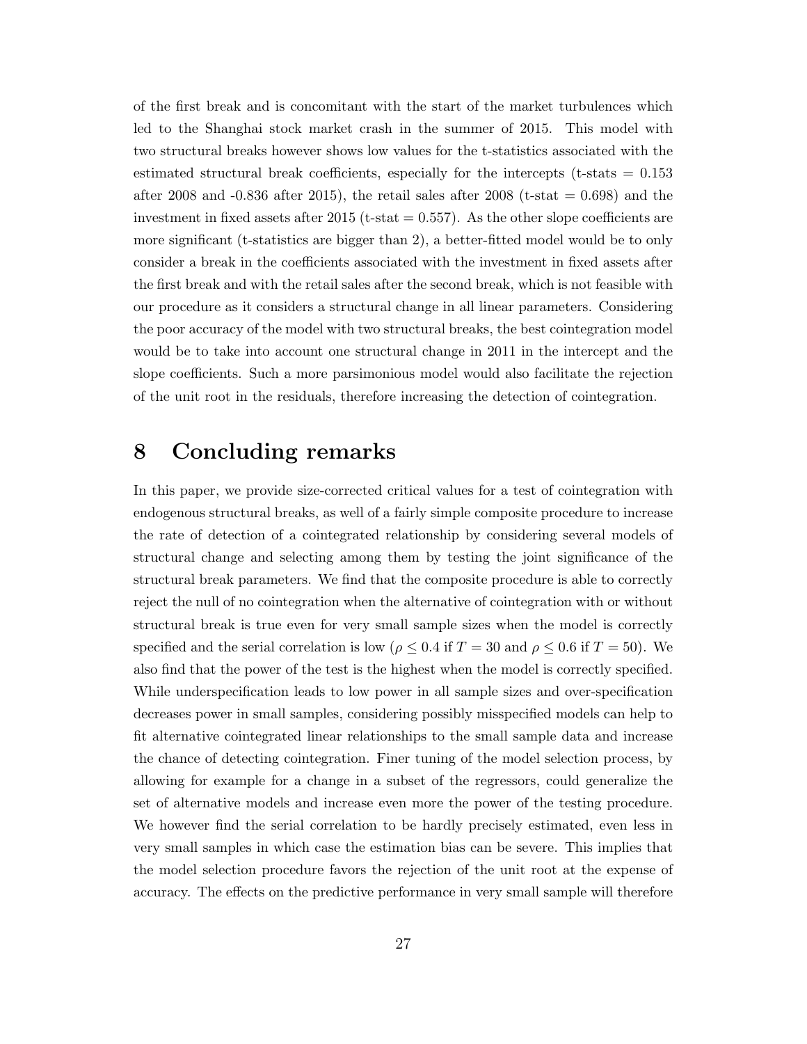of the first break and is concomitant with the start of the market turbulences which led to the Shanghai stock market crash in the summer of 2015. This model with two structural breaks however shows low values for the t-statistics associated with the estimated structural break coefficients, especially for the intercepts (t-stats = 0.153 after 2008 and -0.836 after 2015), the retail sales after 2008 (t-stat = 0.698) and the investment in fixed assets after 2015 (t-stat = 0.557). As the other slope coefficients are more significant (t-statistics are bigger than 2), a better-fitted model would be to only consider a break in the coefficients associated with the investment in fixed assets after the first break and with the retail sales after the second break, which is not feasible with our procedure as it considers a structural change in all linear parameters. Considering the poor accuracy of the model with two structural breaks, the best cointegration model would be to take into account one structural change in 2011 in the intercept and the slope coefficients. Such a more parsimonious model would also facilitate the rejection of the unit root in the residuals, therefore increasing the detection of cointegration.

# 8 Concluding remarks

In this paper, we provide size-corrected critical values for a test of cointegration with endogenous structural breaks, as well of a fairly simple composite procedure to increase the rate of detection of a cointegrated relationship by considering several models of structural change and selecting among them by testing the joint significance of the structural break parameters. We find that the composite procedure is able to correctly reject the null of no cointegration when the alternative of cointegration with or without structural break is true even for very small sample sizes when the model is correctly specified and the serial correlation is low ($\rho \leq 0.4$ if $T = 30$ and $\rho \leq 0.6$ if $T = 50$). We also find that the power of the test is the highest when the model is correctly specified. While underspecification leads to low power in all sample sizes and over-specification decreases power in small samples, considering possibly misspecified models can help to fit alternative cointegrated linear relationships to the small sample data and increase the chance of detecting cointegration. Finer tuning of the model selection process, by allowing for example for a change in a subset of the regressors, could generalize the set of alternative models and increase even more the power of the testing procedure. We however find the serial correlation to be hardly precisely estimated, even less in very small samples in which case the estimation bias can be severe. This implies that the model selection procedure favors the rejection of the unit root at the expense of accuracy. The effects on the predictive performance in very small sample will therefore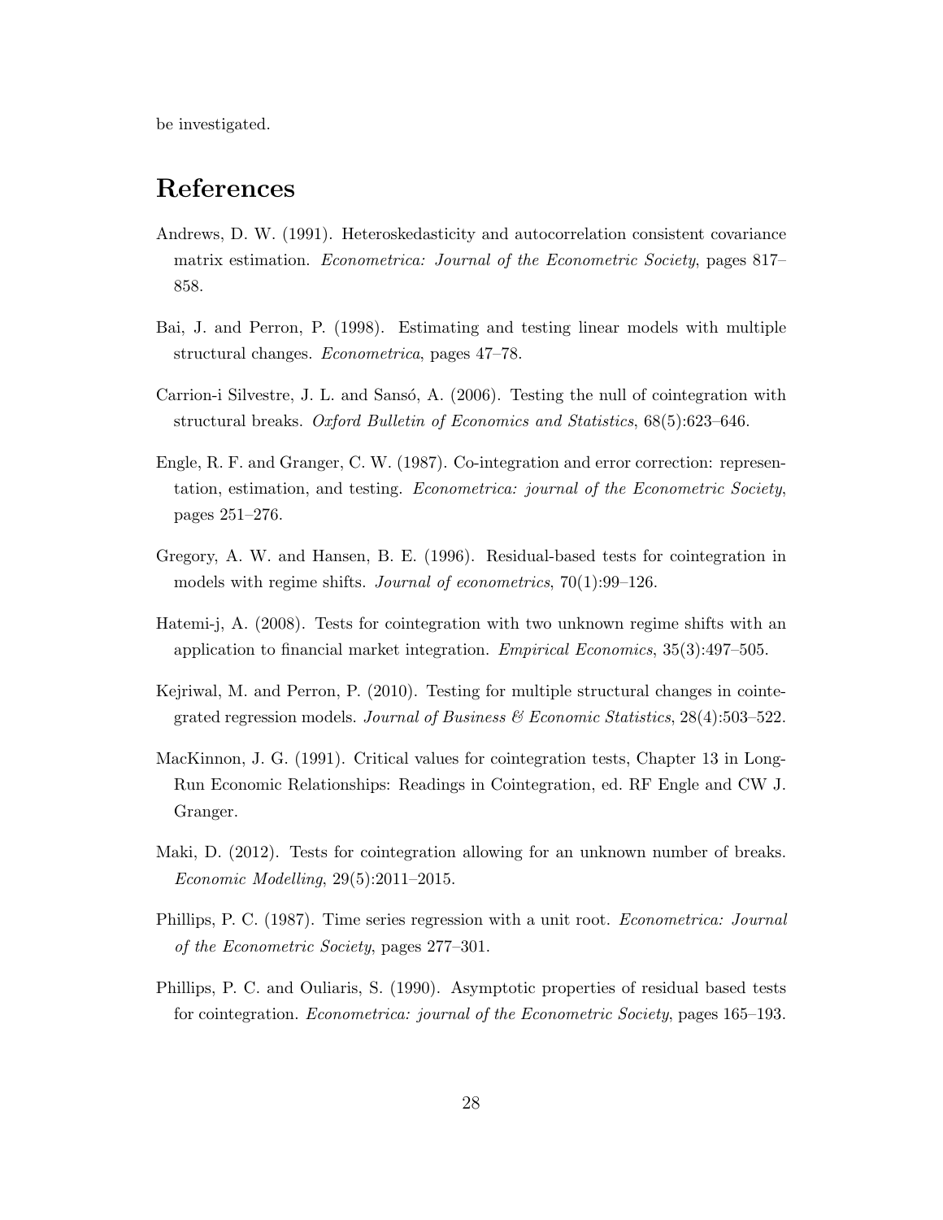be investigated.

# References

Andrews, D. W. (1991). Heteroskedasticity and autocorrelation consistent covariance matrix estimation. *Econometrica: Journal of the Econometric Society*, pages 817–858.

Bai, J. and Perron, P. (1998). Estimating and testing linear models with multiple structural changes. *Econometrica*, pages 47–78.

Carrion-i Silvestre, J. L. and Sansó, A. (2006). Testing the null of cointegration with structural breaks. *Oxford Bulletin of Economics and Statistics*, 68(5):623–646.

Engle, R. F. and Granger, C. W. (1987). Co-integration and error correction: representation, estimation, and testing. *Econometrica: journal of the Econometric Society*, pages 251–276.

Gregory, A. W. and Hansen, B. E. (1996). Residual-based tests for cointegration in models with regime shifts. *Journal of econometrics*, 70(1):99–126.

Hatemi-j, A. (2008). Tests for cointegration with two unknown regime shifts with an application to financial market integration. *Empirical Economics*, 35(3):497–505.

Kejriwal, M. and Perron, P. (2010). Testing for multiple structural changes in cointegrated regression models. *Journal of Business & Economic Statistics*, 28(4):503–522.

MacKinnon, J. G. (1991). Critical values for cointegration tests, Chapter 13 in Long-Run Economic Relationships: Readings in Cointegration, ed. RF Engle and CW J. Granger.

Maki, D. (2012). Tests for cointegration allowing for an unknown number of breaks. *Economic Modelling*, 29(5):2011–2015.

Phillips, P. C. (1987). Time series regression with a unit root. *Econometrica: Journal of the Econometric Society*, pages 277–301.

Phillips, P. C. and Ouliaris, S. (1990). Asymptotic properties of residual based tests for cointegration. *Econometrica: journal of the Econometric Society*, pages 165–193.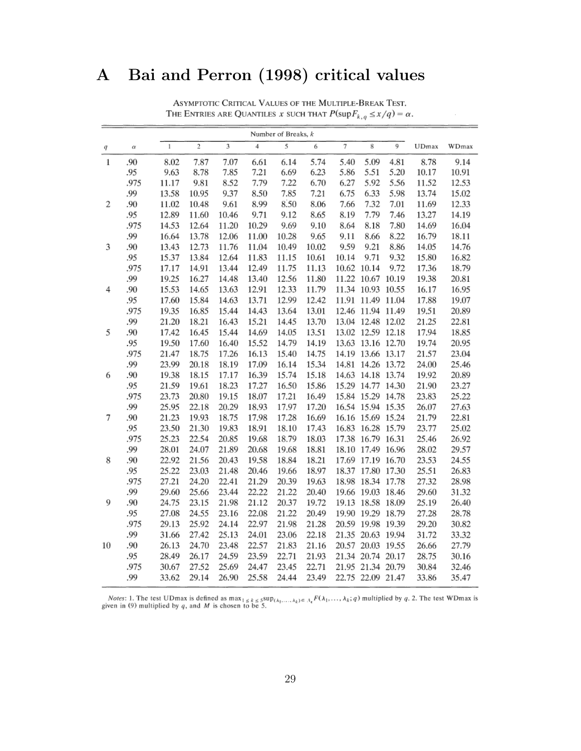# A Bai and Perron (1998) critical values

ASYMPTOTIC CRITICAL VALUES OF THE MULTIPLE-BREAK TEST.
THE ENTRIES ARE QUANTILES $x$ SUCH THAT $P(\sup F_{k,q} \leq x/q) = \alpha$.

| | | Number of Breaks, $k$ | | | | | | | | | | |
|---|---|---|---|---|---|---|---|---|---|---|---|---|
| $q$ | $\alpha$ | 1 | 2 | 3 | 4 | 5 | 6 | 7 | 8 | 9 | UDmax | WDmax |
| 1 | .90 | 8.02 | 7.87 | 7.07 | 6.61 | 6.14 | 5.74 | 5.40 | 5.09 | 4.81 | 8.78 | 9.14 |
| | .95 | 9.63 | 8.78 | 7.85 | 7.21 | 6.69 | 6.23 | 5.86 | 5.51 | 5.20 | 10.17 | 10.91 |
| | .975 | 11.17 | 9.81 | 8.52 | 7.79 | 7.22 | 6.70 | 6.27 | 5.92 | 5.56 | 11.52 | 12.53 |
| | .99 | 13.58 | 10.95 | 9.37 | 8.50 | 7.85 | 7.21 | 6.75 | 6.33 | 5.98 | 13.74 | 15.02 |
| 2 | .90 | 11.02 | 10.48 | 9.61 | 8.99 | 8.50 | 8.06 | 7.66 | 7.32 | 7.01 | 11.69 | 12.33 |
| | .95 | 12.89 | 11.60 | 10.46 | 9.71 | 9.12 | 8.65 | 8.19 | 7.79 | 7.46 | 13.27 | 14.19 |
| | .975 | 14.53 | 12.64 | 11.20 | 10.29 | 9.69 | 9.10 | 8.64 | 8.18 | 7.80 | 14.69 | 16.04 |
| | .99 | 16.64 | 13.78 | 12.06 | 11.00 | 10.28 | 9.65 | 9.11 | 8.66 | 8.22 | 16.79 | 18.11 |
| 3 | .90 | 13.43 | 12.73 | 11.76 | 11.04 | 10.49 | 10.02 | 9.59 | 9.21 | 8.86 | 14.05 | 14.76 |
| | .95 | 15.37 | 13.84 | 12.64 | 11.83 | 11.15 | 10.61 | 10.14 | 9.71 | 9.32 | 15.80 | 16.82 |
| | .975 | 17.17 | 14.91 | 13.44 | 12.49 | 11.75 | 11.13 | 10.62 | 10.14 | 9.72 | 17.36 | 18.79 |
| | .99 | 19.25 | 16.27 | 14.48 | 13.40 | 12.56 | 11.80 | 11.22 | 10.67 | 10.19 | 19.38 | 20.81 |
| 4 | .90 | 15.53 | 14.65 | 13.63 | 12.91 | 12.33 | 11.79 | 11.34 | 10.93 | 10.55 | 16.17 | 16.95 |
| | .95 | 17.60 | 15.84 | 14.63 | 13.71 | 12.99 | 12.42 | 11.91 | 11.49 | 11.04 | 17.88 | 19.07 |
| | .975 | 19.35 | 16.85 | 15.44 | 14.43 | 13.64 | 13.01 | 12.46 | 11.94 | 11.49 | 19.51 | 20.89 |
| | .99 | 21.20 | 18.21 | 16.43 | 15.21 | 14.45 | 13.70 | 13.04 | 12.48 | 12.02 | 21.25 | 22.81 |
| 5 | .90 | 17.42 | 16.45 | 15.44 | 14.69 | 14.05 | 13.51 | 13.02 | 12.59 | 12.18 | 17.94 | 18.85 |
| | .95 | 19.50 | 17.60 | 16.40 | 15.52 | 14.79 | 14.19 | 13.63 | 13.16 | 12.70 | 19.74 | 20.95 |
| | .975 | 21.47 | 18.75 | 17.26 | 16.13 | 15.40 | 14.75 | 14.19 | 13.66 | 13.17 | 21.57 | 23.04 |
| | .99 | 23.99 | 20.18 | 18.19 | 17.09 | 16.14 | 15.34 | 14.81 | 14.26 | 13.72 | 24.00 | 25.46 |
| 6 | .90 | 19.38 | 18.15 | 17.17 | 16.39 | 15.74 | 15.18 | 14.63 | 14.18 | 13.74 | 19.92 | 20.89 |
| | .95 | 21.59 | 19.61 | 18.23 | 17.27 | 16.50 | 15.86 | 15.29 | 14.77 | 14.30 | 21.90 | 23.27 |
| | .975 | 23.73 | 20.80 | 19.15 | 18.07 | 17.21 | 16.49 | 15.84 | 15.29 | 14.78 | 23.83 | 25.22 |
| | .99 | 25.95 | 22.18 | 20.29 | 18.93 | 17.97 | 17.20 | 16.54 | 15.94 | 15.35 | 26.07 | 27.63 |
| 7 | .90 | 21.23 | 19.93 | 18.75 | 17.98 | 17.28 | 16.69 | 16.16 | 15.69 | 15.24 | 21.79 | 22.81 |
| | .95 | 23.50 | 21.30 | 19.83 | 18.91 | 18.10 | 17.43 | 16.83 | 16.28 | 15.79 | 23.77 | 25.02 |
| | .975 | 25.23 | 22.54 | 20.85 | 19.68 | 18.79 | 18.03 | 17.38 | 16.79 | 16.31 | 25.46 | 26.92 |
| | .99 | 28.01 | 24.07 | 21.89 | 20.68 | 19.68 | 18.81 | 18.10 | 17.49 | 16.96 | 28.02 | 29.57 |
| 8 | .90 | 22.92 | 21.56 | 20.43 | 19.58 | 18.84 | 18.21 | 17.69 | 17.19 | 16.70 | 23.53 | 24.55 |
| | .95 | 25.22 | 23.03 | 21.48 | 20.46 | 19.66 | 18.97 | 18.37 | 17.80 | 17.30 | 25.51 | 26.83 |
| | .975 | 27.21 | 24.20 | 22.41 | 21.29 | 20.39 | 19.63 | 18.98 | 18.34 | 17.78 | 27.32 | 28.98 |
| | .99 | 29.60 | 25.66 | 23.44 | 22.22 | 21.22 | 20.40 | 19.66 | 19.03 | 18.46 | 29.60 | 31.32 |
| 9 | .90 | 24.75 | 23.15 | 21.98 | 21.12 | 20.37 | 19.72 | 19.13 | 18.58 | 18.09 | 25.19 | 26.40 |
| | .95 | 27.08 | 24.55 | 23.16 | 22.08 | 21.22 | 20.49 | 19.90 | 19.29 | 18.79 | 27.28 | 28.78 |
| | .975 | 29.13 | 25.92 | 24.14 | 22.97 | 21.98 | 21.28 | 20.59 | 19.98 | 19.39 | 29.20 | 30.82 |
| | .99 | 31.66 | 27.42 | 25.13 | 24.01 | 23.06 | 22.18 | 21.35 | 20.63 | 19.94 | 31.72 | 33.32 |
| 10 | .90 | 26.13 | 24.70 | 23.48 | 22.57 | 21.83 | 21.16 | 20.57 | 20.03 | 19.55 | 26.66 | 27.79 |
| | .95 | 28.49 | 26.17 | 24.59 | 23.59 | 22.71 | 21.93 | 21.34 | 20.74 | 20.17 | 28.75 | 30.16 |
| | .975 | 30.67 | 27.52 | 25.69 | 24.47 | 23.45 | 22.71 | 21.95 | 21.34 | 20.79 | 30.84 | 32.46 |
| | .99 | 33.62 | 29.14 | 26.90 | 25.58 | 24.44 | 23.49 | 22.75 | 22.09 | 21.47 | 33.86 | 35.47 |

*Notes*: 1. The test UDmax is defined as $\max_{1 \leq k \leq 5} \sup_{(\lambda_1, \ldots, \lambda_k) \in \Lambda_\epsilon} F(\lambda_1, \ldots, \lambda_k; q)$ multiplied by $q$. 2. The test WDmax is given in (9) multiplied by $q$, and $M$ is chosen to be 5.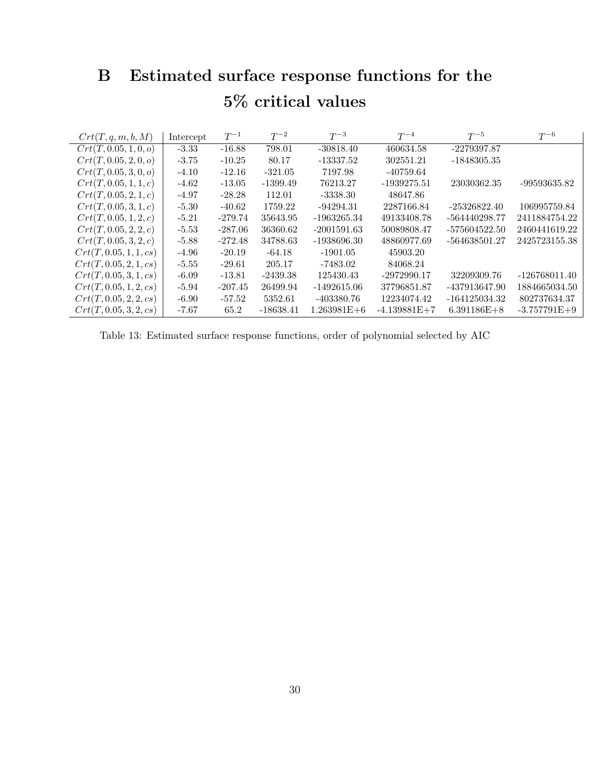# B Estimated surface response functions for the 5% critical values

| $Crt(T,q,m,b,M)$ | Intercept | $T^{-1}$ | $T^{-2}$ | $T^{-3}$ | $T^{-4}$ | $T^{-5}$ | $T^{-6}$ |
|---|---|---|---|---|---|---|---|
| $Crt(T,0.05,1,0,o)$ | -3.33 | -16.88 | 798.01 | -30818.40 | 460634.58 | -2279397.87 | |
| $Crt(T,0.05,2,0,o)$ | -3.75 | -10.25 | 80.17 | -13337.52 | 302551.21 | -1848305.35 | |
| $Crt(T,0.05,3,0,o)$ | -4.10 | -12.16 | -321.05 | 7197.98 | -40759.64 | | |
| $Crt(T,0.05,1,1,c)$ | -4.62 | -13.05 | -1399.49 | 76213.27 | -1939275.51 | 23030362.35 | -99593635.82 |
| $Crt(T,0.05,2,1,c)$ | -4.97 | -28.28 | 112.01 | -3338.30 | 48647.86 | | |
| $Crt(T,0.05,3,1,c)$ | -5.30 | -40.62 | 1759.22 | -94294.31 | 2287166.84 | -25326822.40 | 106995759.84 |
| $Crt(T,0.05,1,2,c)$ | -5.21 | -279.74 | 35643.95 | -1963265.34 | 49133408.78 | -564440298.77 | 2411884754.22 |
| $Crt(T,0.05,2,2,c)$ | -5.53 | -287.06 | 36360.62 | -2001591.63 | 50089808.47 | -575604522.50 | 2460441619.22 |
| $Crt(T,0.05,3,2,c)$ | -5.88 | -272.48 | 34788.63 | -1938696.30 | 48860977.69 | -564638501.27 | 2425723155.38 |
| $Crt(T,0.05,1,1,cs)$ | -4.96 | -20.19 | -64.18 | -1901.05 | 45903.20 | | |
| $Crt(T,0.05,2,1,cs)$ | -5.55 | -29.61 | 205.17 | -7483.02 | 84068.24 | | |
| $Crt(T,0.05,3,1,cs)$ | -6.09 | -13.81 | -2439.38 | 125430.43 | -2972990.17 | 32209309.76 | -126768011.40 |
| $Crt(T,0.05,1,2,cs)$ | -5.94 | -207.45 | 26499.94 | -1492615.06 | 37796851.87 | -437913647.90 | 1884665034.50 |
| $Crt(T,0.05,2,2,cs)$ | -6.90 | -57.52 | 5352.61 | -403380.76 | 12234074.42 | -164125034.32 | 802737634.37 |
| $Crt(T,0.05,3,2,cs)$ | -7.67 | 65.2 | -18638.41 | 1.263981E+6 | -4.139881E+7 | 6.391186E+8 | -3.757791E+9 |

Table 13: Estimated surface response functions, order of polynomial selected by AIC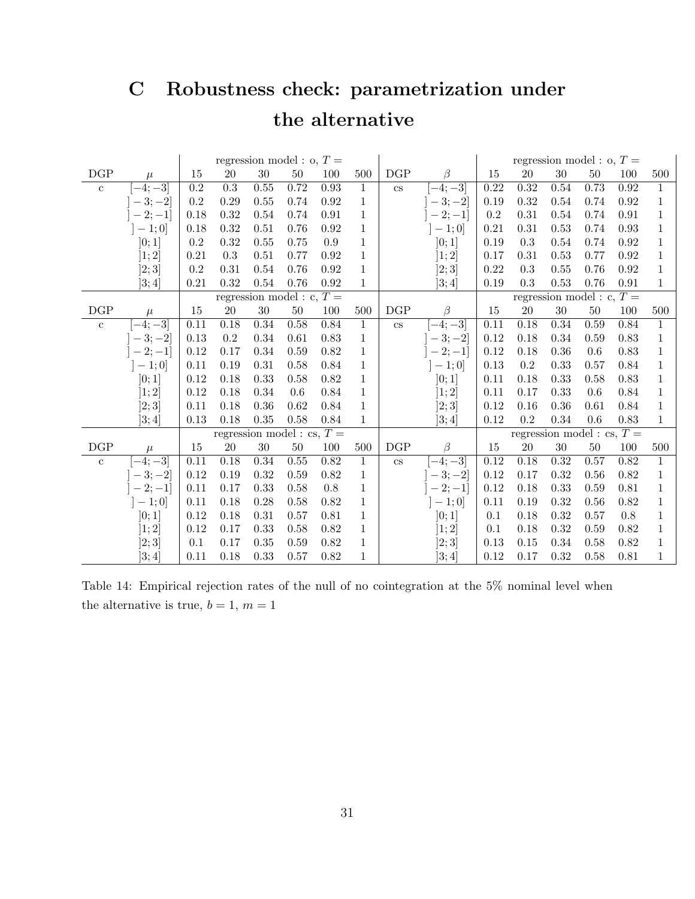# C Robustness check: parametrization under the alternative

| | | regression model : o, $T =$ | | | | | | | | regression model : o, $T =$ | | | | | |
|---|---|---|---|---|---|---|---|---|---|---|---|---|---|---|---|
| DGP | $\mu$ | 15 | 20 | 30 | 50 | 100 | 500 | DGP | $\beta$ | 15 | 20 | 30 | 50 | 100 | 500 |
| c | $[-4;-3]$ | 0.2 | 0.3 | 0.55 | 0.72 | 0.93 | 1 | cs | $[-4;-3]$ | 0.22 | 0.32 | 0.54 | 0.73 | 0.92 | 1 |
| | $]-3;-2]$ | 0.2 | 0.29 | 0.55 | 0.74 | 0.92 | 1 | | $]-3;-2]$ | 0.19 | 0.32 | 0.54 | 0.74 | 0.92 | 1 |
| | $]-2;-1]$ | 0.18 | 0.32 | 0.54 | 0.74 | 0.91 | 1 | | $]-2;-1]$ | 0.2 | 0.31 | 0.54 | 0.74 | 0.91 | 1 |
| | $]-1;0]$ | 0.18 | 0.32 | 0.51 | 0.76 | 0.92 | 1 | | $]-1;0]$ | 0.21 | 0.31 | 0.53 | 0.74 | 0.93 | 1 |
| | $]0;1]$ | 0.2 | 0.32 | 0.55 | 0.75 | 0.9 | 1 | | $]0;1]$ | 0.19 | 0.3 | 0.54 | 0.74 | 0.92 | 1 |
| | $]1;2]$ | 0.21 | 0.3 | 0.51 | 0.77 | 0.92 | 1 | | $]1;2]$ | 0.17 | 0.31 | 0.53 | 0.77 | 0.92 | 1 |
| | $]2;3]$ | 0.2 | 0.31 | 0.54 | 0.76 | 0.92 | 1 | | $]2;3]$ | 0.22 | 0.3 | 0.55 | 0.76 | 0.92 | 1 |
| | $]3;4]$ | 0.21 | 0.32 | 0.54 | 0.76 | 0.92 | 1 | | $]3;4]$ | 0.19 | 0.3 | 0.53 | 0.76 | 0.91 | 1 |
| | | regression model : c, $T =$ | | | | | | | | regression model : c, $T =$ | | | | | |
| DGP | $\mu$ | 15 | 20 | 30 | 50 | 100 | 500 | DGP | $\beta$ | 15 | 20 | 30 | 50 | 100 | 500 |
| c | $[-4;-3]$ | 0.11 | 0.18 | 0.34 | 0.58 | 0.84 | 1 | cs | $[-4;-3]$ | 0.11 | 0.18 | 0.34 | 0.59 | 0.84 | 1 |
| | $]-3;-2]$ | 0.13 | 0.2 | 0.34 | 0.61 | 0.83 | 1 | | $]-3;-2]$ | 0.12 | 0.18 | 0.34 | 0.59 | 0.83 | 1 |
| | $]-2;-1]$ | 0.12 | 0.17 | 0.34 | 0.59 | 0.82 | 1 | | $]-2;-1]$ | 0.12 | 0.18 | 0.36 | 0.6 | 0.83 | 1 |
| | $]-1;0]$ | 0.11 | 0.19 | 0.31 | 0.58 | 0.84 | 1 | | $]-1;0]$ | 0.13 | 0.2 | 0.33 | 0.57 | 0.84 | 1 |
| | $]0;1]$ | 0.12 | 0.18 | 0.33 | 0.58 | 0.82 | 1 | | $]0;1]$ | 0.11 | 0.18 | 0.33 | 0.58 | 0.83 | 1 |
| | $]1;2]$ | 0.12 | 0.18 | 0.34 | 0.6 | 0.84 | 1 | | $]1;2]$ | 0.11 | 0.17 | 0.33 | 0.6 | 0.84 | 1 |
| | $]2;3]$ | 0.11 | 0.18 | 0.36 | 0.62 | 0.84 | 1 | | $]2;3]$ | 0.12 | 0.16 | 0.36 | 0.61 | 0.84 | 1 |
| | $]3;4]$ | 0.13 | 0.18 | 0.35 | 0.58 | 0.84 | 1 | | $]3;4]$ | 0.12 | 0.2 | 0.34 | 0.6 | 0.83 | 1 |
| | | regression model : cs, $T =$ | | | | | | | | regression model : cs, $T =$ | | | | | |
| DGP | $\mu$ | 15 | 20 | 30 | 50 | 100 | 500 | DGP | $\beta$ | 15 | 20 | 30 | 50 | 100 | 500 |
| c | $[-4;-3]$ | 0.11 | 0.18 | 0.34 | 0.55 | 0.82 | 1 | cs | $[-4;-3]$ | 0.12 | 0.18 | 0.32 | 0.57 | 0.82 | 1 |
| | $]-3;-2]$ | 0.12 | 0.19 | 0.32 | 0.59 | 0.82 | 1 | | $]-3;-2]$ | 0.12 | 0.17 | 0.32 | 0.56 | 0.82 | 1 |
| | $]-2;-1]$ | 0.11 | 0.17 | 0.33 | 0.58 | 0.8 | 1 | | $]-2;-1]$ | 0.12 | 0.18 | 0.33 | 0.59 | 0.81 | 1 |
| | $]-1;0]$ | 0.11 | 0.18 | 0.28 | 0.58 | 0.82 | 1 | | $]-1;0]$ | 0.11 | 0.19 | 0.32 | 0.56 | 0.82 | 1 |
| | $]0;1]$ | 0.12 | 0.18 | 0.31 | 0.57 | 0.81 | 1 | | $]0;1]$ | 0.1 | 0.18 | 0.32 | 0.57 | 0.8 | 1 |
| | $]1;2]$ | 0.12 | 0.17 | 0.33 | 0.58 | 0.82 | 1 | | $]1;2]$ | 0.1 | 0.18 | 0.32 | 0.59 | 0.82 | 1 |
| | $]2;3]$ | 0.1 | 0.17 | 0.35 | 0.59 | 0.82 | 1 | | $]2;3]$ | 0.13 | 0.15 | 0.34 | 0.58 | 0.82 | 1 |
| | $]3;4]$ | 0.11 | 0.18 | 0.33 | 0.57 | 0.82 | 1 | | $]3;4]$ | 0.12 | 0.17 | 0.32 | 0.58 | 0.81 | 1 |

Table 14: Empirical rejection rates of the null of no cointegration at the 5% nominal level when the alternative is true, $b = 1$, $m = 1$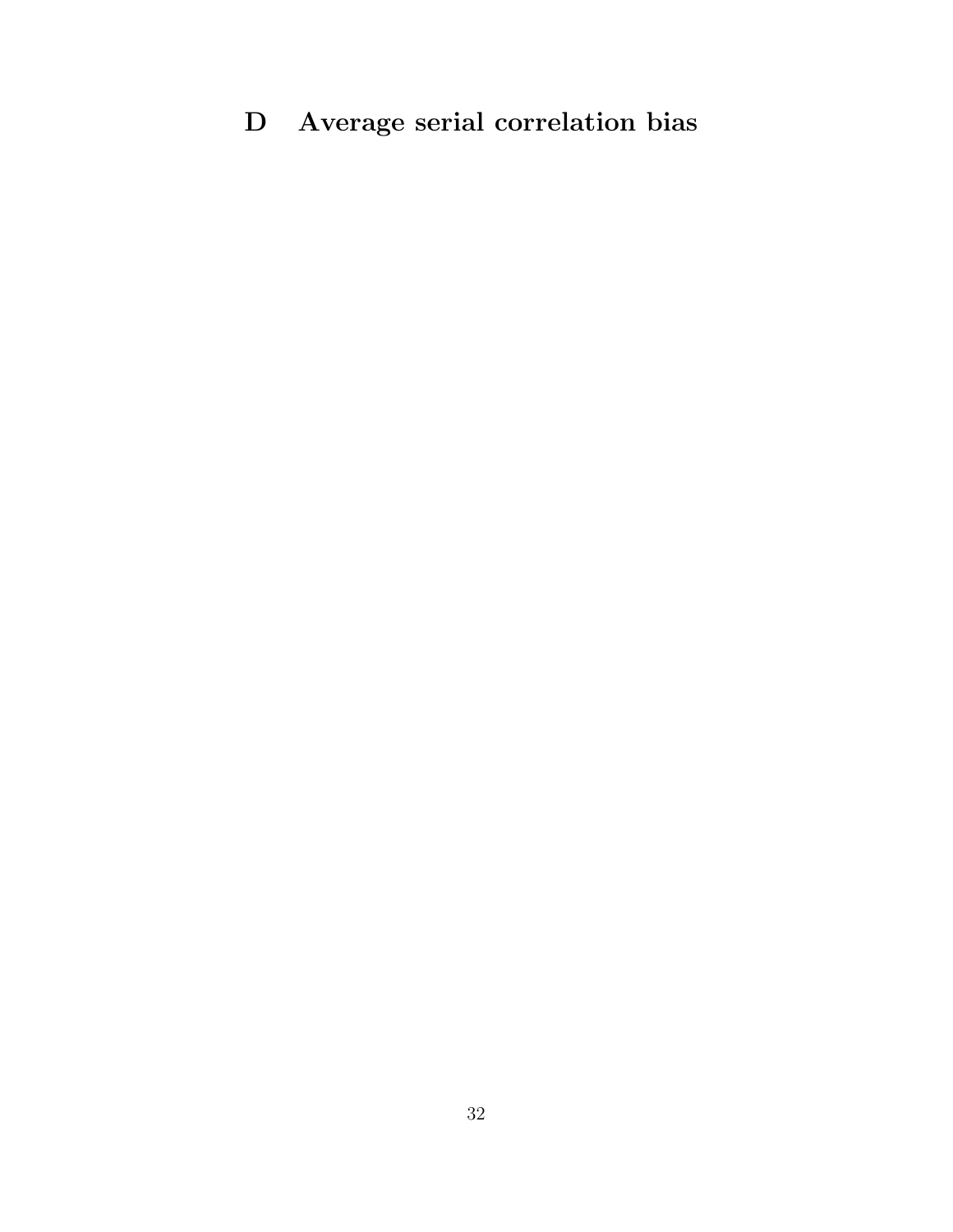# D Average serial correlation bias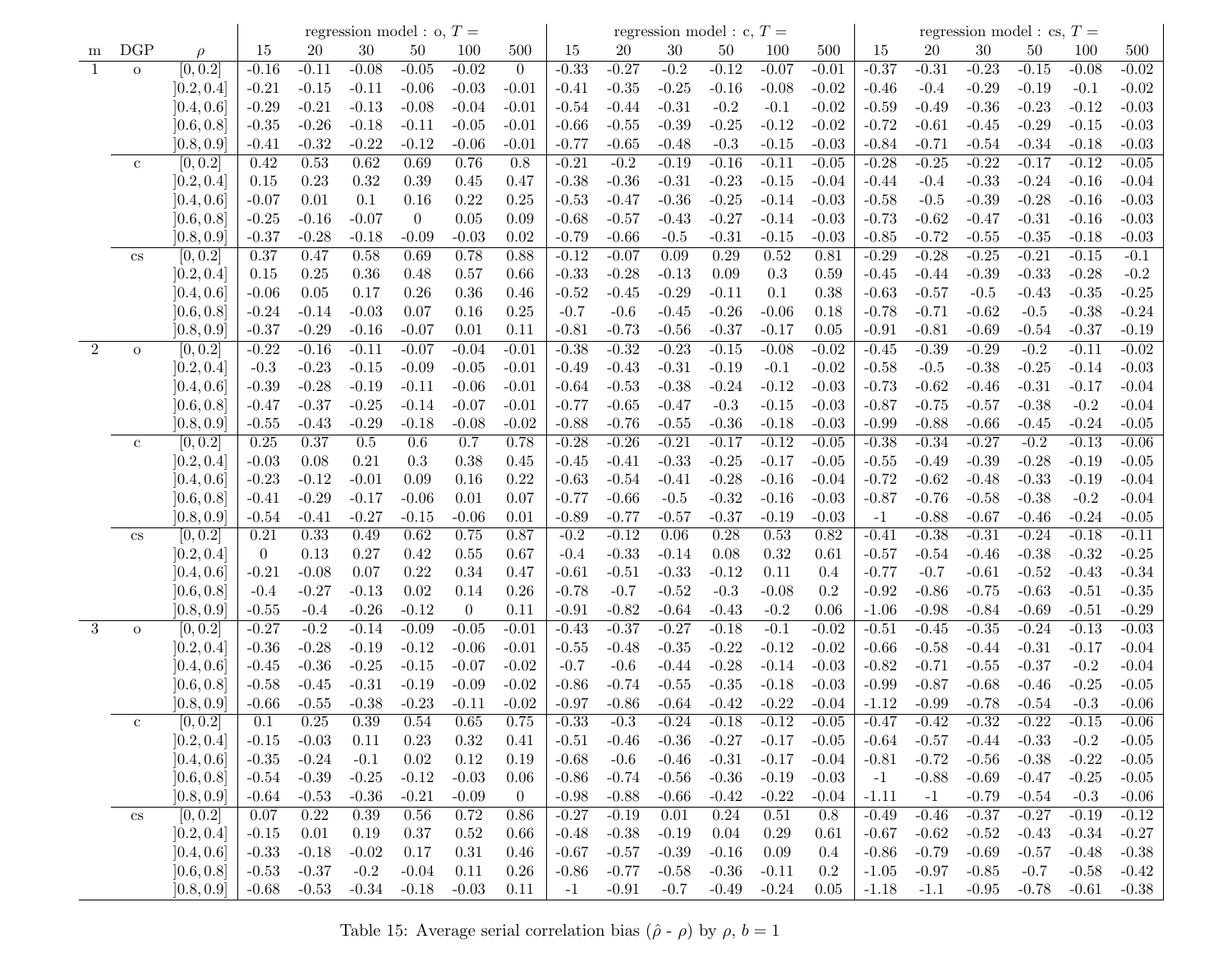| m | DGP | $\rho$ | regression model : o, $T=$ 15 | 20 | 30 | 50 | 100 | 500 | regression model : c, $T=$ 15 | 20 | 30 | 50 | 100 | 500 | regression model : cs, $T=$ 15 | 20 | 30 | 50 | 100 | 500 |
|---|---|---|---|---|---|---|---|---|---|---|---|---|---|---|---|---|---|---|---|---|
| 1 | o | $[0, 0.2]$ | -0.16 | -0.11 | -0.08 | -0.05 | -0.02 | 0 | -0.33 | -0.27 | -0.2 | -0.12 | -0.07 | -0.01 | -0.37 | -0.31 | -0.23 | -0.15 | -0.08 | -0.02 |
| | | $]0.2, 0.4]$ | -0.21 | -0.15 | -0.11 | -0.06 | -0.03 | -0.01 | -0.41 | -0.35 | -0.25 | -0.16 | -0.08 | -0.02 | -0.46 | -0.4 | -0.29 | -0.19 | -0.1 | -0.02 |
| | | $]0.4, 0.6]$ | -0.29 | -0.21 | -0.13 | -0.08 | -0.04 | -0.01 | -0.54 | -0.44 | -0.31 | -0.2 | -0.1 | -0.02 | -0.59 | -0.49 | -0.36 | -0.23 | -0.12 | -0.03 |
| | | $]0.6, 0.8]$ | -0.35 | -0.26 | -0.18 | -0.11 | -0.05 | -0.01 | -0.66 | -0.55 | -0.39 | -0.25 | -0.12 | -0.02 | -0.72 | -0.61 | -0.45 | -0.29 | -0.15 | -0.03 |
| | | $]0.8, 0.9]$ | -0.41 | -0.32 | -0.22 | -0.12 | -0.06 | -0.01 | -0.77 | -0.65 | -0.48 | -0.3 | -0.15 | -0.03 | -0.84 | -0.71 | -0.54 | -0.34 | -0.18 | -0.03 |
| | c | $[0, 0.2]$ | 0.42 | 0.53 | 0.62 | 0.69 | 0.76 | 0.8 | -0.21 | -0.2 | -0.19 | -0.16 | -0.11 | -0.05 | -0.28 | -0.25 | -0.22 | -0.17 | -0.12 | -0.05 |
| | | $]0.2, 0.4]$ | 0.15 | 0.23 | 0.32 | 0.39 | 0.45 | 0.47 | -0.38 | -0.36 | -0.31 | -0.23 | -0.15 | -0.04 | -0.44 | -0.4 | -0.33 | -0.24 | -0.16 | -0.04 |
| | | $]0.4, 0.6]$ | -0.07 | 0.01 | 0.1 | 0.16 | 0.22 | 0.25 | -0.53 | -0.47 | -0.36 | -0.25 | -0.14 | -0.03 | -0.58 | -0.5 | -0.39 | -0.28 | -0.16 | -0.03 |
| | | $]0.6, 0.8]$ | -0.25 | -0.16 | -0.07 | 0 | 0.05 | 0.09 | -0.68 | -0.57 | -0.43 | -0.27 | -0.14 | -0.03 | -0.73 | -0.62 | -0.47 | -0.31 | -0.16 | -0.03 |
| | | $]0.8, 0.9]$ | -0.37 | -0.28 | -0.18 | -0.09 | -0.03 | 0.02 | -0.79 | -0.66 | -0.5 | -0.31 | -0.15 | -0.03 | -0.85 | -0.72 | -0.55 | -0.35 | -0.18 | -0.03 |
| | cs | $[0, 0.2]$ | 0.37 | 0.47 | 0.58 | 0.69 | 0.78 | 0.88 | -0.12 | -0.07 | 0.09 | 0.29 | 0.52 | 0.81 | -0.29 | -0.28 | -0.25 | -0.21 | -0.15 | -0.1 |
| | | $]0.2, 0.4]$ | 0.15 | 0.25 | 0.36 | 0.48 | 0.57 | 0.66 | -0.33 | -0.28 | -0.13 | 0.09 | 0.3 | 0.59 | -0.45 | -0.44 | -0.39 | -0.33 | -0.28 | -0.2 |
| | | $]0.4, 0.6]$ | -0.06 | 0.05 | 0.17 | 0.26 | 0.36 | 0.46 | -0.52 | -0.45 | -0.29 | -0.11 | 0.1 | 0.38 | -0.63 | -0.57 | -0.5 | -0.43 | -0.35 | -0.25 |
| | | $]0.6, 0.8]$ | -0.24 | -0.14 | -0.03 | 0.07 | 0.16 | 0.25 | -0.7 | -0.6 | -0.45 | -0.26 | -0.06 | 0.18 | -0.78 | -0.71 | -0.62 | -0.5 | -0.38 | -0.24 |
| | | $]0.8, 0.9]$ | -0.37 | -0.29 | -0.16 | -0.07 | 0.01 | 0.11 | -0.81 | -0.73 | -0.56 | -0.37 | -0.17 | 0.05 | -0.91 | -0.81 | -0.69 | -0.54 | -0.37 | -0.19 |
| 2 | o | $[0, 0.2]$ | -0.22 | -0.16 | -0.11 | -0.07 | -0.04 | -0.01 | -0.38 | -0.32 | -0.23 | -0.15 | -0.08 | -0.02 | -0.45 | -0.39 | -0.29 | -0.2 | -0.11 | -0.02 |
| | | $]0.2, 0.4]$ | -0.3 | -0.23 | -0.15 | -0.09 | -0.05 | -0.01 | -0.49 | -0.43 | -0.31 | -0.19 | -0.1 | -0.02 | -0.58 | -0.5 | -0.38 | -0.25 | -0.14 | -0.03 |
| | | $]0.4, 0.6]$ | -0.39 | -0.28 | -0.19 | -0.11 | -0.06 | -0.01 | -0.64 | -0.53 | -0.38 | -0.24 | -0.12 | -0.03 | -0.73 | -0.62 | -0.46 | -0.31 | -0.17 | -0.04 |
| | | $]0.6, 0.8]$ | -0.47 | -0.37 | -0.25 | -0.14 | -0.07 | -0.01 | -0.77 | -0.65 | -0.47 | -0.3 | -0.15 | -0.03 | -0.87 | -0.75 | -0.57 | -0.38 | -0.2 | -0.04 |
| | | $]0.8, 0.9]$ | -0.55 | -0.43 | -0.29 | -0.18 | -0.08 | -0.02 | -0.88 | -0.76 | -0.55 | -0.36 | -0.18 | -0.03 | -0.99 | -0.88 | -0.66 | -0.45 | -0.24 | -0.05 |
| | c | $[0, 0.2]$ | 0.25 | 0.37 | 0.5 | 0.6 | 0.7 | 0.78 | -0.28 | -0.26 | -0.21 | -0.17 | -0.12 | -0.05 | -0.38 | -0.34 | -0.27 | -0.2 | -0.13 | -0.06 |
| | | $]0.2, 0.4]$ | -0.03 | 0.08 | 0.21 | 0.3 | 0.38 | 0.45 | -0.45 | -0.41 | -0.33 | -0.25 | -0.17 | -0.05 | -0.55 | -0.49 | -0.39 | -0.28 | -0.19 | -0.05 |
| | | $]0.4, 0.6]$ | -0.23 | -0.12 | -0.01 | 0.09 | 0.16 | 0.22 | -0.63 | -0.54 | -0.41 | -0.28 | -0.16 | -0.04 | -0.72 | -0.62 | -0.48 | -0.33 | -0.19 | -0.04 |
| | | $]0.6, 0.8]$ | -0.41 | -0.29 | -0.17 | -0.06 | 0.01 | 0.07 | -0.77 | -0.66 | -0.5 | -0.32 | -0.16 | -0.03 | -0.87 | -0.76 | -0.58 | -0.38 | -0.2 | -0.04 |
| | | $]0.8, 0.9]$ | -0.54 | -0.41 | -0.27 | -0.15 | -0.06 | 0.01 | -0.89 | -0.77 | -0.57 | -0.37 | -0.19 | -0.03 | -1 | -0.88 | -0.67 | -0.46 | -0.24 | -0.05 |
| | cs | $[0, 0.2]$ | 0.21 | 0.33 | 0.49 | 0.62 | 0.75 | 0.87 | -0.2 | -0.12 | 0.06 | 0.28 | 0.53 | 0.82 | -0.41 | -0.38 | -0.31 | -0.24 | -0.18 | -0.11 |
| | | $]0.2, 0.4]$ | 0 | 0.13 | 0.27 | 0.42 | 0.55 | 0.67 | -0.4 | -0.33 | -0.14 | 0.08 | 0.32 | 0.61 | -0.57 | -0.54 | -0.46 | -0.38 | -0.32 | -0.25 |
| | | $]0.4, 0.6]$ | -0.21 | -0.08 | 0.07 | 0.22 | 0.34 | 0.47 | -0.61 | -0.51 | -0.33 | -0.12 | 0.11 | 0.4 | -0.77 | -0.7 | -0.61 | -0.52 | -0.43 | -0.34 |
| | | $]0.6, 0.8]$ | -0.4 | -0.27 | -0.13 | 0.02 | 0.14 | 0.26 | -0.78 | -0.7 | -0.52 | -0.3 | -0.08 | 0.2 | -0.92 | -0.86 | -0.75 | -0.63 | -0.51 | -0.35 |
| | | $]0.8, 0.9]$ | -0.55 | -0.4 | -0.26 | -0.12 | 0 | 0.11 | -0.91 | -0.82 | -0.64 | -0.43 | -0.2 | 0.06 | -1.06 | -0.98 | -0.84 | -0.69 | -0.51 | -0.29 |
| 3 | o | $[0, 0.2]$ | -0.27 | -0.2 | -0.14 | -0.09 | -0.05 | -0.01 | -0.43 | -0.37 | -0.27 | -0.18 | -0.1 | -0.02 | -0.51 | -0.45 | -0.35 | -0.24 | -0.13 | -0.03 |
| | | $]0.2, 0.4]$ | -0.36 | -0.28 | -0.19 | -0.12 | -0.06 | -0.01 | -0.55 | -0.48 | -0.35 | -0.22 | -0.12 | -0.02 | -0.66 | -0.58 | -0.44 | -0.31 | -0.17 | -0.04 |
| | | $]0.4, 0.6]$ | -0.45 | -0.36 | -0.25 | -0.15 | -0.07 | -0.02 | -0.7 | -0.6 | -0.44 | -0.28 | -0.14 | -0.03 | -0.82 | -0.71 | -0.55 | -0.37 | -0.2 | -0.04 |
| | | $]0.6, 0.8]$ | -0.58 | -0.45 | -0.31 | -0.19 | -0.09 | -0.02 | -0.86 | -0.74 | -0.55 | -0.35 | -0.18 | -0.03 | -0.99 | -0.87 | -0.68 | -0.46 | -0.25 | -0.05 |
| | | $]0.8, 0.9]$ | -0.66 | -0.55 | -0.38 | -0.23 | -0.11 | -0.02 | -0.97 | -0.86 | -0.64 | -0.42 | -0.22 | -0.04 | -1.12 | -0.99 | -0.78 | -0.54 | -0.3 | -0.06 |
| | c | $[0, 0.2]$ | 0.1 | 0.25 | 0.39 | 0.54 | 0.65 | 0.75 | -0.33 | -0.3 | -0.24 | -0.18 | -0.12 | -0.05 | -0.47 | -0.42 | -0.32 | -0.22 | -0.15 | -0.06 |
| | | $]0.2, 0.4]$ | -0.15 | -0.03 | 0.11 | 0.23 | 0.32 | 0.41 | -0.51 | -0.46 | -0.36 | -0.27 | -0.17 | -0.05 | -0.64 | -0.57 | -0.44 | -0.33 | -0.2 | -0.05 |
| | | $]0.4, 0.6]$ | -0.35 | -0.24 | -0.1 | 0.02 | 0.12 | 0.19 | -0.68 | -0.6 | -0.46 | -0.31 | -0.17 | -0.04 | -0.81 | -0.72 | -0.56 | -0.38 | -0.22 | -0.05 |
| | | $]0.6, 0.8]$ | -0.54 | -0.39 | -0.25 | -0.12 | -0.03 | 0.06 | -0.86 | -0.74 | -0.56 | -0.36 | -0.19 | -0.03 | -1 | -0.88 | -0.69 | -0.47 | -0.25 | -0.05 |
| | | $]0.8, 0.9]$ | -0.64 | -0.53 | -0.36 | -0.21 | -0.09 | 0 | -0.98 | -0.88 | -0.66 | -0.42 | -0.22 | -0.04 | -1.11 | -1 | -0.79 | -0.54 | -0.3 | -0.06 |
| | cs | $[0, 0.2]$ | 0.07 | 0.22 | 0.39 | 0.56 | 0.72 | 0.86 | -0.27 | -0.19 | 0.01 | 0.24 | 0.51 | 0.8 | -0.49 | -0.46 | -0.37 | -0.27 | -0.19 | -0.12 |
| | | $]0.2, 0.4]$ | -0.15 | 0.01 | 0.19 | 0.37 | 0.52 | 0.66 | -0.48 | -0.38 | -0.19 | 0.04 | 0.29 | 0.61 | -0.67 | -0.62 | -0.52 | -0.43 | -0.34 | -0.27 |
| | | $]0.4, 0.6]$ | -0.33 | -0.18 | -0.02 | 0.17 | 0.31 | 0.46 | -0.67 | -0.57 | -0.39 | -0.16 | 0.09 | 0.4 | -0.86 | -0.79 | -0.69 | -0.57 | -0.48 | -0.38 |
| | | $]0.6, 0.8]$ | -0.53 | -0.37 | -0.2 | -0.04 | 0.11 | 0.26 | -0.86 | -0.77 | -0.58 | -0.36 | -0.11 | 0.2 | -1.05 | -0.97 | -0.85 | -0.7 | -0.58 | -0.42 |
| | | $]0.8, 0.9]$ | -0.68 | -0.53 | -0.34 | -0.18 | -0.03 | 0.11 | -1 | -0.91 | -0.7 | -0.49 | -0.24 | 0.05 | -1.18 | -1.1 | -0.95 | -0.78 | -0.61 | -0.38 |

Table 15: Average serial correlation bias ($\hat{\rho}$ - $\rho$) by $\rho$, $b = 1$